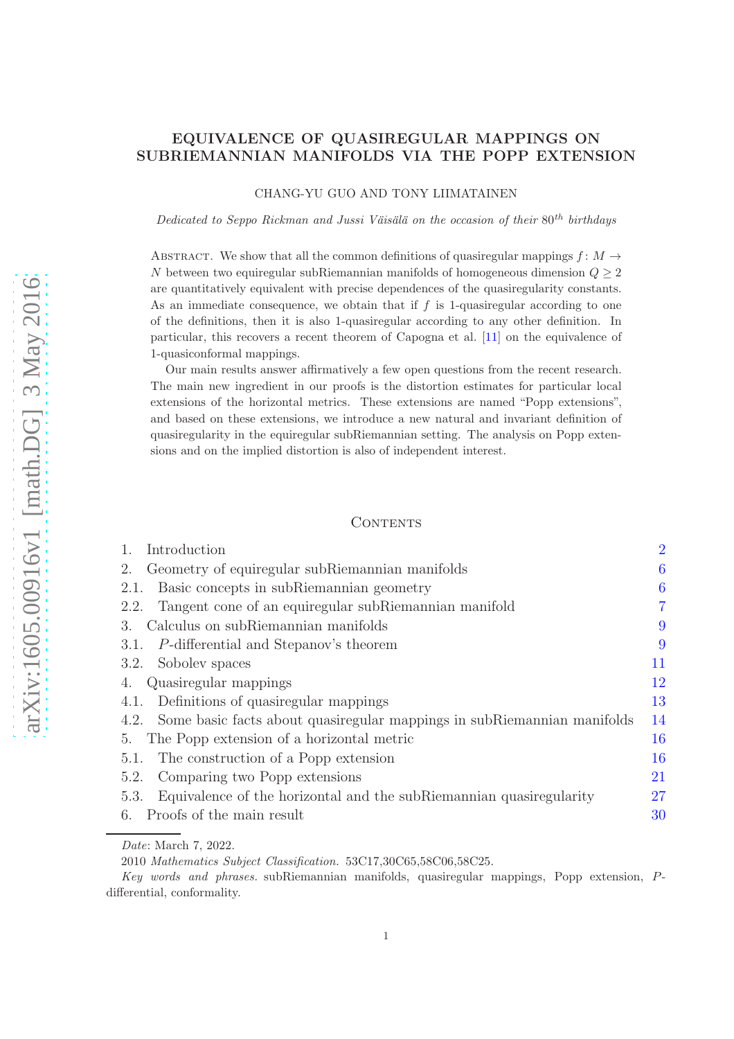# EQUIVALENCE OF QUASIREGULAR MAPPINGS ON SUBRIEMANNIAN MANIFOLDS VIA THE POPP EXTENSION

CHANG-YU GUO AND TONY LIIMATAINEN

*Dedicated to Seppo Rickman and Jussi Väisälä on the occasion of their $80^{th}$ birthdays*

ABSTRACT. We show that all the common definitions of quasiregular mappings $f\colon M \to N$ between two equiregular subRiemannian manifolds of homogeneous dimension $Q \geq 2$ are quantitatively equivalent with precise dependences of the quasiregularity constants. As an immediate consequence, we obtain that if $f$ is 1-quasiregular according to one of the definitions, then it is also 1-quasiregular according to any other definition. In particular, this recovers a recent theorem of Capogna et al. [11] on the equivalence of 1-quasiconformal mappings.

Our main results answer affirmatively a few open questions from the recent research. The main new ingredient in our proofs is the distortion estimates for particular local extensions of the horizontal metrics. These extensions are named "Popp extensions", and based on these extensions, we introduce a new natural and invariant definition of quasiregularity in the equiregular subRiemannian setting. The analysis on Popp extensions and on the implied distortion is also of independent interest.

## CONTENTS

| | |
|---|---|
| 1. Introduction | 2 |
| 2. Geometry of equiregular subRiemannian manifolds | 6 |
| 2.1. Basic concepts in subRiemannian geometry | 6 |
| 2.2. Tangent cone of an equiregular subRiemannian manifold | 7 |
| 3. Calculus on subRiemannian manifolds | 9 |
| 3.1. $P$-differential and Stepanov's theorem | 9 |
| 3.2. Sobolev spaces | 11 |
| 4. Quasiregular mappings | 12 |
| 4.1. Definitions of quasiregular mappings | 13 |
| 4.2. Some basic facts about quasiregular mappings in subRiemannian manifolds | 14 |
| 5. The Popp extension of a horizontal metric | 16 |
| 5.1. The construction of a Popp extension | 16 |
| 5.2. Comparing two Popp extensions | 21 |
| 5.3. Equivalence of the horizontal and the subRiemannian quasiregularity | 27 |
| 6. Proofs of the main result | 30 |

*Date*: March 7, 2022.

2010 *Mathematics Subject Classification.* 53C17,30C65,58C06,58C25.

*Key words and phrases.* subRiemannian manifolds, quasiregular mappings, Popp extension, $P$-differential, conformality.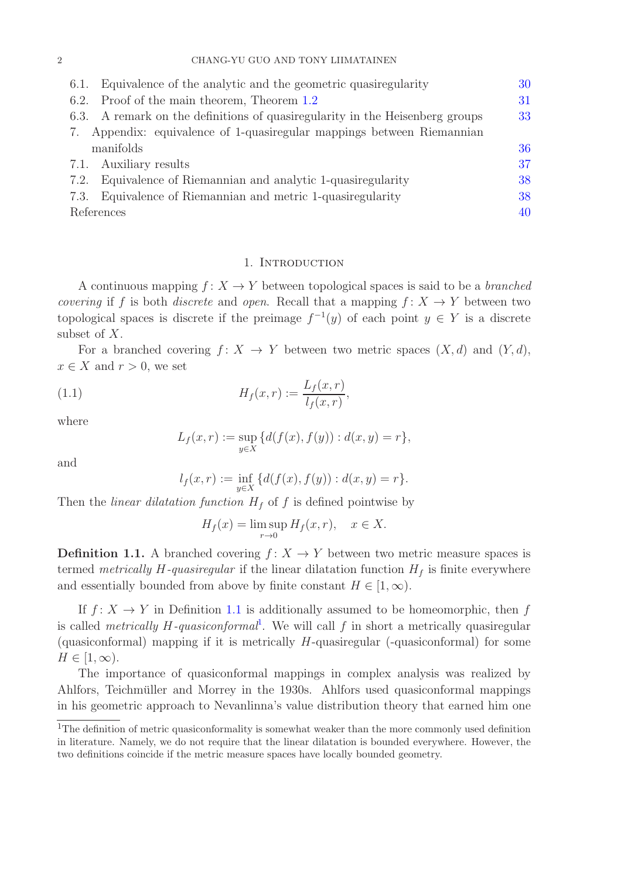6.1. Equivalence of the analytic and the geometric quasiregularity 30
6.2. Proof of the main theorem, Theorem 1.2 31
6.3. A remark on the definitions of quasiregularity in the Heisenberg groups 33
7. Appendix: equivalence of 1-quasiregular mappings between Riemannian manifolds 36
7.1. Auxiliary results 37
7.2. Equivalence of Riemannian and analytic 1-quasiregularity 38
7.3. Equivalence of Riemannian and metric 1-quasiregularity 38
References 40

## 1. Introduction

A continuous mapping $f\colon X \to Y$ between topological spaces is said to be a *branched covering* if $f$ is both *discrete* and *open*. Recall that a mapping $f\colon X \to Y$ between two topological spaces is discrete if the preimage $f^{-1}(y)$ of each point $y \in Y$ is a discrete subset of $X$.

For a branched covering $f\colon X \to Y$ between two metric spaces $(X, d)$ and $(Y, d)$, $x \in X$ and $r > 0$, we set

$$H_f(x, r) := \frac{L_f(x, r)}{l_f(x, r)}, \tag{1.1}$$

where

$$L_f(x, r) := \sup_{y \in X} \{d(f(x), f(y)) : d(x, y) = r\},$$

and

$$l_f(x, r) := \inf_{y \in X} \{d(f(x), f(y)) : d(x, y) = r\}.$$

Then the *linear dilatation function* $H_f$ of $f$ is defined pointwise by

$$H_f(x) = \limsup_{r \to 0} H_f(x, r), \quad x \in X.$$

**Definition 1.1.** A branched covering $f\colon X \to Y$ between two metric measure spaces is termed *metrically $H$-quasiregular* if the linear dilatation function $H_f$ is finite everywhere and essentially bounded from above by finite constant $H \in [1, \infty)$.

If $f\colon X \to Y$ in Definition 1.1 is additionally assumed to be homeomorphic, then $f$ is called *metrically $H$-quasiconformal*[1]. We will call $f$ in short a metrically quasiregular (quasiconformal) mapping if it is metrically $H$-quasiregular (-quasiconformal) for some $H \in [1, \infty)$.

The importance of quasiconformal mappings in complex analysis was realized by Ahlfors, Teichmüller and Morrey in the 1930s. Ahlfors used quasiconformal mappings in his geometric approach to Nevanlinna's value distribution theory that earned him one

[1] The definition of metric quasiconformality is somewhat weaker than the more commonly used definition in literature. Namely, we do not require that the linear dilatation is bounded everywhere. However, the two definitions coincide if the metric measure spaces have locally bounded geometry.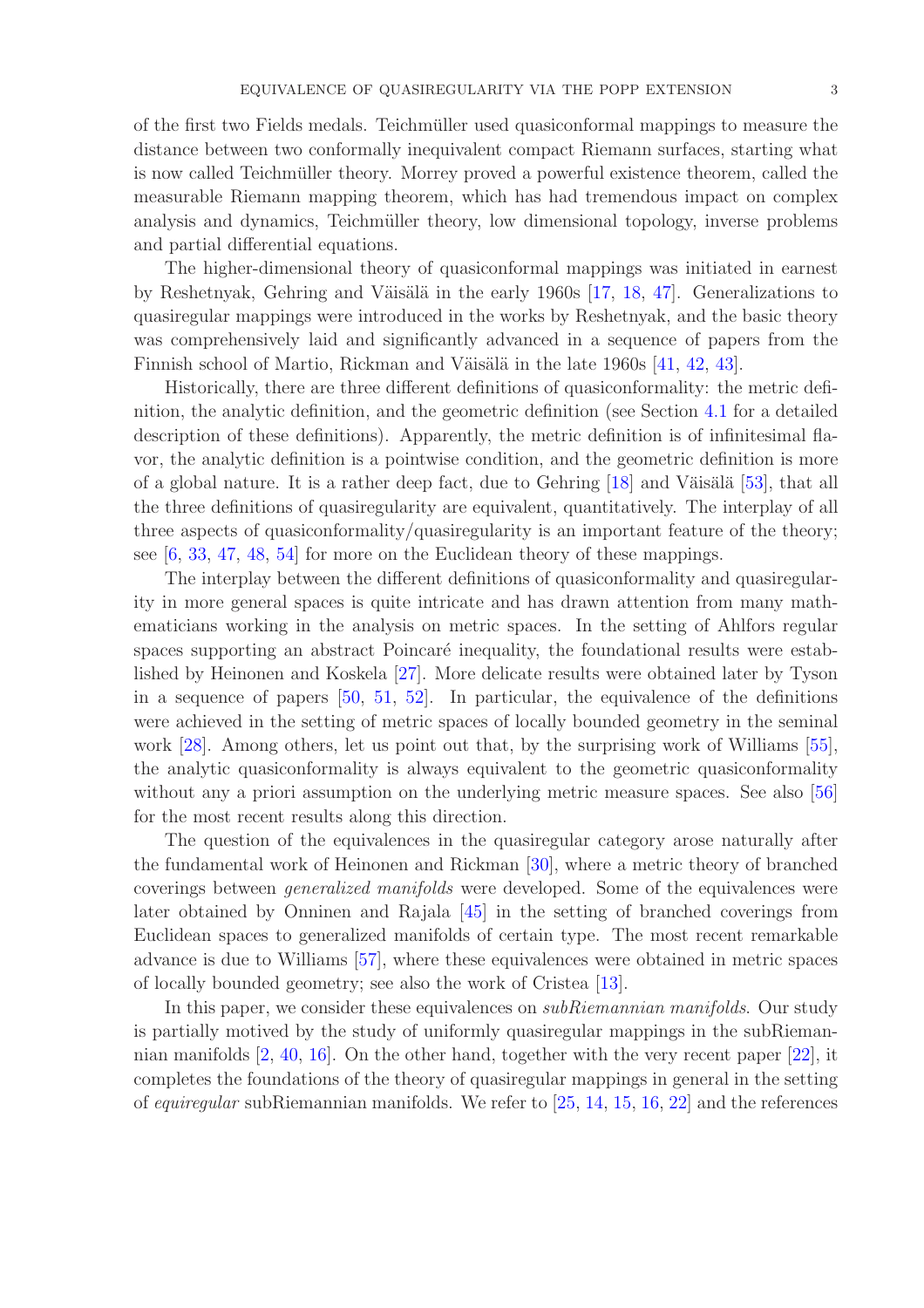of the first two Fields medals. Teichmüller used quasiconformal mappings to measure the distance between two conformally inequivalent compact Riemann surfaces, starting what is now called Teichmüller theory. Morrey proved a powerful existence theorem, called the measurable Riemann mapping theorem, which has had tremendous impact on complex analysis and dynamics, Teichmüller theory, low dimensional topology, inverse problems and partial differential equations.

The higher-dimensional theory of quasiconformal mappings was initiated in earnest by Reshetnyak, Gehring and Väisälä in the early 1960s [17, 18, 47]. Generalizations to quasiregular mappings were introduced in the works by Reshetnyak, and the basic theory was comprehensively laid and significantly advanced in a sequence of papers from the Finnish school of Martio, Rickman and Väisälä in the late 1960s [41, 42, 43].

Historically, there are three different definitions of quasiconformality: the metric definition, the analytic definition, and the geometric definition (see Section 4.1 for a detailed description of these definitions). Apparently, the metric definition is of infinitesimal flavor, the analytic definition is a pointwise condition, and the geometric definition is more of a global nature. It is a rather deep fact, due to Gehring [18] and Väisälä [53], that all the three definitions of quasiregularity are equivalent, quantitatively. The interplay of all three aspects of quasiconformality/quasiregularity is an important feature of the theory; see [6, 33, 47, 48, 54] for more on the Euclidean theory of these mappings.

The interplay between the different definitions of quasiconformality and quasiregularity in more general spaces is quite intricate and has drawn attention from many mathematicians working in the analysis on metric spaces. In the setting of Ahlfors regular spaces supporting an abstract Poincaré inequality, the foundational results were established by Heinonen and Koskela [27]. More delicate results were obtained later by Tyson in a sequence of papers [50, 51, 52]. In particular, the equivalence of the definitions were achieved in the setting of metric spaces of locally bounded geometry in the seminal work [28]. Among others, let us point out that, by the surprising work of Williams [55], the analytic quasiconformality is always equivalent to the geometric quasiconformality without any a priori assumption on the underlying metric measure spaces. See also [56] for the most recent results along this direction.

The question of the equivalences in the quasiregular category arose naturally after the fundamental work of Heinonen and Rickman [30], where a metric theory of branched coverings between *generalized manifolds* were developed. Some of the equivalences were later obtained by Onninen and Rajala [45] in the setting of branched coverings from Euclidean spaces to generalized manifolds of certain type. The most recent remarkable advance is due to Williams [57], where these equivalences were obtained in metric spaces of locally bounded geometry; see also the work of Cristea [13].

In this paper, we consider these equivalences on *subRiemannian manifolds*. Our study is partially motivated by the study of uniformly quasiregular mappings in the subRiemannian manifolds [2, 40, 16]. On the other hand, together with the very recent paper [22], it completes the foundations of the theory of quasiregular mappings in general in the setting of *equiregular* subRiemannian manifolds. We refer to [25, 14, 15, 16, 22] and the references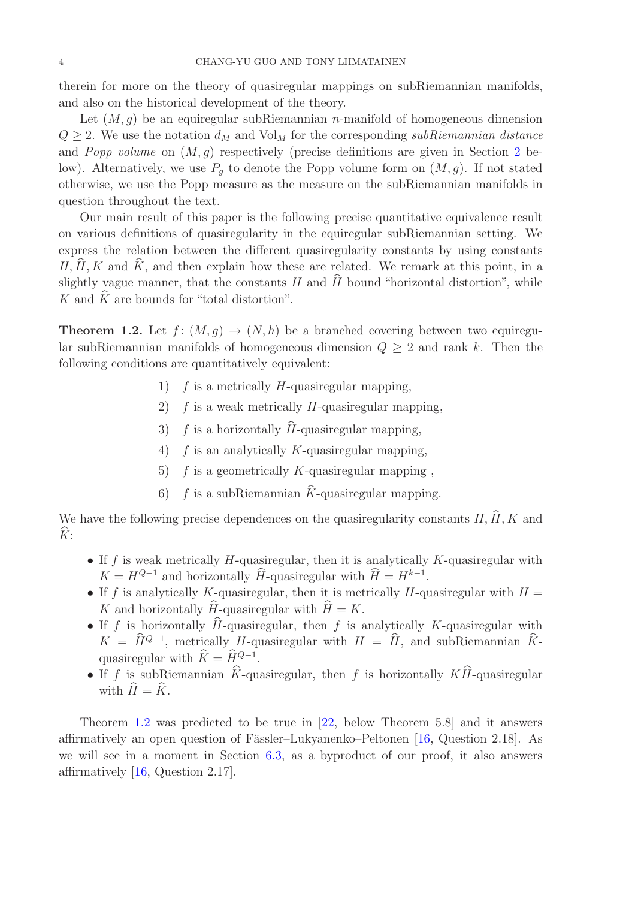therein for more on the theory of quasiregular mappings on subRiemannian manifolds, and also on the historical development of the theory.

Let $(M, g)$ be an equiregular subRiemannian $n$-manifold of homogeneous dimension $Q \geq 2$. We use the notation $d_M$ and $\mathrm{Vol}_M$ for the corresponding *subRiemannian distance* and *Popp volume* on $(M, g)$ respectively (precise definitions are given in Section 2 below). Alternatively, we use $P_g$ to denote the Popp volume form on $(M, g)$. If not stated otherwise, we use the Popp measure as the measure on the subRiemannian manifolds in question throughout the text.

Our main result of this paper is the following precise quantitative equivalence result on various definitions of quasiregularity in the equiregular subRiemannian setting. We express the relation between the different quasiregularity constants by using constants $H, \widehat{H}, K$ and $\widehat{K}$, and then explain how these are related. We remark at this point, in a slightly vague manner, that the constants $H$ and $\widehat{H}$ bound "horizontal distortion", while $K$ and $\widehat{K}$ are bounds for "total distortion".

**Theorem 1.2.** Let $f\colon (M, g) \to (N, h)$ be a branched covering between two equiregular subRiemannian manifolds of homogeneous dimension $Q \geq 2$ and rank $k$. Then the following conditions are quantitatively equivalent:

1) $f$ is a metrically $H$-quasiregular mapping,
2) $f$ is a weak metrically $H$-quasiregular mapping,
3) $f$ is a horizontally $\widehat{H}$-quasiregular mapping,
4) $f$ is an analytically $K$-quasiregular mapping,
5) $f$ is a geometrically $K$-quasiregular mapping ,
6) $f$ is a subRiemannian $\widehat{K}$-quasiregular mapping.

We have the following precise dependences on the quasiregularity constants $H, \widehat{H}, K$ and $\widehat{K}$:

- If $f$ is weak metrically $H$-quasiregular, then it is analytically $K$-quasiregular with $K = H^{Q-1}$ and horizontally $\widehat{H}$-quasiregular with $\widehat{H} = H^{k-1}$.
- If $f$ is analytically $K$-quasiregular, then it is metrically $H$-quasiregular with $H = K$ and horizontally $\widehat{H}$-quasiregular with $\widehat{H} = K$.
- If $f$ is horizontally $\widehat{H}$-quasiregular, then $f$ is analytically $K$-quasiregular with $K = \widehat{H}^{Q-1}$, metrically $H$-quasiregular with $H = \widehat{H}$, and subRiemannian $\widehat{K}$-quasiregular with $\widehat{K} = \widehat{H}^{Q-1}$.
- If $f$ is subRiemannian $\widehat{K}$-quasiregular, then $f$ is horizontally $K\widehat{H}$-quasiregular with $\widehat{H} = \widehat{K}$.

Theorem 1.2 was predicted to be true in [22, below Theorem 5.8] and it answers affirmatively an open question of Fässler–Lukyanenko–Peltonen [16, Question 2.18]. As we will see in a moment in Section 6.3, as a byproduct of our proof, it also answers affirmatively [16, Question 2.17].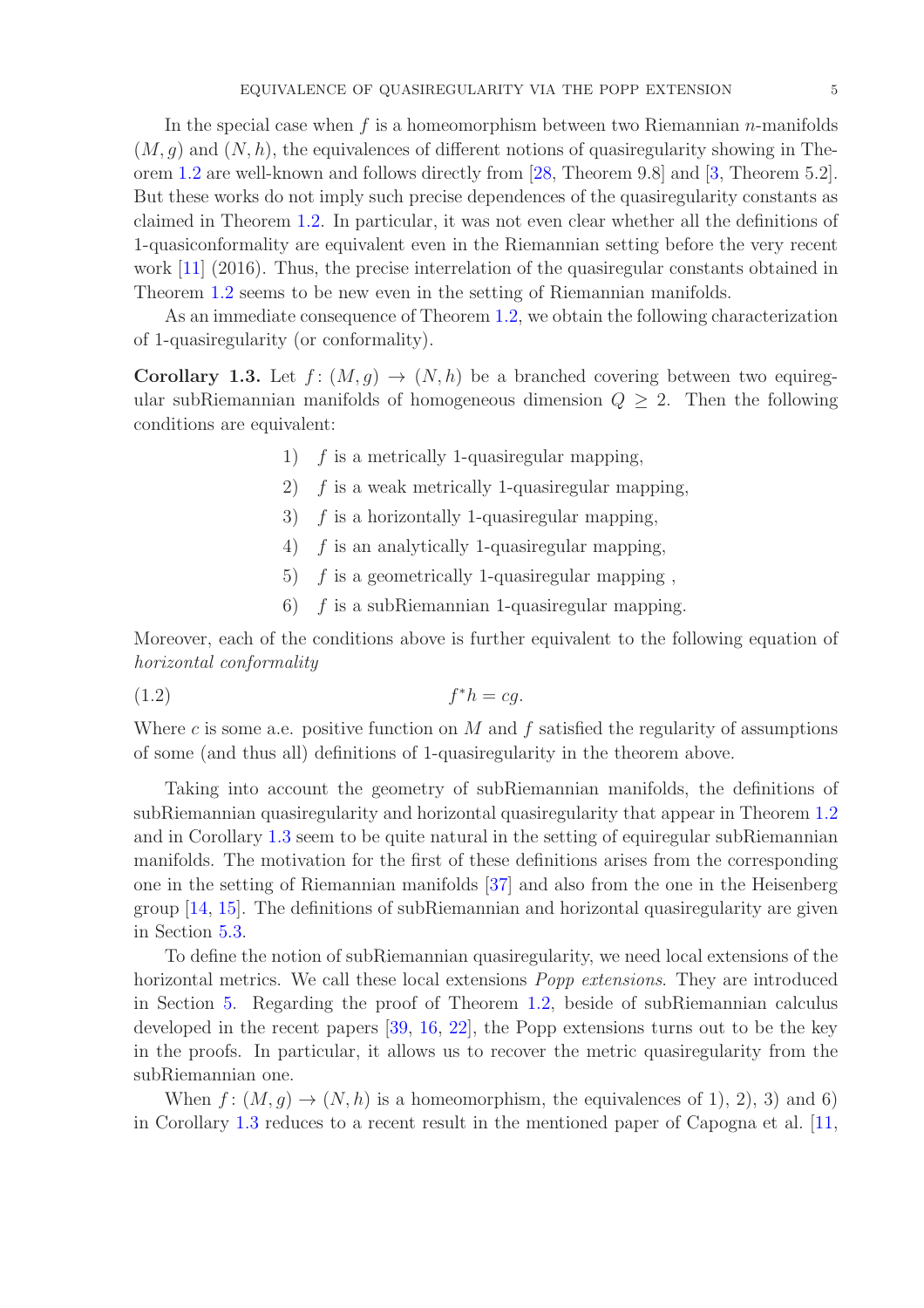In the special case when $f$ is a homeomorphism between two Riemannian $n$-manifolds $(M, g)$ and $(N, h)$, the equivalences of different notions of quasiregularity showing in Theorem 1.2 are well-known and follows directly from [28, Theorem 9.8] and [3, Theorem 5.2]. But these works do not imply such precise dependences of the quasiregularity constants as claimed in Theorem 1.2. In particular, it was not even clear whether all the definitions of 1-quasiconformality are equivalent even in the Riemannian setting before the very recent work [11] (2016). Thus, the precise interrelation of the quasiregular constants obtained in Theorem 1.2 seems to be new even in the setting of Riemannian manifolds.

As an immediate consequence of Theorem 1.2, we obtain the following characterization of 1-quasiregularity (or conformality).

**Corollary 1.3.** Let $f\colon (M, g) \to (N, h)$ be a branched covering between two equiregular subRiemannian manifolds of homogeneous dimension $Q \geq 2$. Then the following conditions are equivalent:

1) $f$ is a metrically 1-quasiregular mapping,
2) $f$ is a weak metrically 1-quasiregular mapping,
3) $f$ is a horizontally 1-quasiregular mapping,
4) $f$ is an analytically 1-quasiregular mapping,
5) $f$ is a geometrically 1-quasiregular mapping ,
6) $f$ is a subRiemannian 1-quasiregular mapping.

Moreover, each of the conditions above is further equivalent to the following equation of *horizontal conformality*

$$f^*h = cg. \tag{1.2}$$

Where $c$ is some a.e. positive function on $M$ and $f$ satisfied the regularity of assumptions of some (and thus all) definitions of 1-quasiregularity in the theorem above.

Taking into account the geometry of subRiemannian manifolds, the definitions of subRiemannian quasiregularity and horizontal quasiregularity that appear in Theorem 1.2 and in Corollary 1.3 seem to be quite natural in the setting of equiregular subRiemannian manifolds. The motivation for the first of these definitions arises from the corresponding one in the setting of Riemannian manifolds [37] and also from the one in the Heisenberg group [14, 15]. The definitions of subRiemannian and horizontal quasiregularity are given in Section 5.3.

To define the notion of subRiemannian quasiregularity, we need local extensions of the horizontal metrics. We call these local extensions *Popp extensions*. They are introduced in Section 5. Regarding the proof of Theorem 1.2, beside of subRiemannian calculus developed in the recent papers [39, 16, 22], the Popp extensions turns out to be the key in the proofs. In particular, it allows us to recover the metric quasiregularity from the subRiemannian one.

When $f\colon (M, g) \to (N, h)$ is a homeomorphism, the equivalences of 1), 2), 3) and 6) in Corollary 1.3 reduces to a recent result in the mentioned paper of Capogna et al. [11,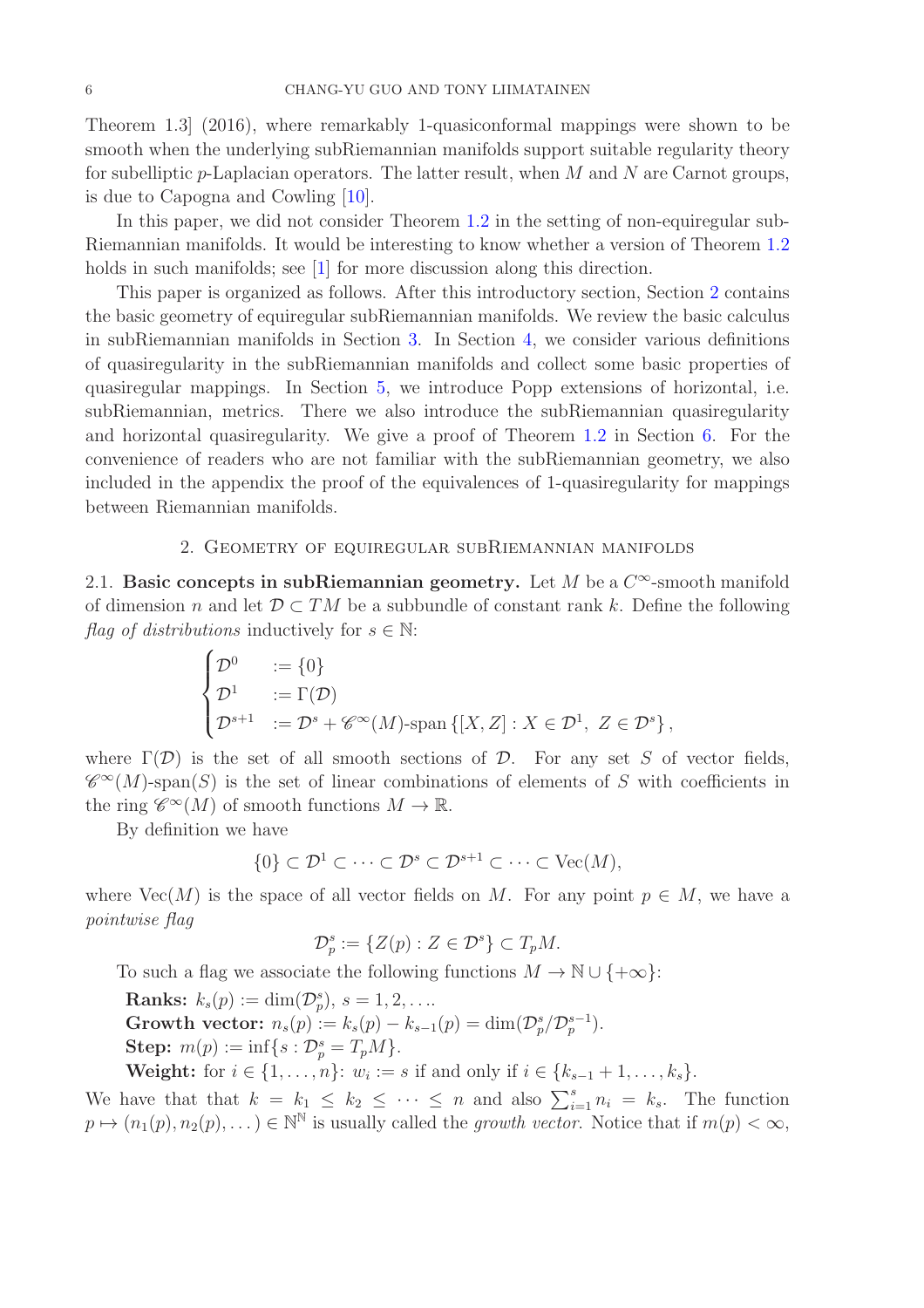Theorem 1.3] (2016), where remarkably 1-quasiconformal mappings were shown to be smooth when the underlying subRiemannian manifolds support suitable regularity theory for subelliptic $p$-Laplacian operators. The latter result, when $M$ and $N$ are Carnot groups, is due to Capogna and Cowling [10].

In this paper, we did not consider Theorem 1.2 in the setting of non-equiregular subRiemannian manifolds. It would be interesting to know whether a version of Theorem 1.2 holds in such manifolds; see [1] for more discussion along this direction.

This paper is organized as follows. After this introductory section, Section 2 contains the basic geometry of equiregular subRiemannian manifolds. We review the basic calculus in subRiemannian manifolds in Section 3. In Section 4, we consider various definitions of quasiregularity in the subRiemannian manifolds and collect some basic properties of quasiregular mappings. In Section 5, we introduce Popp extensions of horizontal, i.e. subRiemannian, metrics. There we also introduce the subRiemannian quasiregularity and horizontal quasiregularity. We give a proof of Theorem 1.2 in Section 6. For the convenience of readers who are not familiar with the subRiemannian geometry, we also included in the appendix the proof of the equivalences of 1-quasiregularity for mappings between Riemannian manifolds.

## 2. Geometry of equiregular subRiemannian manifolds

**2.1. Basic concepts in subRiemannian geometry.** Let $M$ be a $C^\infty$-smooth manifold of dimension $n$ and let $\mathcal{D} \subset TM$ be a subbundle of constant rank $k$. Define the following *flag of distributions* inductively for $s \in \mathbb{N}$:

$$\begin{cases} \mathcal{D}^0 & := \{0\} \\ \mathcal{D}^1 & := \Gamma(\mathcal{D}) \\ \mathcal{D}^{s+1} & := \mathcal{D}^s + \mathscr{C}^\infty(M)\text{-span}\left\{[X, Z] : X \in \mathcal{D}^1,\ Z \in \mathcal{D}^s\right\}, \end{cases}$$

where $\Gamma(\mathcal{D})$ is the set of all smooth sections of $\mathcal{D}$. For any set $S$ of vector fields, $\mathscr{C}^\infty(M)$-span$(S)$ is the set of linear combinations of elements of $S$ with coefficients in the ring $\mathscr{C}^\infty(M)$ of smooth functions $M \to \mathbb{R}$.

By definition we have

$$\{0\} \subset \mathcal{D}^1 \subset \cdots \subset \mathcal{D}^s \subset \mathcal{D}^{s+1} \subset \cdots \subset \mathrm{Vec}(M),$$

where $\mathrm{Vec}(M)$ is the space of all vector fields on $M$. For any point $p \in M$, we have a *pointwise flag*

$$\mathcal{D}^s_p := \{Z(p) : Z \in \mathcal{D}^s\} \subset T_pM.$$

To such a flag we associate the following functions $M \to \mathbb{N} \cup \{+\infty\}$:

**Ranks:** $k_s(p) := \dim(\mathcal{D}^s_p)$, $s = 1, 2, \ldots$.

**Growth vector:** $n_s(p) := k_s(p) - k_{s-1}(p) = \dim(\mathcal{D}^s_p/\mathcal{D}^{s-1}_p)$.

**Step:** $m(p) := \inf\{s : \mathcal{D}^s_p = T_pM\}$.

**Weight:** for $i \in \{1, \ldots, n\}$: $w_i := s$ if and only if $i \in \{k_{s-1} + 1, \ldots, k_s\}$.

We have that that $k = k_1 \leq k_2 \leq \cdots \leq n$ and also $\sum_{i=1}^{s} n_i = k_s$. The function $p \mapsto (n_1(p), n_2(p), \ldots) \in \mathbb{N}^{\mathbb{N}}$ is usually called the *growth vector*. Notice that if $m(p) < \infty$,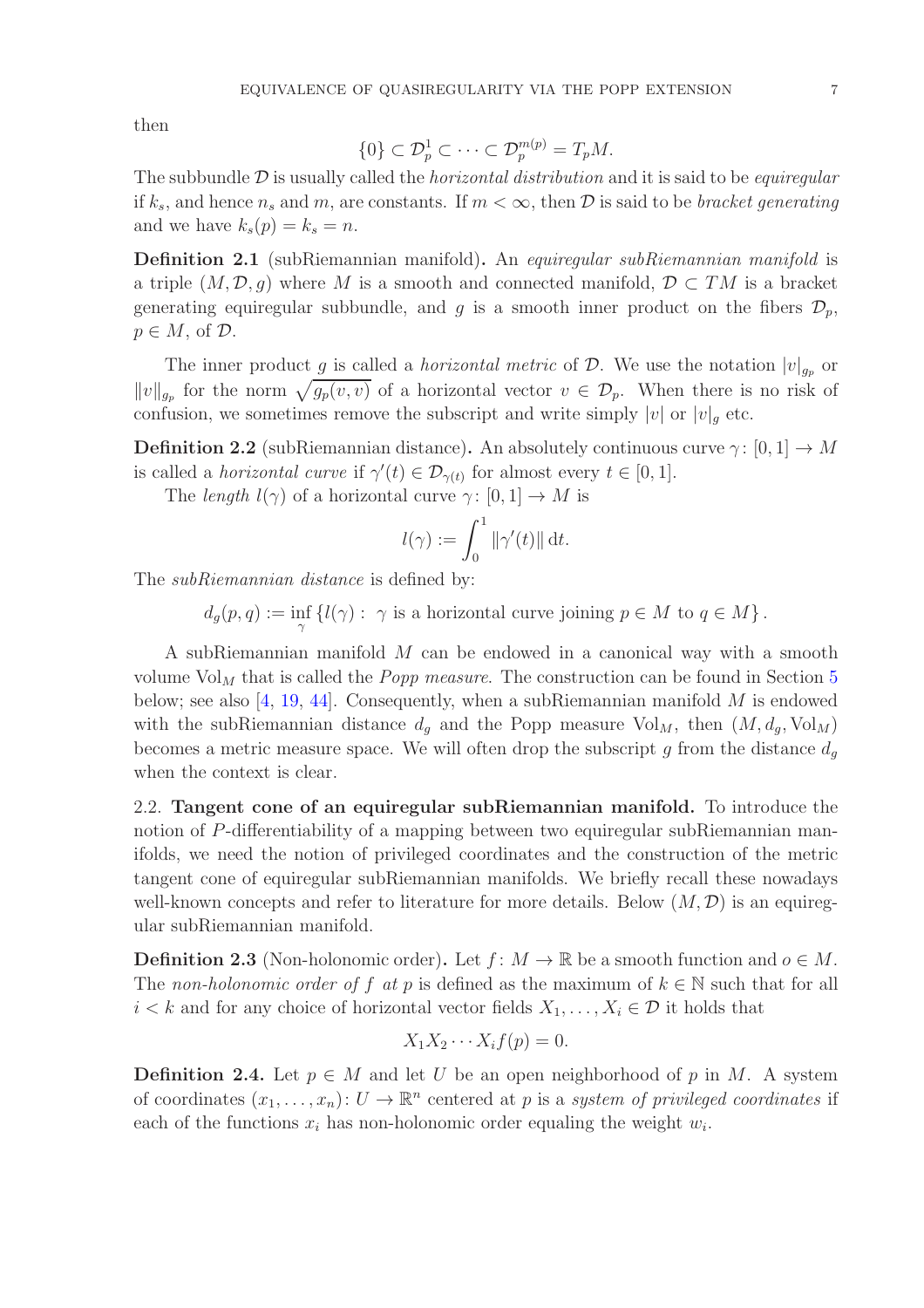then

$$\{0\} \subset \mathcal{D}_p^1 \subset \cdots \subset \mathcal{D}_p^{m(p)} = T_pM.$$

The subbundle $\mathcal{D}$ is usually called the *horizontal distribution* and it is said to be *equiregular* if $k_s$, and hence $n_s$ and $m$, are constants. If $m < \infty$, then $\mathcal{D}$ is said to be *bracket generating* and we have $k_s(p) = k_s = n$.

**Definition 2.1** (subRiemannian manifold)**.** An *equiregular subRiemannian manifold* is a triple $(M, \mathcal{D}, g)$ where $M$ is a smooth and connected manifold, $\mathcal{D} \subset TM$ is a bracket generating equiregular subbundle, and $g$ is a smooth inner product on the fibers $\mathcal{D}_p$, $p \in M$, of $\mathcal{D}$.

The inner product $g$ is called a *horizontal metric* of $\mathcal{D}$. We use the notation $|v|_{g_p}$ or $\|v\|_{g_p}$ for the norm $\sqrt{g_p(v,v)}$ of a horizontal vector $v \in \mathcal{D}_p$. When there is no risk of confusion, we sometimes remove the subscript and write simply $|v|$ or $|v|_g$ etc.

**Definition 2.2** (subRiemannian distance)**.** An absolutely continuous curve $\gamma\colon [0,1] \to M$ is called a *horizontal curve* if $\gamma'(t) \in \mathcal{D}_{\gamma(t)}$ for almost every $t \in [0,1]$.

The *length* $l(\gamma)$ of a horizontal curve $\gamma\colon [0,1] \to M$ is

$$l(\gamma) := \int_0^1 \|\gamma'(t)\| \,\mathrm{d}t.$$

The *subRiemannian distance* is defined by:

$$d_g(p,q) := \inf_\gamma \{l(\gamma) : \ \gamma \text{ is a horizontal curve joining } p \in M \text{ to } q \in M\}.$$

A subRiemannian manifold $M$ can be endowed in a canonical way with a smooth volume $\mathrm{Vol}_M$ that is called the *Popp measure.* The construction can be found in Section 5 below; see also [4, 19, 44]. Consequently, when a subRiemannian manifold $M$ is endowed with the subRiemannian distance $d_g$ and the Popp measure $\mathrm{Vol}_M$, then $(M, d_g, \mathrm{Vol}_M)$ becomes a metric measure space. We will often drop the subscript $g$ from the distance $d_g$ when the context is clear.

2.2. **Tangent cone of an equiregular subRiemannian manifold.** To introduce the notion of $P$-differentiability of a mapping between two equiregular subRiemannian manifolds, we need the notion of privileged coordinates and the construction of the metric tangent cone of equiregular subRiemannian manifolds. We briefly recall these nowadays well-known concepts and refer to literature for more details. Below $(M, \mathcal{D})$ is an equiregular subRiemannian manifold.

**Definition 2.3** (Non-holonomic order)**.** Let $f\colon M \to \mathbb{R}$ be a smooth function and $o \in M$. The *non-holonomic order of $f$ at $p$* is defined as the maximum of $k \in \mathbb{N}$ such that for all $i < k$ and for any choice of horizontal vector fields $X_1, \ldots, X_i \in \mathcal{D}$ it holds that

$$X_1 X_2 \cdots X_i f(p) = 0.$$

**Definition 2.4.** Let $p \in M$ and let $U$ be an open neighborhood of $p$ in $M$. A system of coordinates $(x_1, \ldots, x_n)\colon U \to \mathbb{R}^n$ centered at $p$ is a *system of privileged coordinates* if each of the functions $x_i$ has non-holonomic order equaling the weight $w_i$.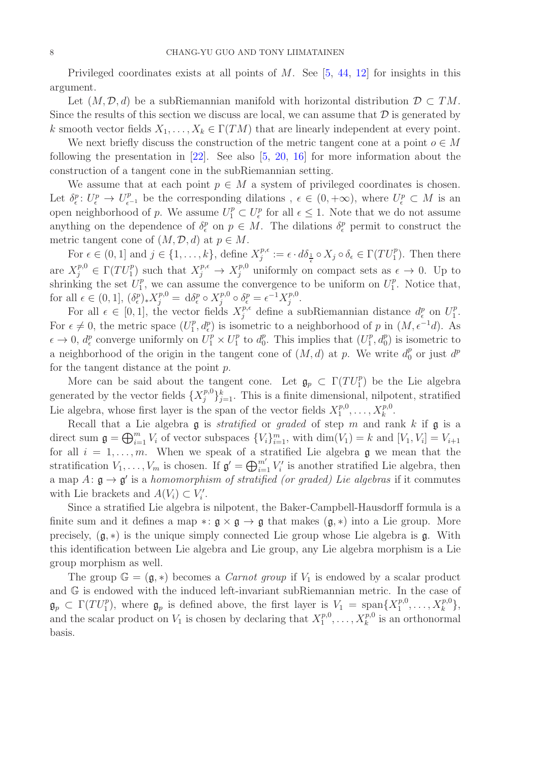Privileged coordinates exists at all points of $M$. See [5, 44, 12] for insights in this argument.

Let $(M, \mathcal{D}, d)$ be a subRiemannian manifold with horizontal distribution $\mathcal{D} \subset TM$. Since the results of this section we discuss are local, we can assume that $\mathcal{D}$ is generated by $k$ smooth vector fields $X_1, \ldots, X_k \in \Gamma(TM)$ that are linearly independent at every point.

We next briefly discuss the construction of the metric tangent cone at a point $o \in M$ following the presentation in [22]. See also [5, 20, 16] for more information about the construction of a tangent cone in the subRiemannian setting.

We assume that at each point $p \in M$ a system of privileged coordinates is chosen. Let $\delta^p_\epsilon \colon U^p_\epsilon \to U^p_{\epsilon^{-1}}$ be the corresponding dilations , $\epsilon \in (0, +\infty)$, where $U^p_\epsilon \subset M$ is an open neighborhood of $p$. We assume $U^p_1 \subset U^p_\epsilon$ for all $\epsilon \leq 1$. Note that we do not assume anything on the dependence of $\delta^p_\epsilon$ on $p \in M$. The dilations $\delta^p_\epsilon$ permit to construct the metric tangent cone of $(M, \mathcal{D}, d)$ at $p \in M$.

For $\epsilon \in (0, 1]$ and $j \in \{1, \ldots, k\}$, define $X^{p,\epsilon}_j := \epsilon \cdot d\delta_{\frac{1}{\epsilon}} \circ X_j \circ \delta_\epsilon \in \Gamma(TU^p_1)$. Then there are $X^{p,0}_j \in \Gamma(TU^p_1)$ such that $X^{p,\epsilon}_j \to X^{p,0}_j$ uniformly on compact sets as $\epsilon \to 0$. Up to shrinking the set $U^p_1$, we can assume the convergence to be uniform on $U^p_1$. Notice that, for all $\epsilon \in (0, 1]$, $(\delta^p_\epsilon)_* X^{p,0}_j = \mathrm{d}\delta^p_\epsilon \circ X^{p,0}_j \circ \delta^p_\epsilon = \epsilon^{-1} X^{p,0}_j$.

For all $\epsilon \in [0, 1]$, the vector fields $X^{p,\epsilon}_j$ define a subRiemannian distance $d^p_\epsilon$ on $U^p_1$. For $\epsilon \neq 0$, the metric space $(U^p_1, d^p_\epsilon)$ is isometric to a neighborhood of $p$ in $(M, \epsilon^{-1} d)$. As $\epsilon \to 0$, $d^p_\epsilon$ converge uniformly on $U^p_1 \times U^p_1$ to $d^p_0$. This implies that $(U^p_1, d^p_0)$ is isometric to a neighborhood of the origin in the tangent cone of $(M, d)$ at $p$. We write $d^p_0$ or just $d^p$ for the tangent distance at the point $p$.

More can be said about the tangent cone. Let $\mathfrak{g}_p \subset \Gamma(TU^p_1)$ be the Lie algebra generated by the vector fields $\{X^{p,0}_j\}^k_{j=1}$. This is a finite dimensional, nilpotent, stratified Lie algebra, whose first layer is the span of the vector fields $X^{p,0}_1, \ldots, X^{p,0}_k$.

Recall that a Lie algebra $\mathfrak{g}$ is *stratified* or *graded* of step $m$ and rank $k$ if $\mathfrak{g}$ is a direct sum $\mathfrak{g} = \bigoplus_{i=1}^m V_i$ of vector subspaces $\{V_i\}^m_{i=1}$, with $\dim(V_1) = k$ and $[V_1, V_i] = V_{i+1}$ for all $i = 1, \ldots, m$. When we speak of a stratified Lie algebra $\mathfrak{g}$ we mean that the stratification $V_1, \ldots, V_m$ is chosen. If $\mathfrak{g}' = \bigoplus_{i=1}^{m'} V'_i$ is another stratified Lie algebra, then a map $A \colon \mathfrak{g} \to \mathfrak{g}'$ is a *homomorphism of stratified (or graded) Lie algebras* if it commutes with Lie brackets and $A(V_i) \subset V'_i$.

Since a stratified Lie algebra is nilpotent, the Baker-Campbell-Hausdorff formula is a finite sum and it defines a map $* \colon \mathfrak{g} \times \mathfrak{g} \to \mathfrak{g}$ that makes $(\mathfrak{g}, *)$ into a Lie group. More precisely, $(\mathfrak{g}, *)$ is the unique simply connected Lie group whose Lie algebra is $\mathfrak{g}$. With this identification between Lie algebra and Lie group, any Lie algebra morphism is a Lie group morphism as well.

The group $\mathbb{G} = (\mathfrak{g}, *)$ becomes a *Carnot group* if $V_1$ is endowed by a scalar product and $\mathbb{G}$ is endowed with the induced left-invariant subRiemannian metric. In the case of $\mathfrak{g}_p \subset \Gamma(TU^p_1)$, where $\mathfrak{g}_p$ is defined above, the first layer is $V_1 = \mathrm{span}\{X^{p,0}_1, \ldots, X^{p,0}_k\}$, and the scalar product on $V_1$ is chosen by declaring that $X^{p,0}_1, \ldots, X^{p,0}_k$ is an orthonormal basis.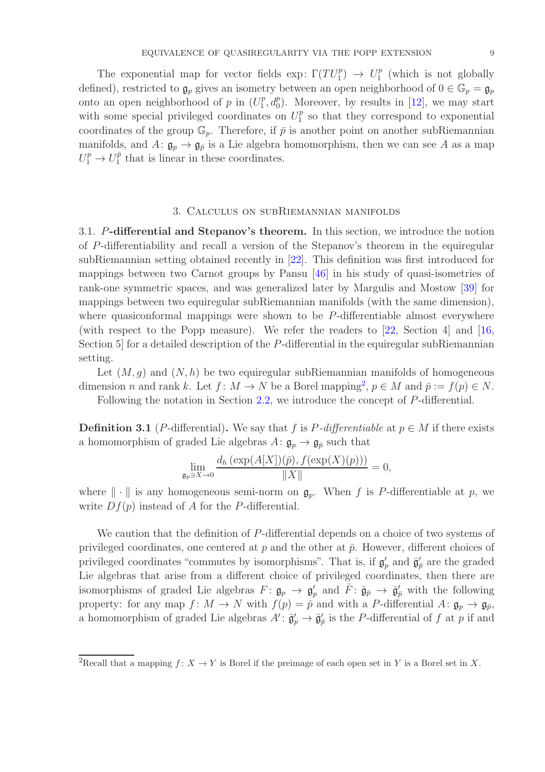The exponential map for vector fields $\exp\colon \Gamma(TU_1^p) \to U_1^p$ (which is not globally defined), restricted to $\mathfrak{g}_p$ gives an isometry between an open neighborhood of $0 \in \mathbb{G}_p = \mathfrak{g}_p$ onto an open neighborhood of $p$ in $(U_1^p, d_0^p)$. Moreover, by results in [12], we may start with some special privileged coordinates on $U_1^p$ so that they correspond to exponential coordinates of the group $\mathbb{G}_p$. Therefore, if $\bar{p}$ is another point on another subRiemannian manifolds, and $A\colon \mathfrak{g}_p \to \mathfrak{g}_{\bar{p}}$ is a Lie algebra homomorphism, then we can see $A$ as a map $U_1^p \to U_1^{\bar{p}}$ that is linear in these coordinates.

## 3. Calculus on subRiemannian manifolds

**3.1. $P$-differential and Stepanov's theorem.** In this section, we introduce the notion of $P$-differentiability and recall a version of the Stepanov's theorem in the equiregular subRiemannian setting obtained recently in [22]. This definition was first introduced for mappings between two Carnot groups by Pansu [46] in his study of quasi-isometries of rank-one symmetric spaces, and was generalized later by Margulis and Mostow [39] for mappings between two equiregular subRiemannian manifolds (with the same dimension), where quasiconformal mappings were shown to be $P$-differentiable almost everywhere (with respect to the Popp measure). We refer the readers to [22, Section 4] and [16, Section 5] for a detailed description of the $P$-differential in the equiregular subRiemannian setting.

Let $(M, g)$ and $(N, h)$ be two equiregular subRiemannian manifolds of homogeneous dimension $n$ and rank $k$. Let $f\colon M \to N$ be a Borel mapping[2], $p \in M$ and $\bar{p} := f(p) \in N$.

Following the notation in Section 2.2, we introduce the concept of $P$-differential.

**Definition 3.1** ($P$-differential)**.** We say that $f$ is *$P$-differentiable* at $p \in M$ if there exists a homomorphism of graded Lie algebras $A\colon \mathfrak{g}_p \to \mathfrak{g}_{\bar{p}}$ such that

$$\lim_{\mathfrak{g}_p \ni X \to 0} \frac{d_h\left(\exp(A[X])(\bar{p}), f(\exp(X)(p))\right)}{\|X\|} = 0,$$

where $\|\cdot\|$ is any homogeneous semi-norm on $\mathfrak{g}_p$. When $f$ is $P$-differentiable at $p$, we write $Df(p)$ instead of $A$ for the $P$-differential.

We caution that the definition of $P$-differential depends on a choice of two systems of privileged coordinates, one centered at $p$ and the other at $\bar{p}$. However, different choices of privileged coordinates "commutes by isomorphisms". That is, if $\mathfrak{g}'_p$ and $\bar{\mathfrak{g}}'_{\bar{p}}$ are the graded Lie algebras that arise from a different choice of privileged coordinates, then there are isomorphisms of graded Lie algebras $F\colon \mathfrak{g}_p \to \mathfrak{g}'_p$ and $\bar{F}\colon \bar{\mathfrak{g}}_{\bar{p}} \to \bar{\mathfrak{g}}'_{\bar{p}}$ with the following property: for any map $f\colon M \to N$ with $f(p) = \bar{p}$ and with a $P$-differential $A\colon \mathfrak{g}_p \to \mathfrak{g}_{\bar{p}}$, a homomorphism of graded Lie algebras $A'\colon \bar{\mathfrak{g}}'_p \to \bar{\mathfrak{g}}'_{\bar{p}}$ is the $P$-differential of $f$ at $p$ if and

[2] Recall that a mapping $f\colon X \to Y$ is Borel if the preimage of each open set in $Y$ is a Borel set in $X$.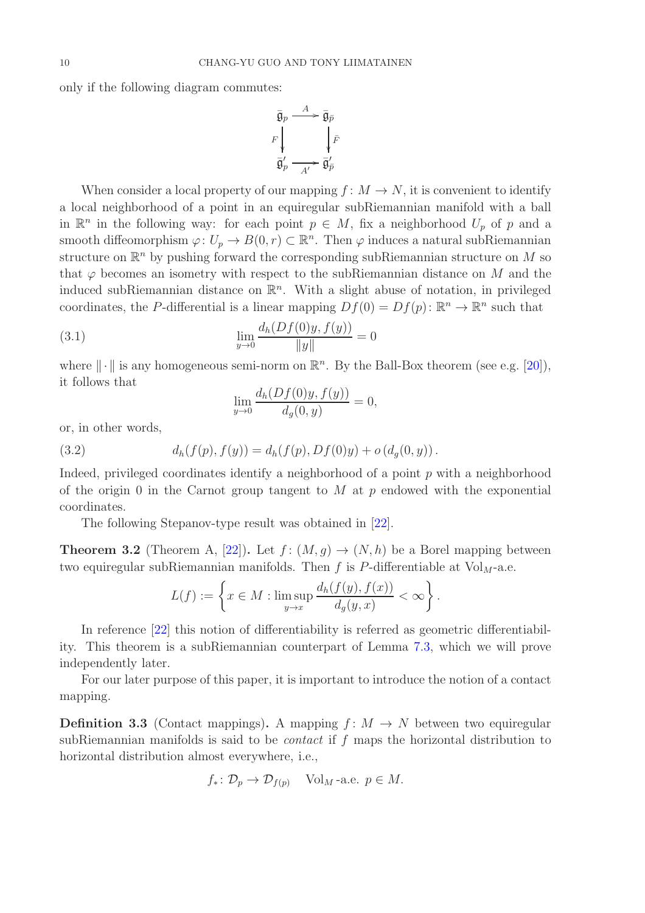only if the following diagram commutes:

$$\begin{array}{ccc} \bar{\mathfrak{g}}_p & \xrightarrow{A} & \bar{\mathfrak{g}}_{\bar{p}} \\ {\scriptstyle F}\downarrow & & \downarrow{\scriptstyle \bar{F}} \\ \bar{\mathfrak{g}}'_p & \xrightarrow[A']{} & \bar{\mathfrak{g}}'_{\bar{p}} \end{array}$$

When consider a local property of our mapping $f\colon M \to N$, it is convenient to identify a local neighborhood of a point in an equiregular subRiemannian manifold with a ball in $\mathbb{R}^n$ in the following way: for each point $p \in M$, fix a neighborhood $U_p$ of $p$ and a smooth diffeomorphism $\varphi\colon U_p \to B(0,r) \subset \mathbb{R}^n$. Then $\varphi$ induces a natural subRiemannian structure on $\mathbb{R}^n$ by pushing forward the corresponding subRiemannian structure on $M$ so that $\varphi$ becomes an isometry with respect to the subRiemannian distance on $M$ and the induced subRiemannian distance on $\mathbb{R}^n$. With a slight abuse of notation, in privileged coordinates, the $P$-differential is a linear mapping $Df(0) = Df(p)\colon \mathbb{R}^n \to \mathbb{R}^n$ such that

$$\lim_{y\to 0} \frac{d_h(Df(0)y, f(y))}{\|y\|} = 0 \tag{3.1}$$

where $\|\cdot\|$ is any homogeneous semi-norm on $\mathbb{R}^n$. By the Ball-Box theorem (see e.g. [20]), it follows that

$$\lim_{y\to 0} \frac{d_h(Df(0)y, f(y))}{d_g(0,y)} = 0,$$

or, in other words,

$$d_h(f(p), f(y)) = d_h(f(p), Df(0)y) + o\left(d_g(0,y)\right). \tag{3.2}$$

Indeed, privileged coordinates identify a neighborhood of a point $p$ with a neighborhood of the origin 0 in the Carnot group tangent to $M$ at $p$ endowed with the exponential coordinates.

The following Stepanov-type result was obtained in [22].

**Theorem 3.2** (Theorem A, [22])**.** Let $f\colon (M,g) \to (N,h)$ be a Borel mapping between two equiregular subRiemannian manifolds. Then $f$ is $P$-differentiable at $\mathrm{Vol}_M$-a.e.

$$L(f) := \left\{ x \in M : \limsup_{y\to x} \frac{d_h(f(y), f(x))}{d_g(y,x)} < \infty \right\}.$$

In reference [22] this notion of differentiability is referred as geometric differentiability. This theorem is a subRiemannian counterpart of Lemma 7.3, which we will prove independently later.

For our later purpose of this paper, it is important to introduce the notion of a contact mapping.

**Definition 3.3** (Contact mappings)**.** A mapping $f\colon M \to N$ between two equiregular subRiemannian manifolds is said to be *contact* if $f$ maps the horizontal distribution to horizontal distribution almost everywhere, i.e.,

$$f_*\colon \mathcal{D}_p \to \mathcal{D}_{f(p)} \quad \mathrm{Vol}_M\text{-a.e. } p \in M.$$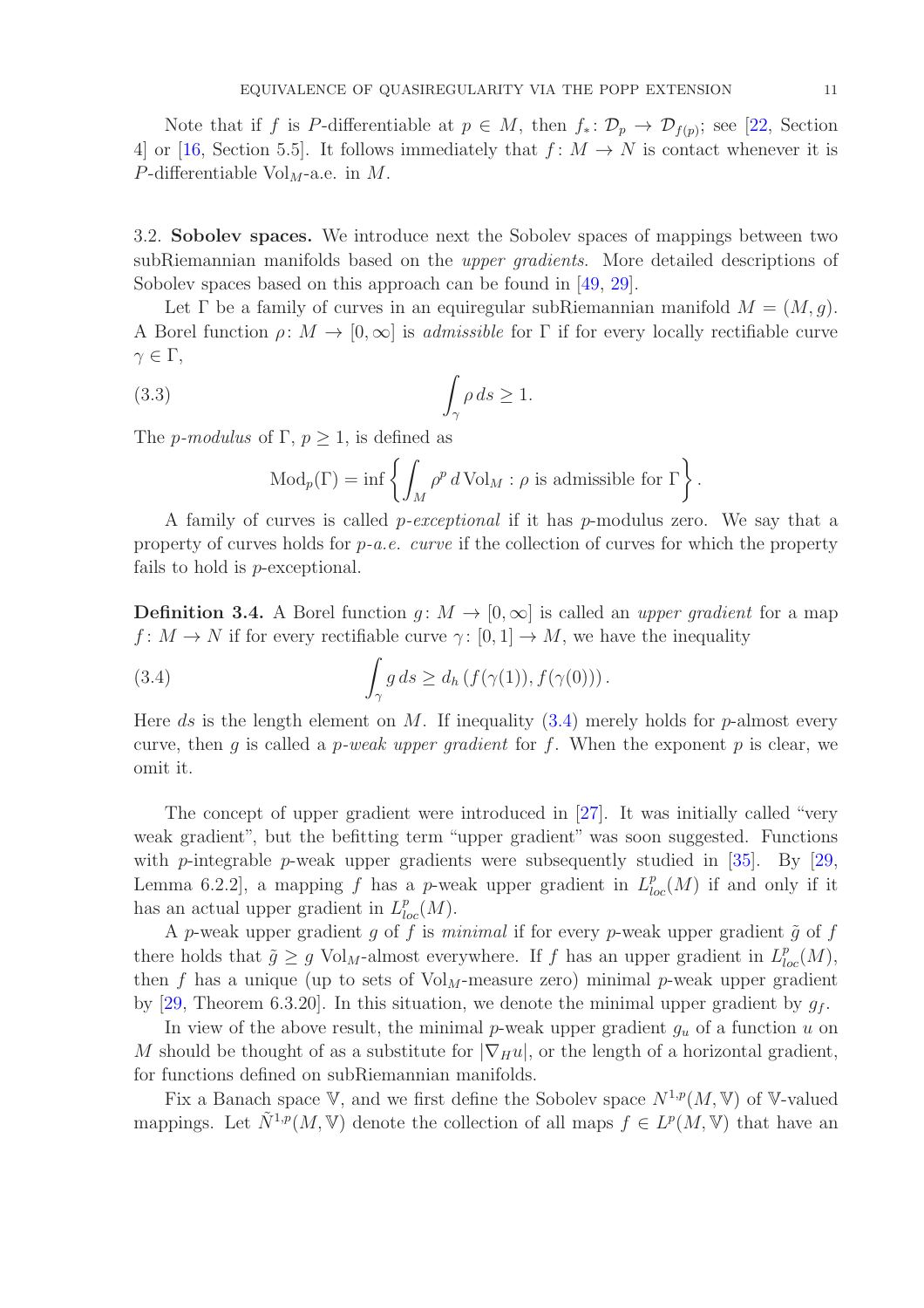Note that if $f$ is $P$-differentiable at $p \in M$, then $f_*\colon \mathcal{D}_p \to \mathcal{D}_{f(p)}$; see [22, Section 4] or [16, Section 5.5]. It follows immediately that $f\colon M \to N$ is contact whenever it is $P$-differentiable $\mathrm{Vol}_M$-a.e. in $M$.

3.2. **Sobolev spaces.** We introduce next the Sobolev spaces of mappings between two subRiemannian manifolds based on the *upper gradients*. More detailed descriptions of Sobolev spaces based on this approach can be found in [49, 29].

Let $\Gamma$ be a family of curves in an equiregular subRiemannian manifold $M = (M, g)$. A Borel function $\rho\colon M \to [0, \infty]$ is *admissible* for $\Gamma$ if for every locally rectifiable curve $\gamma \in \Gamma$,

$$\int_\gamma \rho\, ds \geq 1. \tag{3.3}$$

The $p$-*modulus* of $\Gamma$, $p \geq 1$, is defined as

$$\mathrm{Mod}_p(\Gamma) = \inf\left\{ \int_M \rho^p \, d\,\mathrm{Vol}_M : \rho \text{ is admissible for } \Gamma \right\}.$$

A family of curves is called $p$-*exceptional* if it has $p$-modulus zero. We say that a property of curves holds for $p$-*a.e. curve* if the collection of curves for which the property fails to hold is $p$-exceptional.

**Definition 3.4.** A Borel function $g\colon M \to [0, \infty]$ is called an *upper gradient* for a map $f\colon M \to N$ if for every rectifiable curve $\gamma\colon [0,1] \to M$, we have the inequality

$$\int_\gamma g\, ds \geq d_h\left(f(\gamma(1)), f(\gamma(0))\right). \tag{3.4}$$

Here $ds$ is the length element on $M$. If inequality (3.4) merely holds for $p$-almost every curve, then $g$ is called a $p$-*weak upper gradient* for $f$. When the exponent $p$ is clear, we omit it.

The concept of upper gradient were introduced in [27]. It was initially called "very weak gradient", but the befitting term "upper gradient" was soon suggested. Functions with $p$-integrable $p$-weak upper gradients were subsequently studied in [35]. By [29, Lemma 6.2.2], a mapping $f$ has a $p$-weak upper gradient in $L^p_{loc}(M)$ if and only if it has an actual upper gradient in $L^p_{loc}(M)$.

A $p$-weak upper gradient $g$ of $f$ is *minimal* if for every $p$-weak upper gradient $\tilde{g}$ of $f$ there holds that $\tilde{g} \geq g$ $\mathrm{Vol}_M$-almost everywhere. If $f$ has an upper gradient in $L^p_{loc}(M)$, then $f$ has a unique (up to sets of $\mathrm{Vol}_M$-measure zero) minimal $p$-weak upper gradient by [29, Theorem 6.3.20]. In this situation, we denote the minimal upper gradient by $g_f$.

In view of the above result, the minimal $p$-weak upper gradient $g_u$ of a function $u$ on $M$ should be thought of as a substitute for $|\nabla_H u|$, or the length of a horizontal gradient, for functions defined on subRiemannian manifolds.

Fix a Banach space $\mathbb{V}$, and we first define the Sobolev space $N^{1,p}(M, \mathbb{V})$ of $\mathbb{V}$-valued mappings. Let $\tilde{N}^{1,p}(M, \mathbb{V})$ denote the collection of all maps $f \in L^p(M, \mathbb{V})$ that have an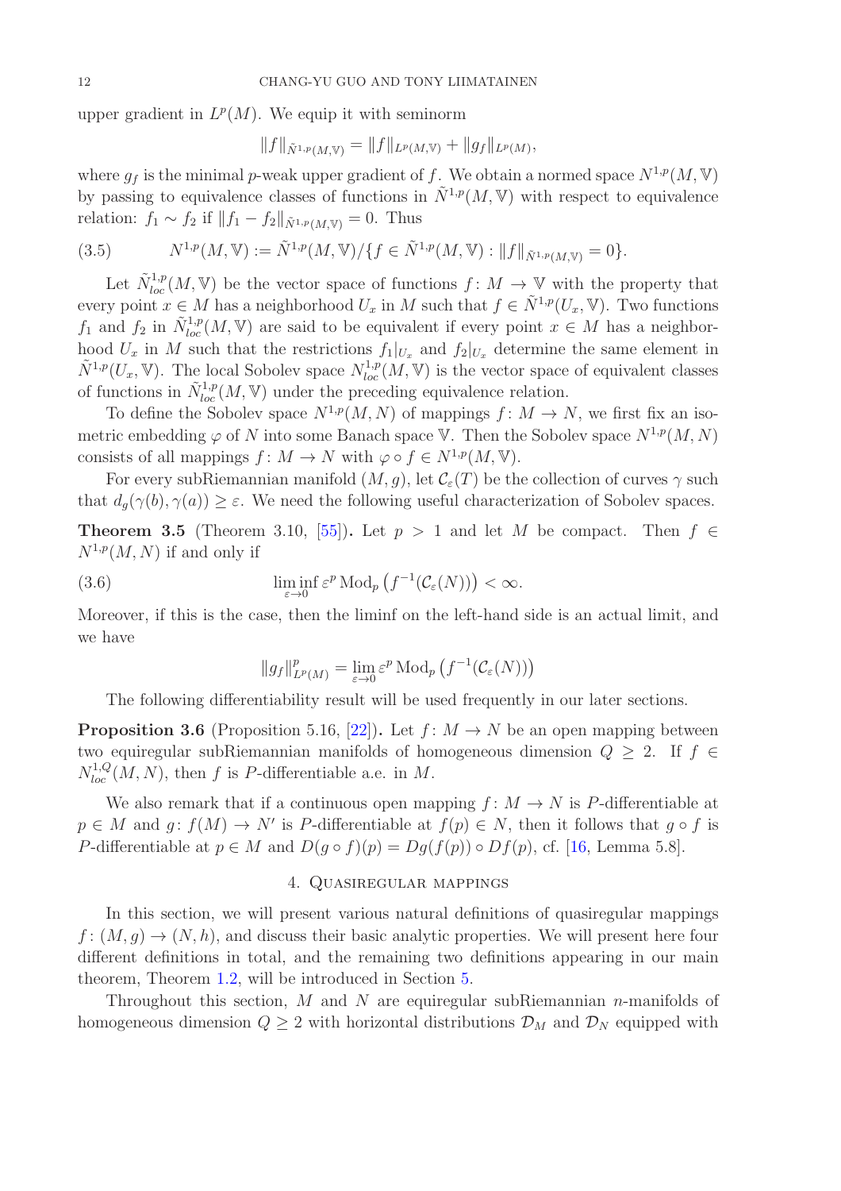upper gradient in $L^p(M)$. We equip it with seminorm

$$\|f\|_{\tilde{N}^{1,p}(M,\mathbb{V})} = \|f\|_{L^p(M,\mathbb{V})} + \|g_f\|_{L^p(M)},$$

where $g_f$ is the minimal $p$-weak upper gradient of $f$. We obtain a normed space $N^{1,p}(M,\mathbb{V})$ by passing to equivalence classes of functions in $\tilde{N}^{1,p}(M,\mathbb{V})$ with respect to equivalence relation: $f_1 \sim f_2$ if $\|f_1 - f_2\|_{\tilde{N}^{1,p}(M,\mathbb{V})} = 0$. Thus

$$N^{1,p}(M,\mathbb{V}) := \tilde{N}^{1,p}(M,\mathbb{V})/\{f \in \tilde{N}^{1,p}(M,\mathbb{V}) : \|f\|_{\tilde{N}^{1,p}(M,\mathbb{V})} = 0\}. \tag{3.5}$$

Let $\tilde{N}^{1,p}_{loc}(M,\mathbb{V})$ be the vector space of functions $f\colon M \to \mathbb{V}$ with the property that every point $x \in M$ has a neighborhood $U_x$ in $M$ such that $f \in \tilde{N}^{1,p}(U_x,\mathbb{V})$. Two functions $f_1$ and $f_2$ in $\tilde{N}^{1,p}_{loc}(M,\mathbb{V})$ are said to be equivalent if every point $x \in M$ has a neighborhood $U_x$ in $M$ such that the restrictions $f_1|_{U_x}$ and $f_2|_{U_x}$ determine the same element in $\tilde{N}^{1,p}(U_x,\mathbb{V})$. The local Sobolev space $N^{1,p}_{loc}(M,\mathbb{V})$ is the vector space of equivalent classes of functions in $\tilde{N}^{1,p}_{loc}(M,\mathbb{V})$ under the preceding equivalence relation.

To define the Sobolev space $N^{1,p}(M,N)$ of mappings $f\colon M \to N$, we first fix an isometric embedding $\varphi$ of $N$ into some Banach space $\mathbb{V}$. Then the Sobolev space $N^{1,p}(M,N)$ consists of all mappings $f\colon M \to N$ with $\varphi \circ f \in N^{1,p}(M,\mathbb{V})$.

For every subRiemannian manifold $(M,g)$, let $\mathcal{C}_\varepsilon(T)$ be the collection of curves $\gamma$ such that $d_g(\gamma(b),\gamma(a)) \geq \varepsilon$. We need the following useful characterization of Sobolev spaces.

**Theorem 3.5** (Theorem 3.10, [55])**.** *Let $p > 1$ and let $M$ be compact. Then $f \in N^{1,p}(M,N)$ if and only if*

$$\liminf_{\varepsilon\to 0} \varepsilon^p \operatorname{Mod}_p\left(f^{-1}(\mathcal{C}_\varepsilon(N))\right) < \infty. \tag{3.6}$$

*Moreover, if this is the case, then the liminf on the left-hand side is an actual limit, and we have*

$$\|g_f\|^p_{L^p(M)} = \lim_{\varepsilon\to 0} \varepsilon^p \operatorname{Mod}_p\left(f^{-1}(\mathcal{C}_\varepsilon(N))\right)$$

The following differentiability result will be used frequently in our later sections.

**Proposition 3.6** (Proposition 5.16, [22])**.** *Let $f\colon M \to N$ be an open mapping between two equiregular subRiemannian manifolds of homogeneous dimension $Q \geq 2$. If $f \in N^{1,Q}_{loc}(M,N)$, then $f$ is $P$-differentiable a.e. in $M$.*

We also remark that if a continuous open mapping $f\colon M \to N$ is $P$-differentiable at $p \in M$ and $g\colon f(M) \to N'$ is $P$-differentiable at $f(p) \in N$, then it follows that $g \circ f$ is $P$-differentiable at $p \in M$ and $D(g\circ f)(p) = Dg(f(p)) \circ Df(p)$, cf. [16, Lemma 5.8].

## 4. Quasiregular mappings

In this section, we will present various natural definitions of quasiregular mappings $f\colon (M,g) \to (N,h)$, and discuss their basic analytic properties. We will present here four different definitions in total, and the remaining two definitions appearing in our main theorem, Theorem 1.2, will be introduced in Section 5.

Throughout this section, $M$ and $N$ are equiregular subRiemannian $n$-manifolds of homogeneous dimension $Q \geq 2$ with horizontal distributions $\mathcal{D}_M$ and $\mathcal{D}_N$ equipped with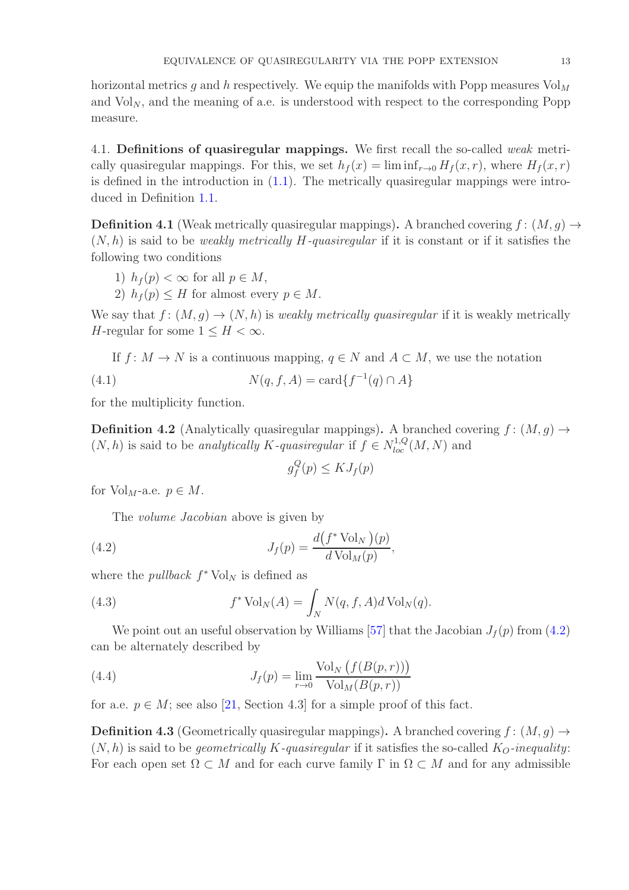horizontal metrics $g$ and $h$ respectively. We equip the manifolds with Popp measures $\mathrm{Vol}_M$ and $\mathrm{Vol}_N$, and the meaning of a.e. is understood with respect to the corresponding Popp measure.

### 4.1. Definitions of quasiregular mappings.

We first recall the so-called *weak* metrically quasiregular mappings. For this, we set $h_f(x) = \liminf_{r\to 0} H_f(x,r)$, where $H_f(x,r)$ is defined in the introduction in (1.1). The metrically quasiregular mappings were introduced in Definition 1.1.

**Definition 4.1** (Weak metrically quasiregular mappings)**.** A branched covering $f\colon (M,g) \to (N,h)$ is said to be *weakly metrically $H$-quasiregular* if it is constant or if it satisfies the following two conditions

1) $h_f(p) < \infty$ for all $p \in M$,
2) $h_f(p) \leq H$ for almost every $p \in M$.

We say that $f\colon (M,g) \to (N,h)$ is *weakly metrically quasiregular* if it is weakly metrically $H$-regular for some $1 \leq H < \infty$.

If $f\colon M \to N$ is a continuous mapping, $q \in N$ and $A \subset M$, we use the notation

$$N(q,f,A) = \operatorname{card}\{f^{-1}(q) \cap A\} \tag{4.1}$$

for the multiplicity function.

**Definition 4.2** (Analytically quasiregular mappings)**.** A branched covering $f\colon (M,g) \to (N,h)$ is said to be *analytically $K$-quasiregular* if $f \in N^{1,Q}_{loc}(M,N)$ and

$$g_f^Q(p) \leq K J_f(p)$$

for $\mathrm{Vol}_M$-a.e. $p \in M$.

The *volume Jacobian* above is given by

$$J_f(p) = \frac{d\big(f^*\mathrm{Vol}_N\big)(p)}{d\,\mathrm{Vol}_M(p)}, \tag{4.2}$$

where the *pullback* $f^*\mathrm{Vol}_N$ is defined as

$$f^*\mathrm{Vol}_N(A) = \int_N N(q,f,A)\, d\,\mathrm{Vol}_N(q). \tag{4.3}$$

We point out an useful observation by Williams [57] that the Jacobian $J_f(p)$ from (4.2) can be alternately described by

$$J_f(p) = \lim_{r\to 0} \frac{\mathrm{Vol}_N\big(f(B(p,r))\big)}{\mathrm{Vol}_M(B(p,r))} \tag{4.4}$$

for a.e. $p \in M$; see also [21, Section 4.3] for a simple proof of this fact.

**Definition 4.3** (Geometrically quasiregular mappings)**.** A branched covering $f\colon (M,g) \to (N,h)$ is said to be *geometrically $K$-quasiregular* if it satisfies the so-called *$K_O$-inequality*: For each open set $\Omega \subset M$ and for each curve family $\Gamma$ in $\Omega \subset M$ and for any admissible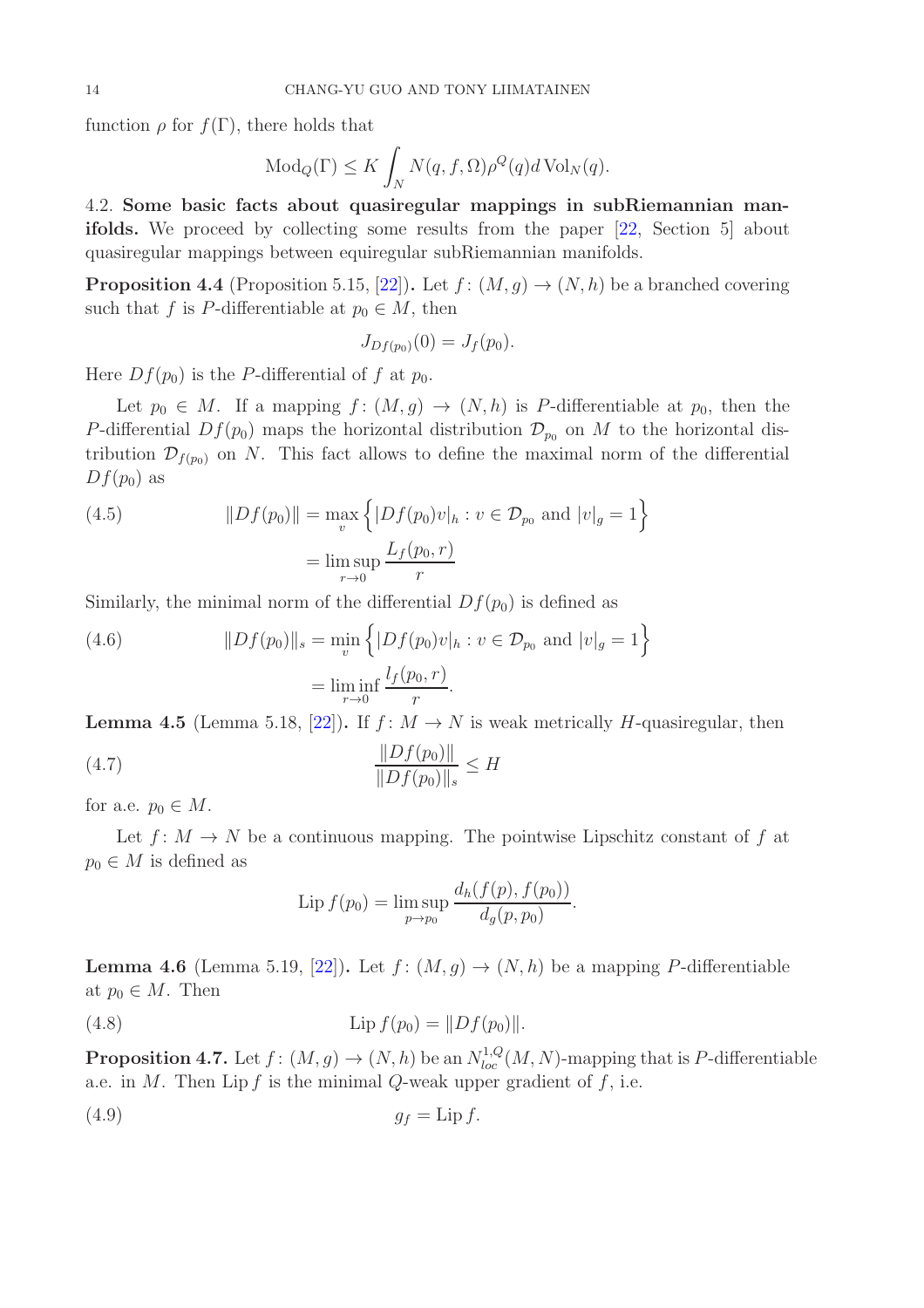function $\rho$ for $f(\Gamma)$, there holds that

$$\operatorname{Mod}_Q(\Gamma) \leq K \int_N N(q, f, \Omega) \rho^Q(q) d \operatorname{Vol}_N(q).$$

4.2. **Some basic facts about quasiregular mappings in subRiemannian manifolds.** We proceed by collecting some results from the paper [22, Section 5] about quasiregular mappings between equiregular subRiemannian manifolds.

**Proposition 4.4** (Proposition 5.15, [22])**.** Let $f\colon (M,g) \to (N,h)$ be a branched covering such that $f$ is $P$-differentiable at $p_0 \in M$, then

$$J_{Df(p_0)}(0) = J_f(p_0).$$

Here $Df(p_0)$ is the $P$-differential of $f$ at $p_0$.

Let $p_0 \in M$. If a mapping $f\colon (M,g) \to (N,h)$ is $P$-differentiable at $p_0$, then the $P$-differential $Df(p_0)$ maps the horizontal distribution $\mathcal{D}_{p_0}$ on $M$ to the horizontal distribution $\mathcal{D}_{f(p_0)}$ on $N$. This fact allows to define the maximal norm of the differential $Df(p_0)$ as

$$\begin{aligned} \|Df(p_0)\| &= \max_v \left\{ |Df(p_0)v|_h : v \in \mathcal{D}_{p_0} \text{ and } |v|_g = 1 \right\} \\ &= \limsup_{r \to 0} \frac{L_f(p_0, r)}{r} \end{aligned} \tag{4.5}$$

Similarly, the minimal norm of the differential $Df(p_0)$ is defined as

$$\begin{aligned} \|Df(p_0)\|_s &= \min_v \left\{ |Df(p_0)v|_h : v \in \mathcal{D}_{p_0} \text{ and } |v|_g = 1 \right\} \\ &= \liminf_{r \to 0} \frac{l_f(p_0, r)}{r}. \end{aligned} \tag{4.6}$$

**Lemma 4.5** (Lemma 5.18, [22])**.** If $f\colon M \to N$ is weak metrically $H$-quasiregular, then

$$\frac{\|Df(p_0)\|}{\|Df(p_0)\|_s} \leq H \tag{4.7}$$

for a.e. $p_0 \in M$.

Let $f\colon M \to N$ be a continuous mapping. The pointwise Lipschitz constant of $f$ at $p_0 \in M$ is defined as

$$\operatorname{Lip} f(p_0) = \limsup_{p \to p_0} \frac{d_h(f(p), f(p_0))}{d_g(p, p_0)}.$$

**Lemma 4.6** (Lemma 5.19, [22])**.** Let $f\colon (M,g) \to (N,h)$ be a mapping $P$-differentiable at $p_0 \in M$. Then

$$\operatorname{Lip} f(p_0) = \|Df(p_0)\|. \tag{4.8}$$

**Proposition 4.7.** Let $f\colon (M,g) \to (N,h)$ be an $N^{1,Q}_{loc}(M,N)$-mapping that is $P$-differentiable a.e. in $M$. Then $\operatorname{Lip} f$ is the minimal $Q$-weak upper gradient of $f$, i.e.

$$g_f = \operatorname{Lip} f. \tag{4.9}$$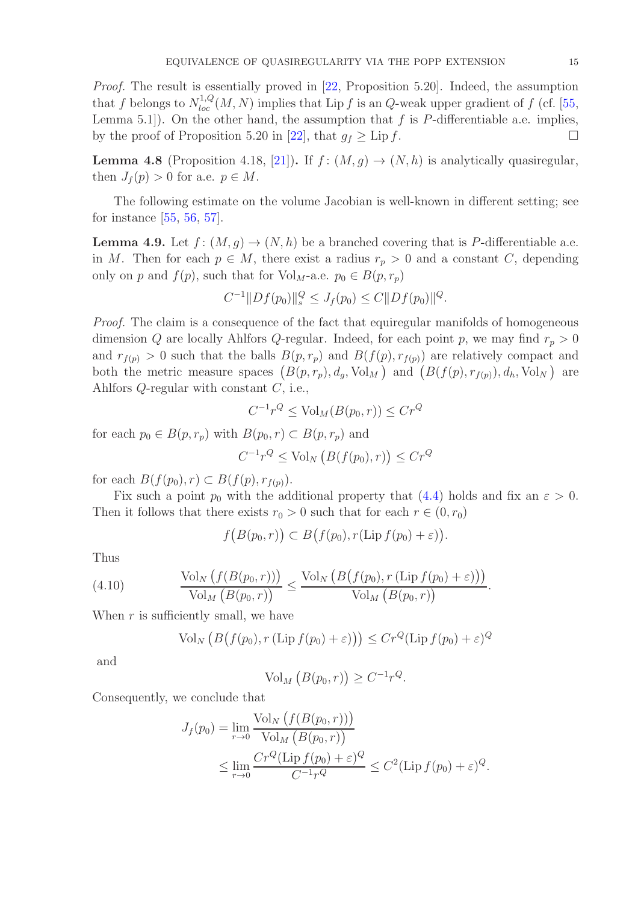*Proof.* The result is essentially proved in [22, Proposition 5.20]. Indeed, the assumption that $f$ belongs to $N^{1,Q}_{loc}(M,N)$ implies that $\operatorname{Lip} f$ is an $Q$-weak upper gradient of $f$ (cf. [55, Lemma 5.1]). On the other hand, the assumption that $f$ is $P$-differentiable a.e. implies, by the proof of Proposition 5.20 in [22], that $g_f \geq \operatorname{Lip} f$. □

**Lemma 4.8** (Proposition 4.18, [21])**.** *If $f\colon (M,g) \to (N,h)$ is analytically quasiregular, then $J_f(p) > 0$ for a.e. $p \in M$.*

The following estimate on the volume Jacobian is well-known in different setting; see for instance [55, 56, 57].

**Lemma 4.9.** *Let $f\colon (M,g) \to (N,h)$ be a branched covering that is $P$-differentiable a.e. in $M$. Then for each $p \in M$, there exist a radius $r_p > 0$ and a constant $C$, depending only on $p$ and $f(p)$, such that for $\mathrm{Vol}_M$-a.e. $p_0 \in B(p, r_p)$*

$$C^{-1}\|Df(p_0)\|_s^Q \leq J_f(p_0) \leq C\|Df(p_0)\|^Q.$$

*Proof.* The claim is a consequence of the fact that equiregular manifolds of homogeneous dimension $Q$ are locally Ahlfors $Q$-regular. Indeed, for each point $p$, we may find $r_p > 0$ and $r_{f(p)} > 0$ such that the balls $B(p, r_p)$ and $B(f(p), r_{f(p)})$ are relatively compact and both the metric measure spaces $\big(B(p, r_p), d_g, \mathrm{Vol}_M\big)$ and $\big(B(f(p), r_{f(p)}), d_h, \mathrm{Vol}_N\big)$ are Ahlfors $Q$-regular with constant $C$, i.e.,

$$C^{-1}r^Q \leq \mathrm{Vol}_M(B(p_0, r)) \leq Cr^Q$$

for each $p_0 \in B(p, r_p)$ with $B(p_0, r) \subset B(p, r_p)$ and

$$C^{-1}r^Q \leq \mathrm{Vol}_N\big(B(f(p_0), r)\big) \leq Cr^Q$$

for each $B(f(p_0), r) \subset B(f(p), r_{f(p)})$.

Fix such a point $p_0$ with the additional property that (4.4) holds and fix an $\varepsilon > 0$. Then it follows that there exists $r_0 > 0$ such that for each $r \in (0, r_0)$

$$f\big(B(p_0, r)\big) \subset B\big(f(p_0), r(\operatorname{Lip} f(p_0) + \varepsilon)\big).$$

Thus

$$\frac{\mathrm{Vol}_N\big(f(B(p_0, r))\big)}{\mathrm{Vol}_M\big(B(p_0, r)\big)} \leq \frac{\mathrm{Vol}_N\big(B\big(f(p_0), r\,(\operatorname{Lip} f(p_0) + \varepsilon)\big)\big)}{\mathrm{Vol}_M\big(B(p_0, r)\big)}. \tag{4.10}$$

When $r$ is sufficiently small, we have

$$\mathrm{Vol}_N\big(B\big(f(p_0), r\,(\operatorname{Lip} f(p_0) + \varepsilon)\big)\big) \leq Cr^Q(\operatorname{Lip} f(p_0) + \varepsilon)^Q$$

and

$$\mathrm{Vol}_M\big(B(p_0, r)\big) \geq C^{-1}r^Q.$$

Consequently, we conclude that

$$\begin{aligned} J_f(p_0) &= \lim_{r\to 0} \frac{\mathrm{Vol}_N\big(f(B(p_0, r))\big)}{\mathrm{Vol}_M\big(B(p_0, r)\big)} \\ &\leq \lim_{r\to 0} \frac{Cr^Q(\operatorname{Lip} f(p_0) + \varepsilon)^Q}{C^{-1}r^Q} \leq C^2(\operatorname{Lip} f(p_0) + \varepsilon)^Q. \end{aligned}$$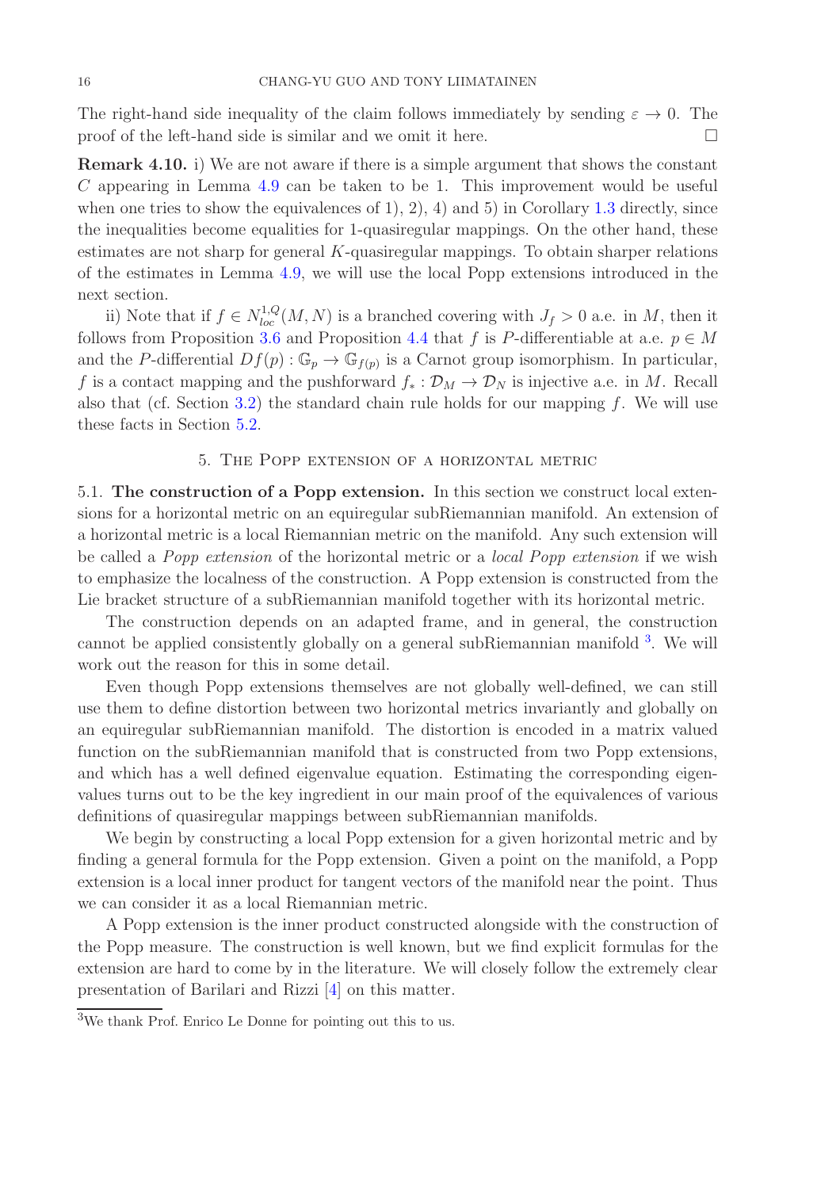The right-hand side inequality of the claim follows immediately by sending $\varepsilon \to 0$. The proof of the left-hand side is similar and we omit it here. □

**Remark 4.10.** i) We are not aware if there is a simple argument that shows the constant $C$ appearing in Lemma 4.9 can be taken to be 1. This improvement would be useful when one tries to show the equivalences of 1), 2), 4) and 5) in Corollary 1.3 directly, since the inequalities become equalities for 1-quasiregular mappings. On the other hand, these estimates are not sharp for general $K$-quasiregular mappings. To obtain sharper relations of the estimates in Lemma 4.9, we will use the local Popp extensions introduced in the next section.

ii) Note that if $f \in N^{1,Q}_{loc}(M,N)$ is a branched covering with $J_f > 0$ a.e. in $M$, then it follows from Proposition 3.6 and Proposition 4.4 that $f$ is $P$-differentiable at a.e. $p \in M$ and the $P$-differential $Df(p) : \mathbb{G}_p \to \mathbb{G}_{f(p)}$ is a Carnot group isomorphism. In particular, $f$ is a contact mapping and the pushforward $f_* : \mathcal{D}_M \to \mathcal{D}_N$ is injective a.e. in $M$. Recall also that (cf. Section 3.2) the standard chain rule holds for our mapping $f$. We will use these facts in Section 5.2.

## 5. The Popp extension of a horizontal metric

### 5.1. The construction of a Popp extension.

In this section we construct local extensions for a horizontal metric on an equiregular subRiemannian manifold. An extension of a horizontal metric is a local Riemannian metric on the manifold. Any such extension will be called a *Popp extension* of the horizontal metric or a *local Popp extension* if we wish to emphasize the localness of the construction. A Popp extension is constructed from the Lie bracket structure of a subRiemannian manifold together with its horizontal metric.

The construction depends on an adapted frame, and in general, the construction cannot be applied consistently globally on a general subRiemannian manifold [3]. We will work out the reason for this in some detail.

Even though Popp extensions themselves are not globally well-defined, we can still use them to define distortion between two horizontal metrics invariantly and globally on an equiregular subRiemannian manifold. The distortion is encoded in a matrix valued function on the subRiemannian manifold that is constructed from two Popp extensions, and which has a well defined eigenvalue equation. Estimating the corresponding eigenvalues turns out to be the key ingredient in our main proof of the equivalences of various definitions of quasiregular mappings between subRiemannian manifolds.

We begin by constructing a local Popp extension for a given horizontal metric and by finding a general formula for the Popp extension. Given a point on the manifold, a Popp extension is a local inner product for tangent vectors of the manifold near the point. Thus we can consider it as a local Riemannian metric.

A Popp extension is the inner product constructed alongside with the construction of the Popp measure. The construction is well known, but we find explicit formulas for the extension are hard to come by in the literature. We will closely follow the extremely clear presentation of Barilari and Rizzi [4] on this matter.

[3] We thank Prof. Enrico Le Donne for pointing out this to us.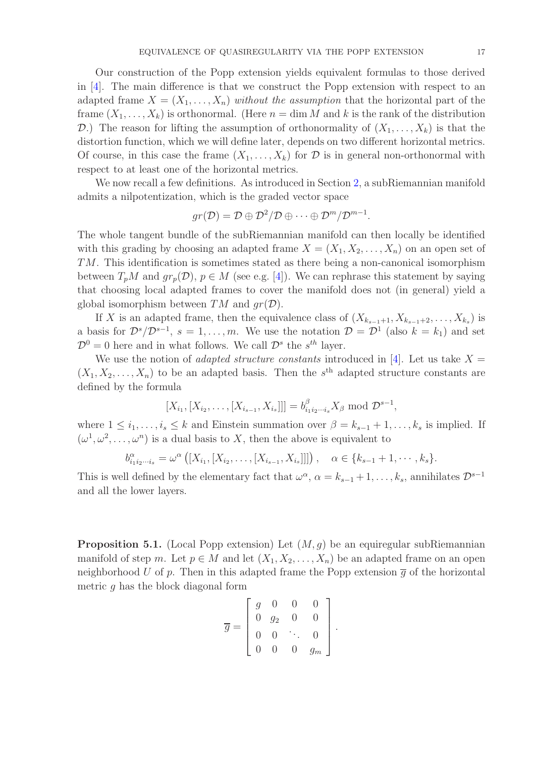Our construction of the Popp extension yields equivalent formulas to those derived in [4]. The main difference is that we construct the Popp extension with respect to an adapted frame $X = (X_1, \dots, X_n)$ *without the assumption* that the horizontal part of the frame $(X_1, \dots, X_k)$ is orthonormal. (Here $n = \dim M$ and $k$ is the rank of the distribution $\mathcal{D}$.) The reason for lifting the assumption of orthonormality of $(X_1, \dots, X_k)$ is that the distortion function, which we will define later, depends on two different horizontal metrics. Of course, in this case the frame $(X_1, \dots, X_k)$ for $\mathcal{D}$ is in general non-orthonormal with respect to at least one of the horizontal metrics.

We now recall a few definitions. As introduced in Section 2, a subRiemannian manifold admits a nilpotentization, which is the graded vector space

$$gr(\mathcal{D}) = \mathcal{D} \oplus \mathcal{D}^2/\mathcal{D} \oplus \cdots \oplus \mathcal{D}^m/\mathcal{D}^{m-1}.$$

The whole tangent bundle of the subRiemannian manifold can then locally be identified with this grading by choosing an adapted frame $X = (X_1, X_2, \dots, X_n)$ on an open set of $TM$. This identification is sometimes stated as there being a non-canonical isomorphism between $T_pM$ and $gr_p(\mathcal{D})$, $p \in M$ (see e.g. [4]). We can rephrase this statement by saying that choosing local adapted frames to cover the manifold does not (in general) yield a global isomorphism between $TM$ and $gr(\mathcal{D})$.

If $X$ is an adapted frame, then the equivalence class of $(X_{k_{s-1}+1}, X_{k_{s-1}+2}, \dots, X_{k_s})$ is a basis for $\mathcal{D}^s/\mathcal{D}^{s-1}$, $s = 1, \dots, m$. We use the notation $\mathcal{D} = \mathcal{D}^1$ (also $k = k_1$) and set $\mathcal{D}^0 = 0$ here and in what follows. We call $\mathcal{D}^s$ the $s^{th}$ layer.

We use the notion of *adapted structure constants* introduced in [4]. Let us take $X = (X_1, X_2, \dots, X_n)$ to be an adapted basis. Then the $s^{\text{th}}$ adapted structure constants are defined by the formula

$$[X_{i_1}, [X_{i_2}, \dots, [X_{i_{s-1}}, X_{i_s}]]] = b^{\beta}_{i_1 i_2 \cdots i_s} X_\beta \bmod \mathcal{D}^{s-1},$$

where $1 \leq i_1, \dots, i_s \leq k$ and Einstein summation over $\beta = k_{s-1}+1, \dots, k_s$ is implied. If $(\omega^1, \omega^2, \dots, \omega^n)$ is a dual basis to $X$, then the above is equivalent to

$$b^{\alpha}_{i_1 i_2 \cdots i_s} = \omega^\alpha \left( [X_{i_1}, [X_{i_2}, \dots, [X_{i_{s-1}}, X_{i_s}]]] \right), \quad \alpha \in \{k_{s-1}+1, \cdots, k_s\}.$$

This is well defined by the elementary fact that $\omega^\alpha$, $\alpha = k_{s-1}+1, \dots, k_s$, annihilates $\mathcal{D}^{s-1}$ and all the lower layers.

**Proposition 5.1.** (Local Popp extension) Let $(M, g)$ be an equiregular subRiemannian manifold of step $m$. Let $p \in M$ and let $(X_1, X_2, \dots, X_n)$ be an adapted frame on an open neighborhood $U$ of $p$. Then in this adapted frame the Popp extension $\overline{g}$ of the horizontal metric $g$ has the block diagonal form

$$\overline{g} = \begin{bmatrix} g & 0 & 0 & 0 \\ 0 & g_2 & 0 & 0 \\ 0 & 0 & \ddots & 0 \\ 0 & 0 & 0 & g_m \end{bmatrix}.$$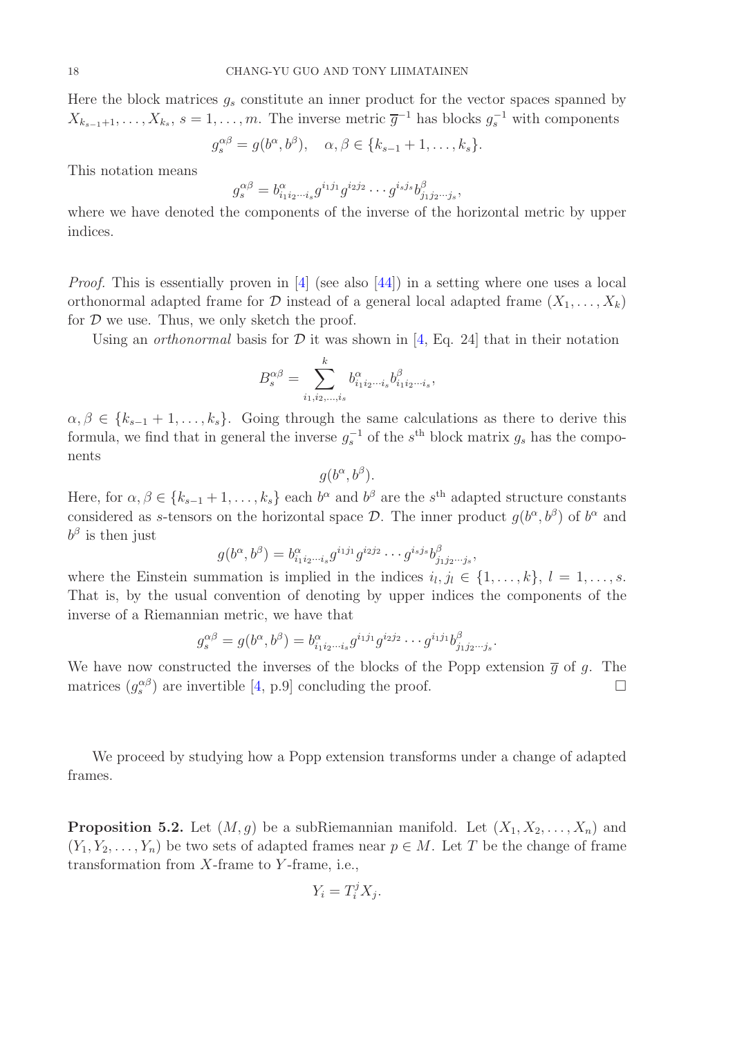Here the block matrices $g_s$ constitute an inner product for the vector spaces spanned by $X_{k_{s-1}+1}, \ldots, X_{k_s}$, $s = 1, \ldots, m$. The inverse metric $\overline{g}^{-1}$ has blocks $g_s^{-1}$ with components

$$g_s^{\alpha\beta} = g(b^\alpha, b^\beta), \quad \alpha, \beta \in \{k_{s-1}+1, \ldots, k_s\}.$$

This notation means

$$g_s^{\alpha\beta} = b^\alpha_{i_1 i_2 \cdots i_s} g^{i_1 j_1} g^{i_2 j_2} \cdots g^{i_s j_s} b^\beta_{j_1 j_2 \cdots j_s},$$

where we have denoted the components of the inverse of the horizontal metric by upper indices.

*Proof.* This is essentially proven in [4] (see also [44]) in a setting where one uses a local orthonormal adapted frame for $\mathcal{D}$ instead of a general local adapted frame $(X_1, \ldots, X_k)$ for $\mathcal{D}$ we use. Thus, we only sketch the proof.

Using an *orthonormal* basis for $\mathcal{D}$ it was shown in [4, Eq. 24] that in their notation

$$B_s^{\alpha\beta} = \sum_{i_1, i_2, \ldots, i_s}^{k} b^\alpha_{i_1 i_2 \cdots i_s} b^\beta_{i_1 i_2 \cdots i_s},$$

$\alpha, \beta \in \{k_{s-1}+1, \ldots, k_s\}$. Going through the same calculations as there to derive this formula, we find that in general the inverse $g_s^{-1}$ of the $s^{\text{th}}$ block matrix $g_s$ has the components

$$g(b^\alpha, b^\beta).$$

Here, for $\alpha, \beta \in \{k_{s-1}+1, \ldots, k_s\}$ each $b^\alpha$ and $b^\beta$ are the $s^{\text{th}}$ adapted structure constants considered as $s$-tensors on the horizontal space $\mathcal{D}$. The inner product $g(b^\alpha, b^\beta)$ of $b^\alpha$ and $b^\beta$ is then just

$$g(b^\alpha, b^\beta) = b^\alpha_{i_1 i_2 \cdots i_s} g^{i_1 j_1} g^{i_2 j_2} \cdots g^{i_s j_s} b^\beta_{j_1 j_2 \cdots j_s},$$

where the Einstein summation is implied in the indices $i_l, j_l \in \{1, \ldots, k\}$, $l = 1, \ldots, s$. That is, by the usual convention of denoting by upper indices the components of the inverse of a Riemannian metric, we have that

$$g_s^{\alpha\beta} = g(b^\alpha, b^\beta) = b^\alpha_{i_1 i_2 \cdots i_s} g^{i_1 j_1} g^{i_2 j_2} \cdots g^{i_1 j_1} b^\beta_{j_1 j_2 \cdots j_s}.$$

We have now constructed the inverses of the blocks of the Popp extension $\overline{g}$ of $g$. The matrices $(g_s^{\alpha\beta})$ are invertible [4, p.9] concluding the proof. □

We proceed by studying how a Popp extension transforms under a change of adapted frames.

**Proposition 5.2.** Let $(M, g)$ be a subRiemannian manifold. Let $(X_1, X_2, \ldots, X_n)$ and $(Y_1, Y_2, \ldots, Y_n)$ be two sets of adapted frames near $p \in M$. Let $T$ be the change of frame transformation from $X$-frame to $Y$-frame, i.e.,

$$Y_i = T_i^j X_j.$$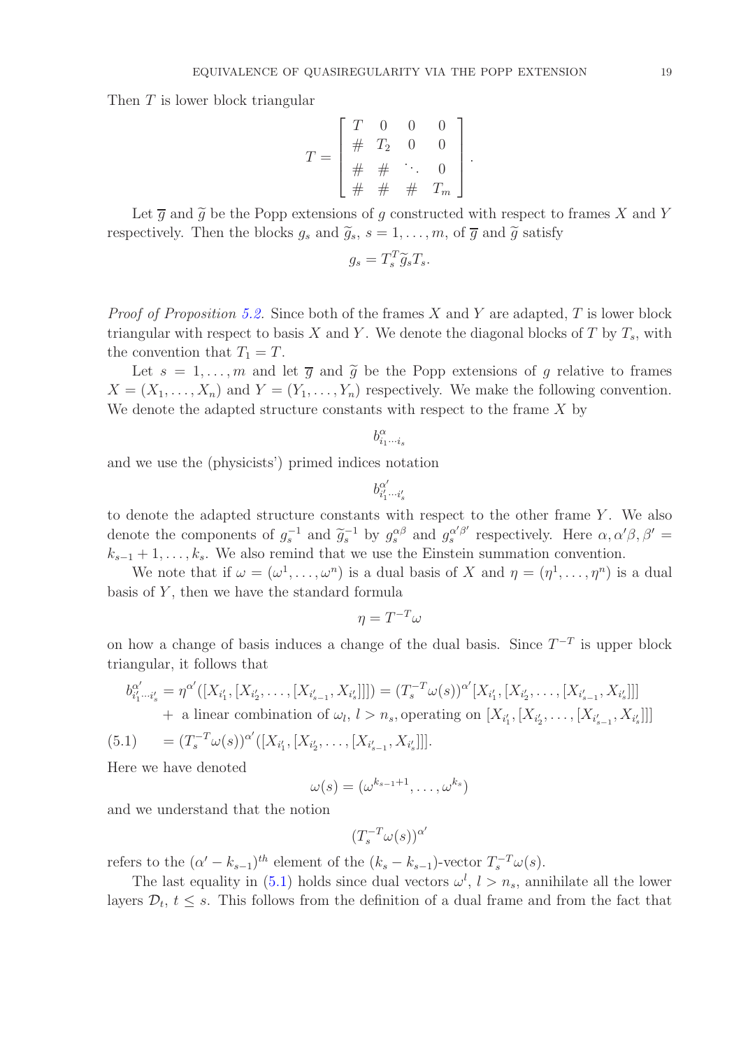Then $T$ is lower block triangular

$$T = \begin{bmatrix} T & 0 & 0 & 0 \\ \# & T_2 & 0 & 0 \\ \# & \# & \ddots & 0 \\ \# & \# & \# & T_m \end{bmatrix}.$$

Let $\overline{g}$ and $\widetilde{g}$ be the Popp extensions of $g$ constructed with respect to frames $X$ and $Y$ respectively. Then the blocks $g_s$ and $\widetilde{g}_s$, $s = 1, \ldots, m$, of $\overline{g}$ and $\widetilde{g}$ satisfy

$$g_s = T_s^T \widetilde{g}_s T_s.$$

*Proof of Proposition 5.2.* Since both of the frames $X$ and $Y$ are adapted, $T$ is lower block triangular with respect to basis $X$ and $Y$. We denote the diagonal blocks of $T$ by $T_s$, with the convention that $T_1 = T$.

Let $s = 1, \ldots, m$ and let $\overline{g}$ and $\widetilde{g}$ be the Popp extensions of $g$ relative to frames $X = (X_1, \ldots, X_n)$ and $Y = (Y_1, \ldots, Y_n)$ respectively. We make the following convention. We denote the adapted structure constants with respect to the frame $X$ by

$$b^{\alpha}_{i_1 \cdots i_s}$$

and we use the (physicists') primed indices notation

$$b^{\alpha'}_{i'_1 \cdots i'_s}$$

to denote the adapted structure constants with respect to the other frame $Y$. We also denote the components of $g_s^{-1}$ and $\widetilde{g}_s^{-1}$ by $g_s^{\alpha\beta}$ and $g_s^{\alpha'\beta'}$ respectively. Here $\alpha, \alpha'\beta, \beta' = k_{s-1} + 1, \ldots, k_s$. We also remind that we use the Einstein summation convention.

We note that if $\omega = (\omega^1, \ldots, \omega^n)$ is a dual basis of $X$ and $\eta = (\eta^1, \ldots, \eta^n)$ is a dual basis of $Y$, then we have the standard formula

$$\eta = T^{-T}\omega$$

on how a change of basis induces a change of the dual basis. Since $T^{-T}$ is upper block triangular, it follows that

$$\begin{aligned} b^{\alpha'}_{i'_1 \cdots i'_s} &= \eta^{\alpha'}([X_{i'_1}, [X_{i'_2}, \ldots, [X_{i'_{s-1}}, X_{i'_s}]]]) = (T_s^{-T}\omega(s))^{\alpha'}[X_{i'_1}, [X_{i'_2}, \ldots, [X_{i'_{s-1}}, X_{i'_s}]]] \\ &\quad + \text{ a linear combination of } \omega_l,\ l > n_s, \text{operating on } [X_{i'_1}, [X_{i'_2}, \ldots, [X_{i'_{s-1}}, X_{i'_s}]]] \\ &= (T_s^{-T}\omega(s))^{\alpha'}([X_{i'_1}, [X_{i'_2}, \ldots, [X_{i'_{s-1}}, X_{i'_s}]]]. \end{aligned} \tag{5.1}$$

Here we have denoted

$$\omega(s) = (\omega^{k_{s-1}+1}, \ldots, \omega^{k_s})$$

and we understand that the notion

$$(T_s^{-T}\omega(s))^{\alpha'}$$

refers to the $(\alpha' - k_{s-1})^{th}$ element of the $(k_s - k_{s-1})$-vector $T_s^{-T}\omega(s)$.

The last equality in (5.1) holds since dual vectors $\omega^l$, $l > n_s$, annihilate all the lower layers $\mathcal{D}_t$, $t \leq s$. This follows from the definition of a dual frame and from the fact that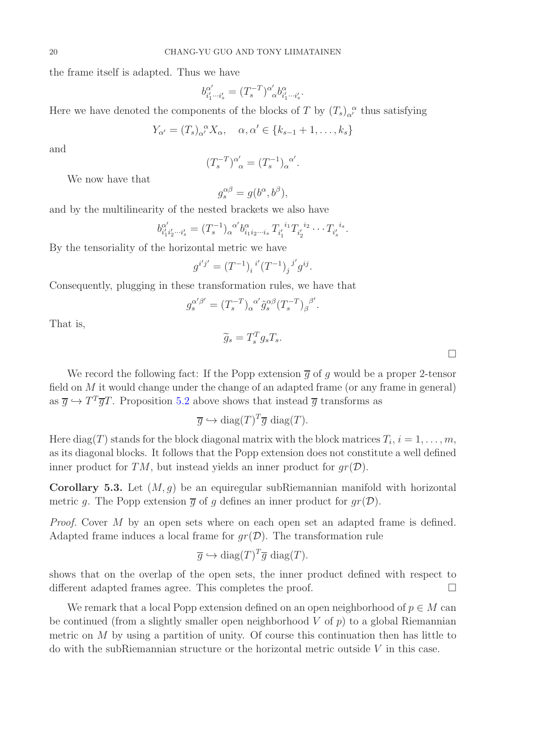the frame itself is adapted. Thus we have

$$b^{\alpha'}_{i'_1\cdots i'_s} = (T_s^{-T})^{\alpha'}{}_{\alpha} b^{\alpha}_{i'_1\cdots i'_s}.$$

Here we have denoted the components of the blocks of $T$ by $(T_s)_{\alpha'}{}^{\alpha}$ thus satisfying

$$Y_{\alpha'} = (T_s)_{\alpha'}{}^{\alpha} X_\alpha, \quad \alpha, \alpha' \in \{k_{s-1}+1, \ldots, k_s\}$$

and

$$(T_s^{-T})^{\alpha'}{}_{\alpha} = (T_s^{-1})_{\alpha}{}^{\alpha'}.$$

We now have that

$$g_s^{\alpha\beta} = g(b^\alpha, b^\beta),$$

and by the multilinearity of the nested brackets we also have

$$b^{\alpha'}_{i'_1 i'_2\cdots i'_s} = (T_s^{-1})_{\alpha}{}^{\alpha'} b^{\alpha}_{i_1 i_2\cdots i_s} T_{i'_1}{}^{i_1} T_{i'_2}{}^{i_2} \cdots T_{i'_s}{}^{i_s}.$$

By the tensoriality of the horizontal metric we have

$$g^{i'j'} = (T^{-1})_i{}^{i'} (T^{-1})_j{}^{j'} g^{ij}.$$

Consequently, plugging in these transformation rules, we have that

$$g_s^{\alpha'\beta'} = (T_s^{-T})_{\alpha}{}^{\alpha'} \tilde{g}_s^{\alpha\beta} (T_s^{-T})_{\beta}{}^{\beta'}.$$

That is,

$$\widetilde{g}_s = T_s^T g_s T_s.$$

□

We record the following fact: If the Popp extension $\overline{g}$ of $g$ would be a proper 2-tensor field on $M$ it would change under the change of an adapted frame (or any frame in general) as $\overline{g} \hookrightarrow T^T \overline{g} T$. Proposition 5.2 above shows that instead $\overline{g}$ transforms as

$$\overline{g} \hookrightarrow \operatorname{diag}(T)^T \overline{g} \operatorname{diag}(T).$$

Here $\operatorname{diag}(T)$ stands for the block diagonal matrix with the block matrices $T_i$, $i = 1, \ldots, m$, as its diagonal blocks. It follows that the Popp extension does not constitute a well defined inner product for $TM$, but instead yields an inner product for $gr(\mathcal{D})$.

**Corollary 5.3.** *Let $(M, g)$ be an equiregular subRiemannian manifold with horizontal metric $g$. The Popp extension $\overline{g}$ of $g$ defines an inner product for $gr(\mathcal{D})$.*

*Proof.* Cover $M$ by an open sets where on each open set an adapted frame is defined. Adapted frame induces a local frame for $gr(\mathcal{D})$. The transformation rule

$$\overline{g} \hookrightarrow \operatorname{diag}(T)^T \overline{g} \operatorname{diag}(T).$$

shows that on the overlap of the open sets, the inner product defined with respect to different adapted frames agree. This completes the proof. □

We remark that a local Popp extension defined on an open neighborhood of $p \in M$ can be continued (from a slightly smaller open neighborhood $V$ of $p$) to a global Riemannian metric on $M$ by using a partition of unity. Of course this continuation then has little to do with the subRiemannian structure or the horizontal metric outside $V$ in this case.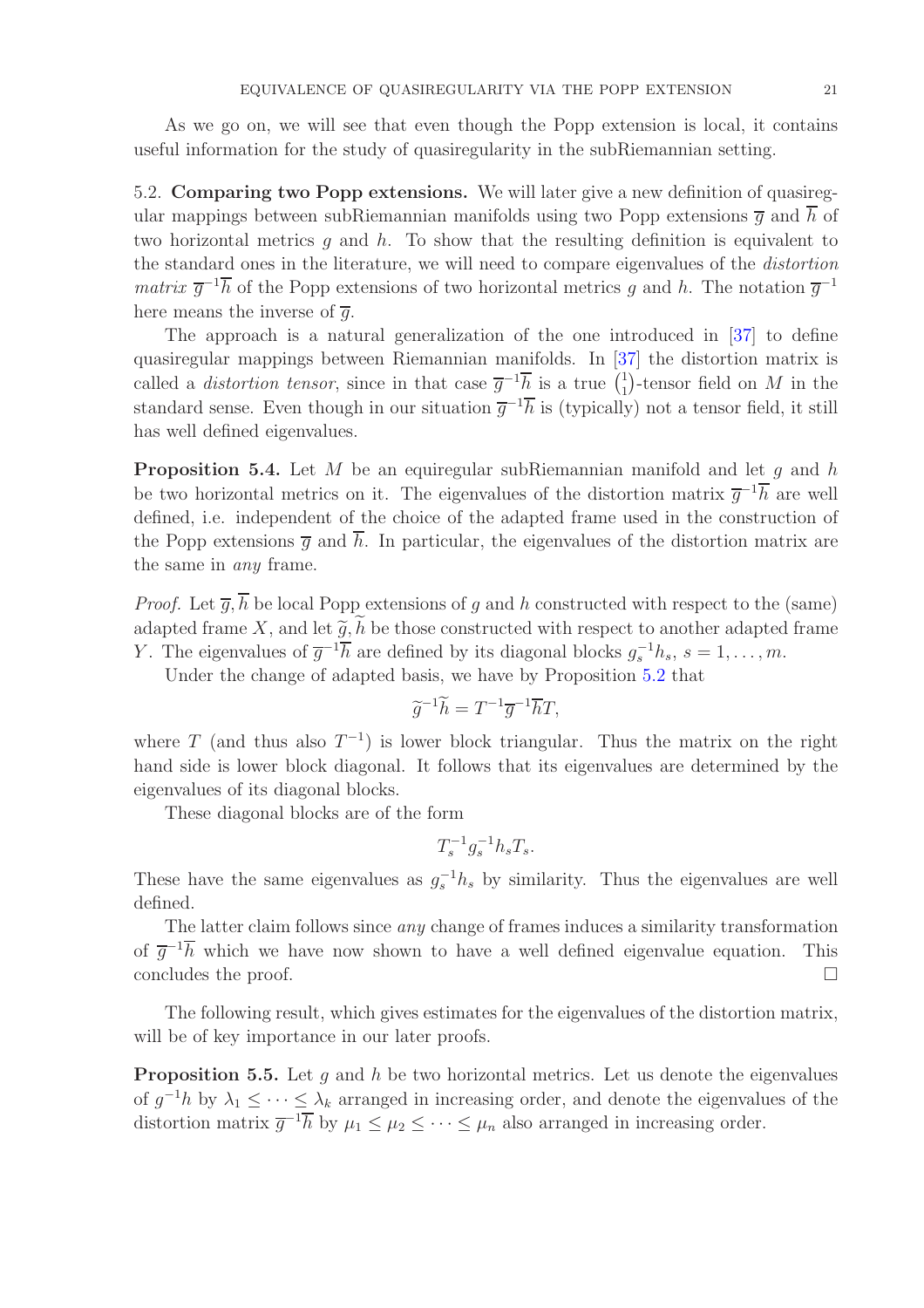As we go on, we will see that even though the Popp extension is local, it contains useful information for the study of quasiregularity in the subRiemannian setting.

5.2. **Comparing two Popp extensions.** We will later give a new definition of quasiregular mappings between subRiemannian manifolds using two Popp extensions $\overline{g}$ and $\overline{h}$ of two horizontal metrics $g$ and $h$. To show that the resulting definition is equivalent to the standard ones in the literature, we will need to compare eigenvalues of the *distortion matrix* $\overline{g}^{-1}\overline{h}$ of the Popp extensions of two horizontal metrics $g$ and $h$. The notation $\overline{g}^{-1}$ here means the inverse of $\overline{g}$.

The approach is a natural generalization of the one introduced in [37] to define quasiregular mappings between Riemannian manifolds. In [37] the distortion matrix is called a *distortion tensor*, since in that case $\overline{g}^{-1}\overline{h}$ is a true $\binom{1}{1}$-tensor field on $M$ in the standard sense. Even though in our situation $\overline{g}^{-1}\overline{h}$ is (typically) not a tensor field, it still has well defined eigenvalues.

**Proposition 5.4.** Let $M$ be an equiregular subRiemannian manifold and let $g$ and $h$ be two horizontal metrics on it. The eigenvalues of the distortion matrix $\overline{g}^{-1}\overline{h}$ are well defined, i.e. independent of the choice of the adapted frame used in the construction of the Popp extensions $\overline{g}$ and $\overline{h}$. In particular, the eigenvalues of the distortion matrix are the same in *any* frame.

*Proof.* Let $\overline{g}, \overline{h}$ be local Popp extensions of $g$ and $h$ constructed with respect to the (same) adapted frame $X$, and let $\widetilde{g}, \widetilde{h}$ be those constructed with respect to another adapted frame $Y$. The eigenvalues of $\overline{g}^{-1}\overline{h}$ are defined by its diagonal blocks $g_s^{-1}h_s$, $s = 1, \ldots, m$.

Under the change of adapted basis, we have by Proposition 5.2 that

$$\widetilde{g}^{-1}\widetilde{h} = T^{-1}\overline{g}^{-1}\overline{h}T,$$

where $T$ (and thus also $T^{-1}$) is lower block triangular. Thus the matrix on the right hand side is lower block diagonal. It follows that its eigenvalues are determined by the eigenvalues of its diagonal blocks.

These diagonal blocks are of the form

$$T_s^{-1}g_s^{-1}h_sT_s.$$

These have the same eigenvalues as $g_s^{-1}h_s$ by similarity. Thus the eigenvalues are well defined.

The latter claim follows since *any* change of frames induces a similarity transformation of $\overline{g}^{-1}\overline{h}$ which we have now shown to have a well defined eigenvalue equation. This concludes the proof. $\square$

The following result, which gives estimates for the eigenvalues of the distortion matrix, will be of key importance in our later proofs.

**Proposition 5.5.** Let $g$ and $h$ be two horizontal metrics. Let us denote the eigenvalues of $g^{-1}h$ by $\lambda_1 \leq \cdots \leq \lambda_k$ arranged in increasing order, and denote the eigenvalues of the distortion matrix $\overline{g}^{-1}\overline{h}$ by $\mu_1 \leq \mu_2 \leq \cdots \leq \mu_n$ also arranged in increasing order.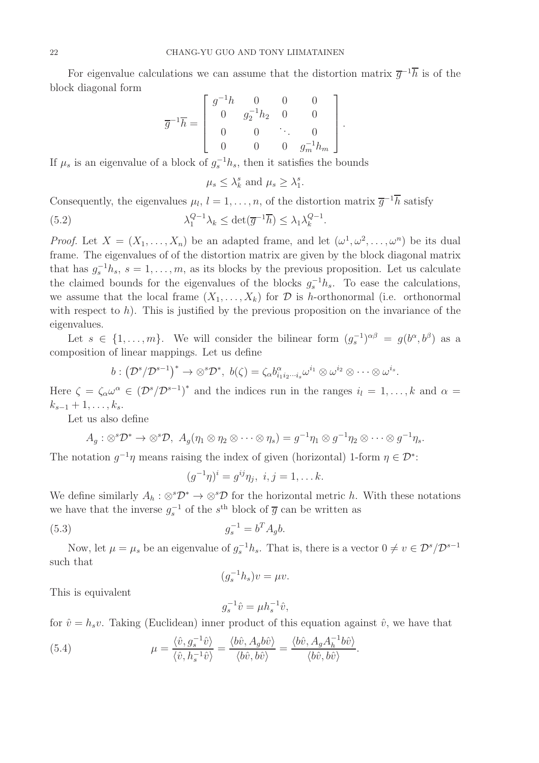For eigenvalue calculations we can assume that the distortion matrix $\overline{g}^{-1}\overline{h}$ is of the block diagonal form

$$\overline{g}^{-1}\overline{h} = \begin{bmatrix} g^{-1}h & 0 & 0 & 0 \\ 0 & g_2^{-1}h_2 & 0 & 0 \\ 0 & 0 & \ddots & 0 \\ 0 & 0 & 0 & g_m^{-1}h_m \end{bmatrix}.$$

If $\mu_s$ is an eigenvalue of a block of $g_s^{-1}h_s$, then it satisfies the bounds

$$\mu_s \leq \lambda_k^s \text{ and } \mu_s \geq \lambda_1^s.$$

Consequently, the eigenvalues $\mu_l$, $l = 1, \ldots, n$, of the distortion matrix $\overline{g}^{-1}\overline{h}$ satisfy

$$\lambda_1^{Q-1}\lambda_k \leq \det(\overline{g}^{-1}\overline{h}) \leq \lambda_1\lambda_k^{Q-1}. \tag{5.2}$$

*Proof.* Let $X = (X_1, \ldots, X_n)$ be an adapted frame, and let $(\omega^1, \omega^2, \ldots, \omega^n)$ be its dual frame. The eigenvalues of of the distortion matrix are given by the block diagonal matrix that has $g_s^{-1}h_s$, $s = 1, \ldots, m$, as its blocks by the previous proposition. Let us calculate the claimed bounds for the eigenvalues of the blocks $g_s^{-1}h_s$. To ease the calculations, we assume that the local frame $(X_1, \ldots, X_k)$ for $\mathcal{D}$ is $h$-orthonormal (i.e. orthonormal with respect to $h$). This is justified by the previous proposition on the invariance of the eigenvalues.

Let $s \in \{1, \ldots, m\}$. We will consider the bilinear form $(g_s^{-1})^{\alpha\beta} = g(b^\alpha, b^\beta)$ as a composition of linear mappings. Let us define

$$b : \left(\mathcal{D}^s/\mathcal{D}^{s-1}\right)^* \to \otimes^s\mathcal{D}^*,\ b(\zeta) = \zeta_\alpha b^\alpha_{i_1 i_2\cdots i_s}\omega^{i_1} \otimes \omega^{i_2} \otimes \cdots \otimes \omega^{i_s}.$$

Here $\zeta = \zeta_\alpha\omega^\alpha \in \left(\mathcal{D}^s/\mathcal{D}^{s-1}\right)^*$ and the indices run in the ranges $i_l = 1, \ldots, k$ and $\alpha = k_{s-1} + 1, \ldots, k_s$.

Let us also define

$$A_g : \otimes^s\mathcal{D}^* \to \otimes^s\mathcal{D},\ A_g(\eta_1 \otimes \eta_2 \otimes \cdots \otimes \eta_s) = g^{-1}\eta_1 \otimes g^{-1}\eta_2 \otimes \cdots \otimes g^{-1}\eta_s.$$

The notation $g^{-1}\eta$ means raising the index of given (horizontal) 1-form $\eta \in \mathcal{D}^*$:

$$(g^{-1}\eta)^i = g^{ij}\eta_j,\ i, j = 1, \ldots k.$$

We define similarly $A_h : \otimes^s\mathcal{D}^* \to \otimes^s\mathcal{D}$ for the horizontal metric $h$. With these notations we have that the inverse $g_s^{-1}$ of the $s^{\text{th}}$ block of $\overline{g}$ can be written as

$$g_s^{-1} = b^T A_g b. \tag{5.3}$$

Now, let $\mu = \mu_s$ be an eigenvalue of $g_s^{-1}h_s$. That is, there is a vector $0 \neq v \in \mathcal{D}^s/\mathcal{D}^{s-1}$ such that

$$(g_s^{-1}h_s)v = \mu v.$$

This is equivalent

$$g_s^{-1}\hat{v} = \mu h_s^{-1}\hat{v},$$

for $\hat{v} = h_s v$. Taking (Euclidean) inner product of this equation against $\hat{v}$, we have that

$$\mu = \frac{\langle \hat{v}, g_s^{-1}\hat{v}\rangle}{\langle \hat{v}, h_s^{-1}\hat{v}\rangle} = \frac{\langle b\hat{v}, A_g b\hat{v}\rangle}{\langle b\hat{v}, b\hat{v}\rangle} = \frac{\langle b\hat{v}, A_g A_h^{-1} b\hat{v}\rangle}{\langle b\hat{v}, b\hat{v}\rangle}. \tag{5.4}$$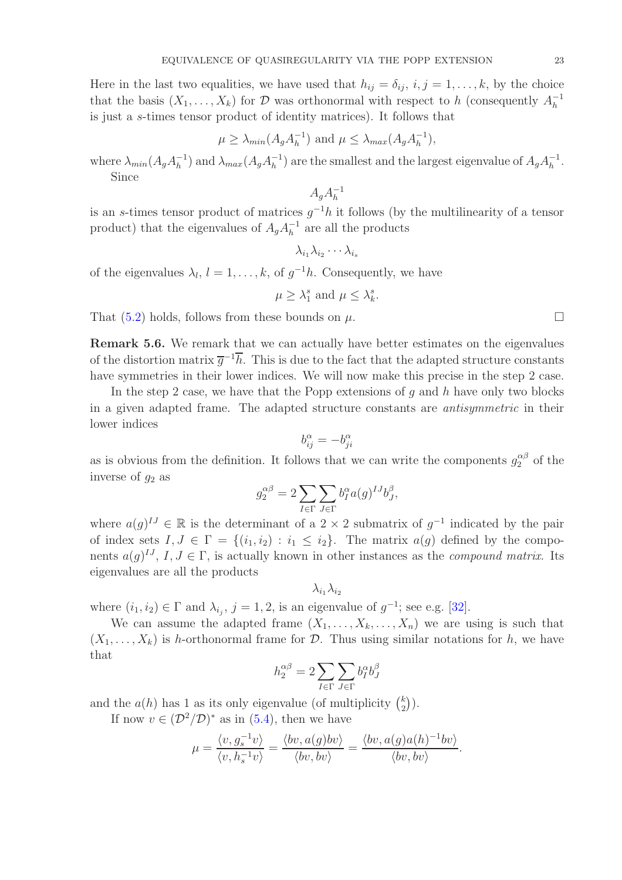Here in the last two equalities, we have used that $h_{ij} = \delta_{ij}$, $i, j = 1, \ldots, k$, by the choice that the basis $(X_1, \ldots, X_k)$ for $\mathcal{D}$ was orthonormal with respect to $h$ (consequently $A_h^{-1}$ is just a $s$-times tensor product of identity matrices). It follows that

$$\mu \geq \lambda_{min}(A_g A_h^{-1}) \text{ and } \mu \leq \lambda_{max}(A_g A_h^{-1}),$$

where $\lambda_{min}(A_g A_h^{-1})$ and $\lambda_{max}(A_g A_h^{-1})$ are the smallest and the largest eigenvalue of $A_g A_h^{-1}$.

Since

$$A_g A_h^{-1}$$

is an $s$-times tensor product of matrices $g^{-1}h$ it follows (by the multilinearity of a tensor product) that the eigenvalues of $A_g A_h^{-1}$ are all the products

$$\lambda_{i_1}\lambda_{i_2}\cdots\lambda_{i_s}$$

of the eigenvalues $\lambda_l$, $l = 1, \ldots, k$, of $g^{-1}h$. Consequently, we have

$$\mu \geq \lambda_1^s \text{ and } \mu \leq \lambda_k^s.$$

That (5.2) holds, follows from these bounds on $\mu$. □

**Remark 5.6.** We remark that we can actually have better estimates on the eigenvalues of the distortion matrix $\overline{g}^{-1}\overline{h}$. This is due to the fact that the adapted structure constants have symmetries in their lower indices. We will now make this precise in the step 2 case.

In the step 2 case, we have that the Popp extensions of $g$ and $h$ have only two blocks in a given adapted frame. The adapted structure constants are *antisymmetric* in their lower indices

$$b_{ij}^{\alpha} = -b_{ji}^{\alpha}$$

as is obvious from the definition. It follows that we can write the components $g_2^{\alpha\beta}$ of the inverse of $g_2$ as

$$g_2^{\alpha\beta} = 2\sum_{I\in\Gamma}\sum_{J\in\Gamma} b_I^{\alpha} a(g)^{IJ} b_J^{\beta},$$

where $a(g)^{IJ} \in \mathbb{R}$ is the determinant of a $2\times 2$ submatrix of $g^{-1}$ indicated by the pair of index sets $I, J \in \Gamma = \{(i_1, i_2) : i_1 \leq i_2\}$. The matrix $a(g)$ defined by the components $a(g)^{IJ}$, $I, J \in \Gamma$, is actually known in other instances as the *compound matrix*. Its eigenvalues are all the products

$$\lambda_{i_1}\lambda_{i_2}$$

where $(i_1, i_2) \in \Gamma$ and $\lambda_{i_j}$, $j = 1, 2$, is an eigenvalue of $g^{-1}$; see e.g. [32].

We can assume the adapted frame $(X_1, \ldots, X_k, \ldots, X_n)$ we are using is such that $(X_1, \ldots, X_k)$ is $h$-orthonormal frame for $\mathcal{D}$. Thus using similar notations for $h$, we have that

$$h_2^{\alpha\beta} = 2\sum_{I\in\Gamma}\sum_{J\in\Gamma} b_I^{\alpha} b_J^{\beta}$$

and the $a(h)$ has 1 as its only eigenvalue (of multiplicity $\binom{k}{2}$).

If now $v \in (\mathcal{D}^2/\mathcal{D})^*$ as in (5.4), then we have

$$\mu = \frac{\langle v, g_s^{-1}v\rangle}{\langle v, h_s^{-1}v\rangle} = \frac{\langle bv, a(g)bv\rangle}{\langle bv, bv\rangle} = \frac{\langle bv, a(g)a(h)^{-1}bv\rangle}{\langle bv, bv\rangle}.$$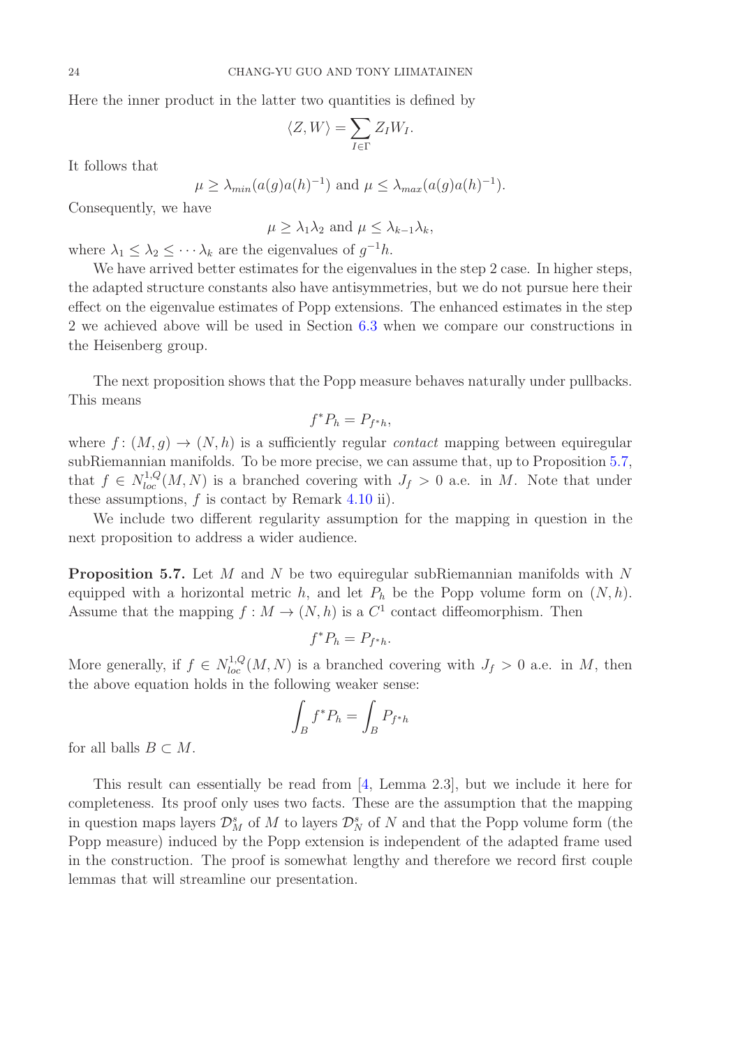Here the inner product in the latter two quantities is defined by

$$\langle Z, W\rangle = \sum_{I\in\Gamma} Z_I W_I.$$

It follows that

$$\mu \geq \lambda_{min}(a(g)a(h)^{-1}) \text{ and } \mu \leq \lambda_{max}(a(g)a(h)^{-1}).$$

Consequently, we have

$$\mu \geq \lambda_1\lambda_2 \text{ and } \mu \leq \lambda_{k-1}\lambda_k,$$

where $\lambda_1 \leq \lambda_2 \leq \cdots \lambda_k$ are the eigenvalues of $g^{-1}h$.

We have arrived better estimates for the eigenvalues in the step 2 case. In higher steps, the adapted structure constants also have antisymmetries, but we do not pursue here their effect on the eigenvalue estimates of Popp extensions. The enhanced estimates in the step 2 we achieved above will be used in Section 6.3 when we compare our constructions in the Heisenberg group.

The next proposition shows that the Popp measure behaves naturally under pullbacks. This means

$$f^*P_h = P_{f^*h},$$

where $f\colon (M,g) \to (N,h)$ is a sufficiently regular *contact* mapping between equiregular subRiemannian manifolds. To be more precise, we can assume that, up to Proposition 5.7, that $f \in N^{1,Q}_{loc}(M,N)$ is a branched covering with $J_f > 0$ a.e. in $M$. Note that under these assumptions, $f$ is contact by Remark 4.10 ii).

We include two different regularity assumption for the mapping in question in the next proposition to address a wider audience.

**Proposition 5.7.** Let $M$ and $N$ be two equiregular subRiemannian manifolds with $N$ equipped with a horizontal metric $h$, and let $P_h$ be the Popp volume form on $(N,h)$. Assume that the mapping $f : M \to (N,h)$ is a $C^1$ contact diffeomorphism. Then

$$f^*P_h = P_{f^*h}.$$

More generally, if $f \in N^{1,Q}_{loc}(M,N)$ is a branched covering with $J_f > 0$ a.e. in $M$, then the above equation holds in the following weaker sense:

$$\int_B f^*P_h = \int_B P_{f^*h}$$

for all balls $B \subset M$.

This result can essentially be read from [4, Lemma 2.3], but we include it here for completeness. Its proof only uses two facts. These are the assumption that the mapping in question maps layers $\mathcal{D}^s_M$ of $M$ to layers $\mathcal{D}^s_N$ of $N$ and that the Popp volume form (the Popp measure) induced by the Popp extension is independent of the adapted frame used in the construction. The proof is somewhat lengthy and therefore we record first couple lemmas that will streamline our presentation.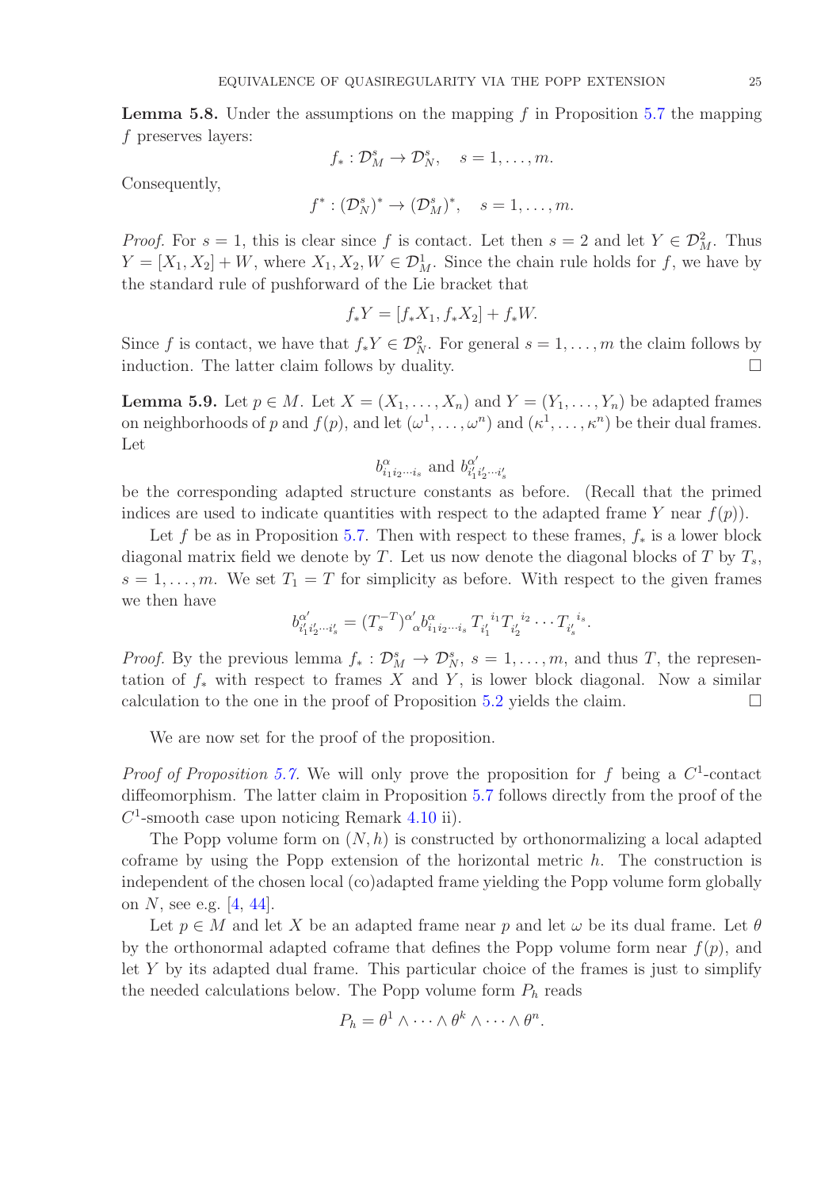**Lemma 5.8.** Under the assumptions on the mapping $f$ in Proposition 5.7 the mapping $f$ preserves layers:

$$f_* : \mathcal{D}_M^s \to \mathcal{D}_N^s, \quad s = 1, \ldots, m.$$

Consequently,

$$f^* : (\mathcal{D}_N^s)^* \to (\mathcal{D}_M^s)^*, \quad s = 1, \ldots, m.$$

*Proof.* For $s = 1$, this is clear since $f$ is contact. Let then $s = 2$ and let $Y \in \mathcal{D}_M^2$. Thus $Y = [X_1, X_2] + W$, where $X_1, X_2, W \in \mathcal{D}_M^1$. Since the chain rule holds for $f$, we have by the standard rule of pushforward of the Lie bracket that

$$f_* Y = [f_* X_1, f_* X_2] + f_* W.$$

Since $f$ is contact, we have that $f_* Y \in \mathcal{D}_N^2$. For general $s = 1, \ldots, m$ the claim follows by induction. The latter claim follows by duality. $\square$

**Lemma 5.9.** Let $p \in M$. Let $X = (X_1, \ldots, X_n)$ and $Y = (Y_1, \ldots, Y_n)$ be adapted frames on neighborhoods of $p$ and $f(p)$, and let $(\omega^1, \ldots, \omega^n)$ and $(\kappa^1, \ldots, \kappa^n)$ be their dual frames. Let

$$b^\alpha_{i_1 i_2 \cdots i_s} \text{ and } b^{\alpha'}_{i'_1 i'_2 \cdots i'_s}$$

be the corresponding adapted structure constants as before. (Recall that the primed indices are used to indicate quantities with respect to the adapted frame $Y$ near $f(p)$).

Let $f$ be as in Proposition 5.7. Then with respect to these frames, $f_*$ is a lower block diagonal matrix field we denote by $T$. Let us now denote the diagonal blocks of $T$ by $T_s$, $s = 1, \ldots, m$. We set $T_1 = T$ for simplicity as before. With respect to the given frames we then have

$$b^{\alpha'}_{i'_1 i'_2 \cdots i'_s} = (T_s^{-T})^{\alpha'}{}_{\alpha} b^\alpha_{i_1 i_2 \cdots i_s} \, T_{i'_1}{}^{i_1} T_{i'_2}{}^{i_2} \cdots T_{i'_s}{}^{i_s}.$$

*Proof.* By the previous lemma $f_* : \mathcal{D}_M^s \to \mathcal{D}_N^s$, $s = 1, \ldots, m$, and thus $T$, the representation of $f_*$ with respect to frames $X$ and $Y$, is lower block diagonal. Now a similar calculation to the one in the proof of Proposition 5.2 yields the claim. $\square$

We are now set for the proof of the proposition.

*Proof of Proposition 5.7.* We will only prove the proposition for $f$ being a $C^1$-contact diffeomorphism. The latter claim in Proposition 5.7 follows directly from the proof of the $C^1$-smooth case upon noticing Remark 4.10 ii).

The Popp volume form on $(N, h)$ is constructed by orthonormalizing a local adapted coframe by using the Popp extension of the horizontal metric $h$. The construction is independent of the chosen local (co)adapted frame yielding the Popp volume form globally on $N$, see e.g. [4, 44].

Let $p \in M$ and let $X$ be an adapted frame near $p$ and let $\omega$ be its dual frame. Let $\theta$ by the orthonormal adapted coframe that defines the Popp volume form near $f(p)$, and let $Y$ by its adapted dual frame. This particular choice of the frames is just to simplify the needed calculations below. The Popp volume form $P_h$ reads

$$P_h = \theta^1 \wedge \cdots \wedge \theta^k \wedge \cdots \wedge \theta^n.$$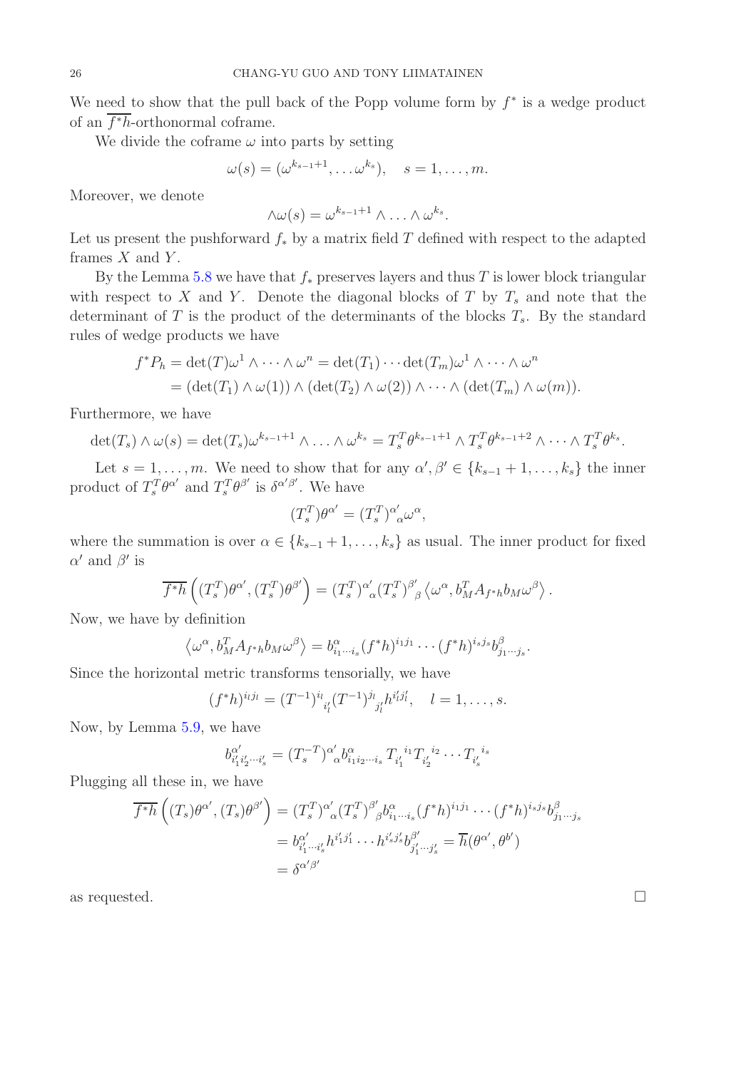We need to show that the pull back of the Popp volume form by $f^*$ is a wedge product of an $\overline{f^*h}$-orthonormal coframe.

We divide the coframe $\omega$ into parts by setting

$$\omega(s) = (\omega^{k_{s-1}+1}, \ldots \omega^{k_s}), \quad s = 1, \ldots, m.$$

Moreover, we denote

$$\wedge\omega(s) = \omega^{k_{s-1}+1} \wedge \ldots \wedge \omega^{k_s}.$$

Let us present the pushforward $f_*$ by a matrix field $T$ defined with respect to the adapted frames $X$ and $Y$.

By the Lemma 5.8 we have that $f_*$ preserves layers and thus $T$ is lower block triangular with respect to $X$ and $Y$. Denote the diagonal blocks of $T$ by $T_s$ and note that the determinant of $T$ is the product of the determinants of the blocks $T_s$. By the standard rules of wedge products we have

$$\begin{aligned}
f^* P_h &= \det(T)\omega^1 \wedge \cdots \wedge \omega^n = \det(T_1) \cdots \det(T_m)\omega^1 \wedge \cdots \wedge \omega^n \\
&= (\det(T_1) \wedge \omega(1)) \wedge (\det(T_2) \wedge \omega(2)) \wedge \cdots \wedge (\det(T_m) \wedge \omega(m)).
\end{aligned}$$

Furthermore, we have

$$\det(T_s) \wedge \omega(s) = \det(T_s)\omega^{k_{s-1}+1} \wedge \ldots \wedge \omega^{k_s} = T_s^T \theta^{k_{s-1}+1} \wedge T_s^T \theta^{k_{s-1}+2} \wedge \cdots \wedge T_s^T \theta^{k_s}.$$

Let $s = 1, \ldots, m$. We need to show that for any $\alpha', \beta' \in \{k_{s-1}+1, \ldots, k_s\}$ the inner product of $T_s^T \theta^{\alpha'}$ and $T_s^T \theta^{\beta'}$ is $\delta^{\alpha'\beta'}$. We have

$$(T_s^T)\theta^{\alpha'} = (T_s^T)^{\alpha'}{}_{\alpha}\omega^{\alpha},$$

where the summation is over $\alpha \in \{k_{s-1}+1, \ldots, k_s\}$ as usual. The inner product for fixed $\alpha'$ and $\beta'$ is

$$\overline{f^*h}\left((T_s^T)\theta^{\alpha'}, (T_s^T)\theta^{\beta'}\right) = (T_s^T)^{\alpha'}{}_{\alpha}(T_s^T)^{\beta'}{}_{\beta}\left\langle \omega^{\alpha}, b_M^T A_{f^*h} b_M \omega^{\beta}\right\rangle.$$

Now, we have by definition

$$\left\langle \omega^{\alpha}, b_M^T A_{f^*h} b_M \omega^{\beta}\right\rangle = b^{\alpha}_{i_1\cdots i_s}(f^*h)^{i_1 j_1} \cdots (f^*h)^{i_s j_s} b^{\beta}_{j_1\cdots j_s}.$$

Since the horizontal metric transforms tensorially, we have

$$(f^*h)^{i_l j_l} = (T^{-1})^{i_l}{}_{i_l'}(T^{-1})^{j_l}{}_{j_l'} h^{i_l' j_l'}, \quad l = 1, \ldots, s.$$

Now, by Lemma 5.9, we have

$$b^{\alpha'}_{i_1' i_2' \cdots i_s'} = (T_s^{-T})^{\alpha'}{}_{\alpha} b^{\alpha}_{i_1 i_2 \cdots i_s} T_{i_1'}{}^{i_1} T_{i_2'}{}^{i_2} \cdots T_{i_s'}{}^{i_s}$$

Plugging all these in, we have

$$\begin{aligned}
\overline{f^*h}\left((T_s)\theta^{\alpha'}, (T_s)\theta^{\beta'}\right) &= (T_s^T)^{\alpha'}{}_{\alpha}(T_s^T)^{\beta'}{}_{\beta} b^{\alpha}_{i_1\cdots i_s}(f^*h)^{i_1 j_1} \cdots (f^*h)^{i_s j_s} b^{\beta}_{j_1\cdots j_s} \\
&= b^{\alpha'}_{i_1'\cdots i_s'} h^{i_1' j_1'} \cdots h^{i_s' j_s'} b^{\beta'}_{j_1'\cdots j_s'} = \overline{h}(\theta^{\alpha'}, \theta^{b'}) \\
&= \delta^{\alpha'\beta'}
\end{aligned}$$

as requested. $\square$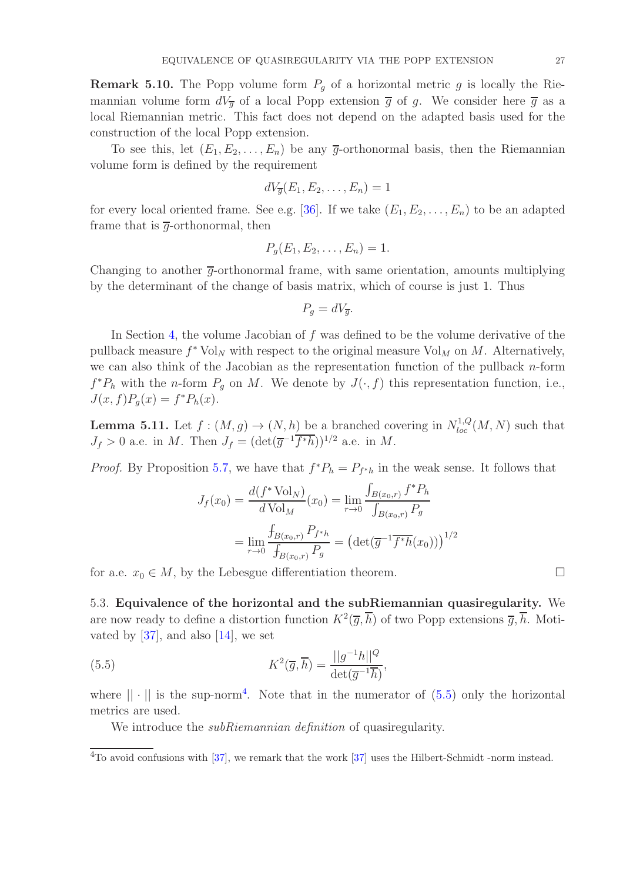**Remark 5.10.** The Popp volume form $P_g$ of a horizontal metric $g$ is locally the Riemannian volume form $dV_{\overline{g}}$ of a local Popp extension $\overline{g}$ of $g$. We consider here $\overline{g}$ as a local Riemannian metric. This fact does not depend on the adapted basis used for the construction of the local Popp extension.

To see this, let $(E_1, E_2, \ldots, E_n)$ be any $\overline{g}$-orthonormal basis, then the Riemannian volume form is defined by the requirement

$$dV_{\overline{g}}(E_1, E_2, \ldots, E_n) = 1$$

for every local oriented frame. See e.g. [36]. If we take $(E_1, E_2, \ldots, E_n)$ to be an adapted frame that is $\overline{g}$-orthonormal, then

$$P_g(E_1, E_2, \ldots, E_n) = 1.$$

Changing to another $\overline{g}$-orthonormal frame, with same orientation, amounts multiplying by the determinant of the change of basis matrix, which of course is just 1. Thus

$$P_g = dV_{\overline{g}}.$$

In Section 4, the volume Jacobian of $f$ was defined to be the volume derivative of the pullback measure $f^* \operatorname{Vol}_N$ with respect to the original measure $\operatorname{Vol}_M$ on $M$. Alternatively, we can also think of the Jacobian as the representation function of the pullback $n$-form $f^*P_h$ with the $n$-form $P_g$ on $M$. We denote by $J(\cdot, f)$ this representation function, i.e., $J(x, f)P_g(x) = f^*P_h(x)$.

**Lemma 5.11.** Let $f : (M, g) \to (N, h)$ be a branched covering in $N^{1,Q}_{loc}(M, N)$ such that $J_f > 0$ a.e. in $M$. Then $J_f = (\det(\overline{g}^{-1}\overline{f^*h}))^{1/2}$ a.e. in $M$.

*Proof.* By Proposition 5.7, we have that $f^*P_h = P_{f^*h}$ in the weak sense. It follows that

$$J_f(x_0) = \frac{d(f^* \operatorname{Vol}_N)}{d \operatorname{Vol}_M}(x_0) = \lim_{r\to 0} \frac{\int_{B(x_0,r)} f^*P_h}{\int_{B(x_0,r)} P_g}$$

$$= \lim_{r\to 0} \frac{⨍_{B(x_0,r)} P_{f^*h}}{⨍_{B(x_0,r)} P_g} = \left(\det(\overline{g}^{-1}\overline{f^*h}(x_0))\right)^{1/2}$$

for a.e. $x_0 \in M$, by the Lebesgue differentiation theorem. □

5.3. **Equivalence of the horizontal and the subRiemannian quasiregularity.** We are now ready to define a distortion function $K^2(\overline{g}, \overline{h})$ of two Popp extensions $\overline{g}, \overline{h}$. Motivated by [37], and also [14], we set

$$K^2(\overline{g}, \overline{h}) = \frac{||g^{-1}h||^Q}{\det(\overline{g}^{-1}\overline{h})}, \tag{5.5}$$

where $|| \cdot ||$ is the sup-norm[4]. Note that in the numerator of (5.5) only the horizontal metrics are used.

We introduce the *subRiemannian definition* of quasiregularity.

[4]To avoid confusions with [37], we remark that the work [37] uses the Hilbert-Schmidt -norm instead.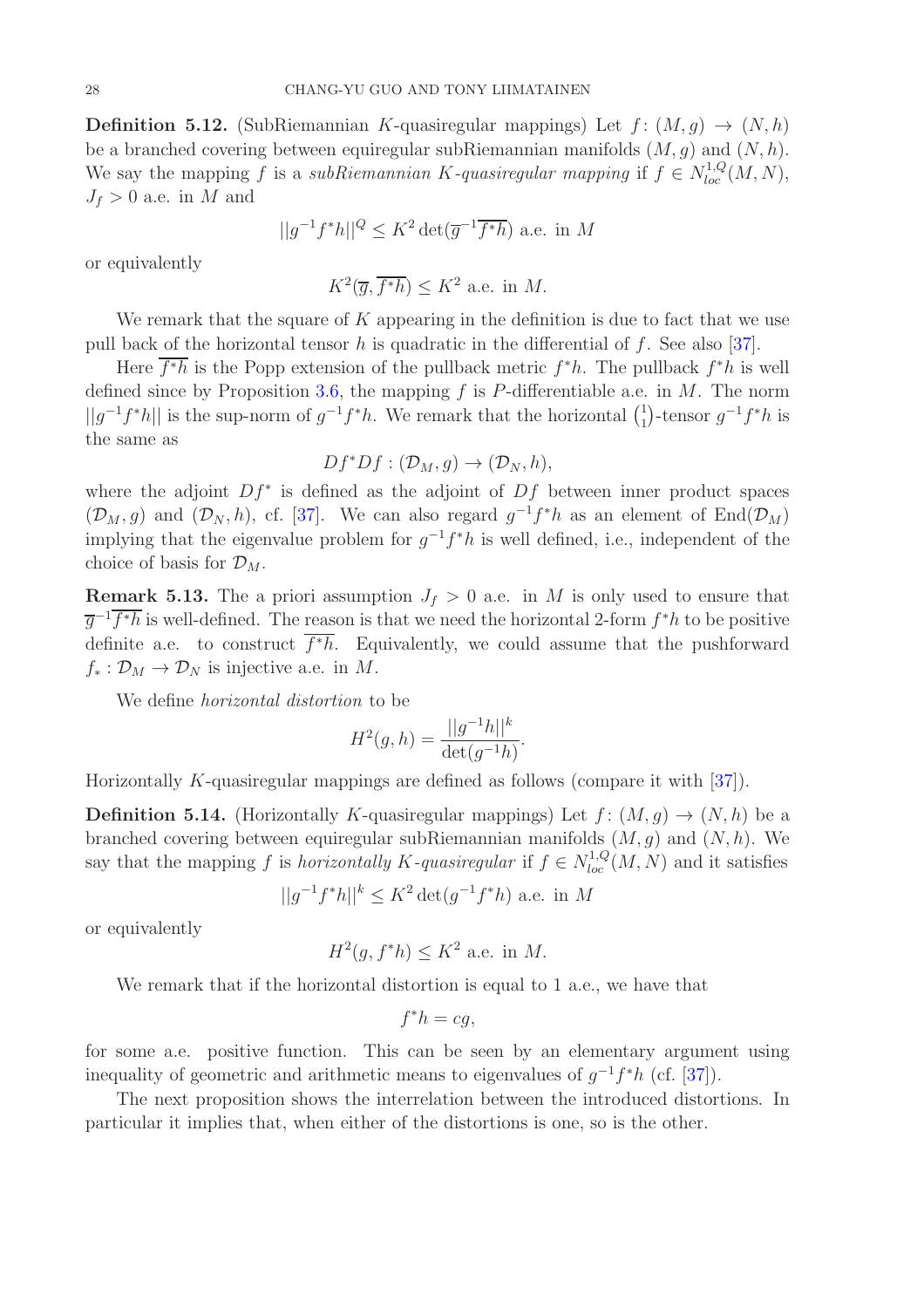**Definition 5.12.** (SubRiemannian $K$-quasiregular mappings) Let $f\colon (M,g) \to (N,h)$ be a branched covering between equiregular subRiemannian manifolds $(M,g)$ and $(N,h)$. We say the mapping $f$ is a *subRiemannian $K$-quasiregular mapping* if $f \in N^{1,Q}_{loc}(M,N)$, $J_f > 0$ a.e. in $M$ and

$$||g^{-1}f^*h||^Q \le K^2 \det(\overline{g}^{-1}\overline{f^*h}) \text{ a.e. in } M$$

or equivalently

$$K^2(\overline{g}, \overline{f^*h}) \le K^2 \text{ a.e. in } M.$$

We remark that the square of $K$ appearing in the definition is due to fact that we use pull back of the horizontal tensor $h$ is quadratic in the differential of $f$. See also [37].

Here $\overline{f^*h}$ is the Popp extension of the pullback metric $f^*h$. The pullback $f^*h$ is well defined since by Proposition 3.6, the mapping $f$ is $P$-differentiable a.e. in $M$. The norm $||g^{-1}f^*h||$ is the sup-norm of $g^{-1}f^*h$. We remark that the horizontal $\binom{1}{1}$-tensor $g^{-1}f^*h$ is the same as

$$Df^*Df : (\mathcal{D}_M, g) \to (\mathcal{D}_N, h),$$

where the adjoint $Df^*$ is defined as the adjoint of $Df$ between inner product spaces $(\mathcal{D}_M, g)$ and $(\mathcal{D}_N, h)$, cf. [37]. We can also regard $g^{-1}f^*h$ as an element of $\mathrm{End}(\mathcal{D}_M)$ implying that the eigenvalue problem for $g^{-1}f^*h$ is well defined, i.e., independent of the choice of basis for $\mathcal{D}_M$.

**Remark 5.13.** The a priori assumption $J_f > 0$ a.e. in $M$ is only used to ensure that $\overline{g}^{-1}\overline{f^*h}$ is well-defined. The reason is that we need the horizontal 2-form $f^*h$ to be positive definite a.e. to construct $\overline{f^*h}$. Equivalently, we could assume that the pushforward $f_* : \mathcal{D}_M \to \mathcal{D}_N$ is injective a.e. in $M$.

We define *horizontal distortion* to be

$$H^2(g,h) = \frac{||g^{-1}h||^k}{\det(g^{-1}h)}.$$

Horizontally $K$-quasiregular mappings are defined as follows (compare it with [37]).

**Definition 5.14.** (Horizontally $K$-quasiregular mappings) Let $f\colon (M,g) \to (N,h)$ be a branched covering between equiregular subRiemannian manifolds $(M,g)$ and $(N,h)$. We say that the mapping $f$ is *horizontally $K$-quasiregular* if $f \in N^{1,Q}_{loc}(M,N)$ and it satisfies

$$||g^{-1}f^*h||^k \le K^2 \det(g^{-1}f^*h) \text{ a.e. in } M$$

or equivalently

$$H^2(g, f^*h) \le K^2 \text{ a.e. in } M.$$

We remark that if the horizontal distortion is equal to 1 a.e., we have that

$$f^*h = cg,$$

for some a.e. positive function. This can be seen by an elementary argument using inequality of geometric and arithmetic means to eigenvalues of $g^{-1}f^*h$ (cf. [37]).

The next proposition shows the interrelation between the introduced distortions. In particular it implies that, when either of the distortions is one, so is the other.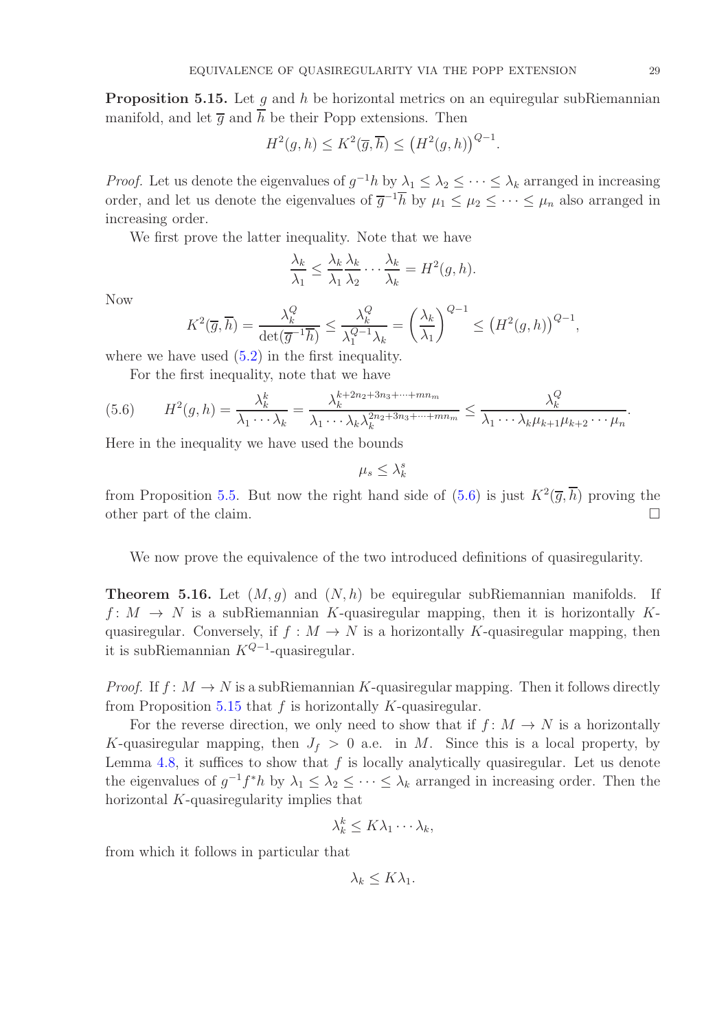**Proposition 5.15.** Let $g$ and $h$ be horizontal metrics on an equiregular subRiemannian manifold, and let $\overline{g}$ and $\overline{h}$ be their Popp extensions. Then

$$H^2(g,h) \le K^2(\overline{g},\overline{h}) \le \left(H^2(g,h)\right)^{Q-1}.$$

*Proof.* Let us denote the eigenvalues of $g^{-1}h$ by $\lambda_1 \le \lambda_2 \le \cdots \le \lambda_k$ arranged in increasing order, and let us denote the eigenvalues of $\overline{g}^{-1}\overline{h}$ by $\mu_1 \le \mu_2 \le \cdots \le \mu_n$ also arranged in increasing order.

We first prove the latter inequality. Note that we have

$$\frac{\lambda_k}{\lambda_1} \le \frac{\lambda_k}{\lambda_1}\frac{\lambda_k}{\lambda_2}\cdots\frac{\lambda_k}{\lambda_k} = H^2(g,h).$$

Now

$$K^2(\overline{g},\overline{h}) = \frac{\lambda_k^Q}{\det(\overline{g}^{-1}\overline{h})} \le \frac{\lambda_k^Q}{\lambda_1^{Q-1}\lambda_k} = \left(\frac{\lambda_k}{\lambda_1}\right)^{Q-1} \le \left(H^2(g,h)\right)^{Q-1},$$

where we have used (5.2) in the first inequality.

For the first inequality, note that we have

$$H^2(g,h) = \frac{\lambda_k^k}{\lambda_1\cdots\lambda_k} = \frac{\lambda_k^{k+2n_2+3n_3+\cdots+mn_m}}{\lambda_1\cdots\lambda_k\lambda_k^{2n_2+3n_3+\cdots+mn_m}} \le \frac{\lambda_k^Q}{\lambda_1\cdots\lambda_k\mu_{k+1}\mu_{k+2}\cdots\mu_n}. \tag{5.6}$$

Here in the inequality we have used the bounds

$$\mu_s \le \lambda_k^s$$

from Proposition 5.5. But now the right hand side of (5.6) is just $K^2(\overline{g},\overline{h})$ proving the other part of the claim. $\square$

We now prove the equivalence of the two introduced definitions of quasiregularity.

**Theorem 5.16.** Let $(M,g)$ and $(N,h)$ be equiregular subRiemannian manifolds. If $f\colon M \to N$ is a subRiemannian $K$-quasiregular mapping, then it is horizontally $K$-quasiregular. Conversely, if $f : M \to N$ is a horizontally $K$-quasiregular mapping, then it is subRiemannian $K^{Q-1}$-quasiregular.

*Proof.* If $f\colon M \to N$ is a subRiemannian $K$-quasiregular mapping. Then it follows directly from Proposition 5.15 that $f$ is horizontally $K$-quasiregular.

For the reverse direction, we only need to show that if $f\colon M \to N$ is a horizontally $K$-quasiregular mapping, then $J_f > 0$ a.e. in $M$. Since this is a local property, by Lemma 4.8, it suffices to show that $f$ is locally analytically quasiregular. Let us denote the eigenvalues of $g^{-1}f^*h$ by $\lambda_1 \le \lambda_2 \le \cdots \le \lambda_k$ arranged in increasing order. Then the horizontal $K$-quasiregularity implies that

$$\lambda_k^k \le K\lambda_1\cdots\lambda_k,$$

from which it follows in particular that

$$\lambda_k \le K\lambda_1.$$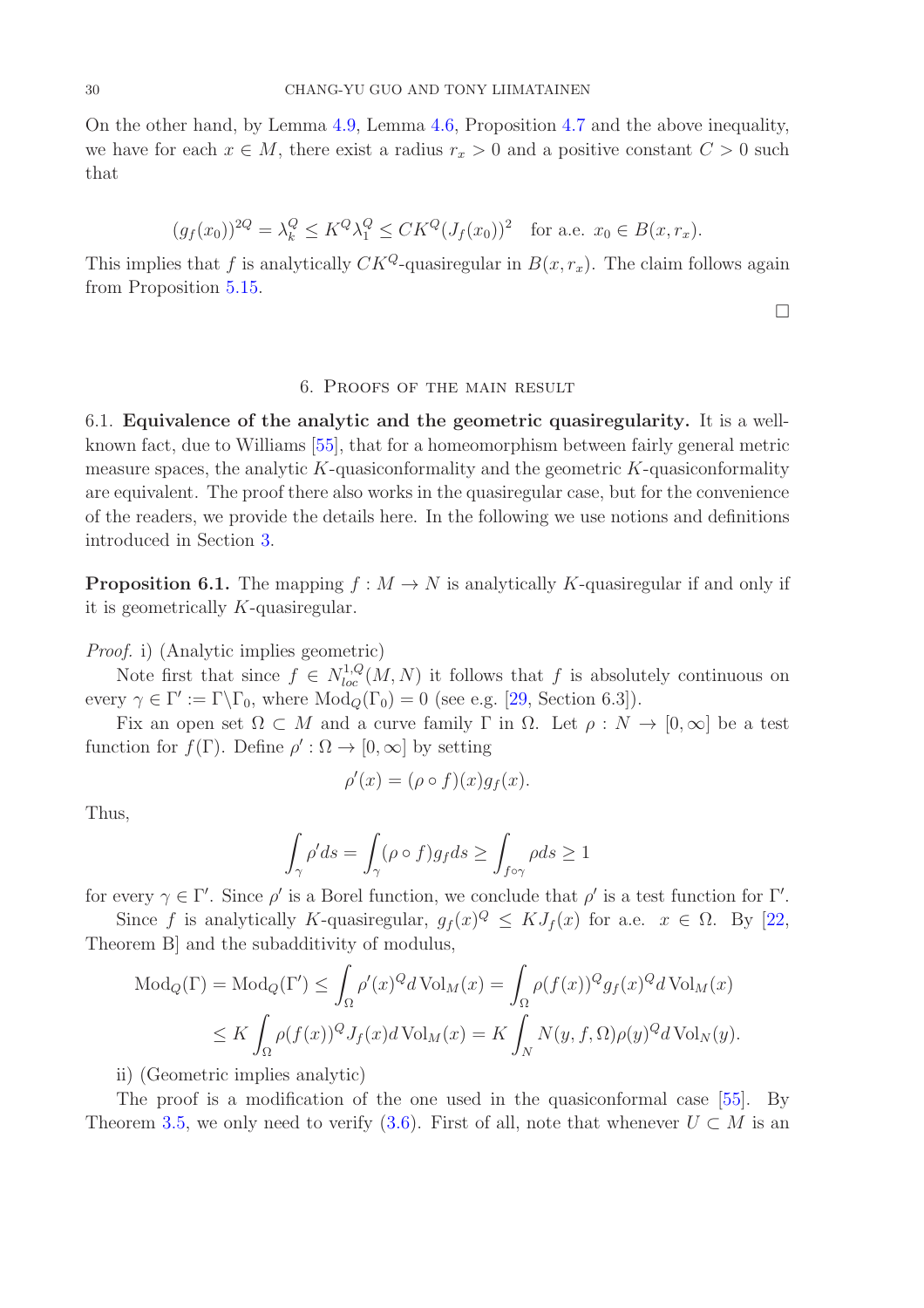On the other hand, by Lemma 4.9, Lemma 4.6, Proposition 4.7 and the above inequality, we have for each $x \in M$, there exist a radius $r_x > 0$ and a positive constant $C > 0$ such that

$$(g_f(x_0))^{2Q} = \lambda_k^Q \leq K^Q \lambda_1^Q \leq CK^Q (J_f(x_0))^2 \quad \text{for a.e. } x_0 \in B(x, r_x).$$

This implies that $f$ is analytically $CK^Q$-quasiregular in $B(x, r_x)$. The claim follows again from Proposition 5.15.

□

## 6. Proofs of the main result

6.1. **Equivalence of the analytic and the geometric quasiregularity.** It is a well-known fact, due to Williams [55], that for a homeomorphism between fairly general metric measure spaces, the analytic $K$-quasiconformality and the geometric $K$-quasiconformality are equivalent. The proof there also works in the quasiregular case, but for the convenience of the readers, we provide the details here. In the following we use notions and definitions introduced in Section 3.

**Proposition 6.1.** The mapping $f : M \to N$ is analytically $K$-quasiregular if and only if it is geometrically $K$-quasiregular.

*Proof.* i) (Analytic implies geometric)

Note first that since $f \in N^{1,Q}_{loc}(M, N)$ it follows that $f$ is absolutely continuous on every $\gamma \in \Gamma' := \Gamma \backslash \Gamma_0$, where $\mathrm{Mod}_Q(\Gamma_0) = 0$ (see e.g. [29, Section 6.3]).

Fix an open set $\Omega \subset M$ and a curve family $\Gamma$ in $\Omega$. Let $\rho : N \to [0, \infty]$ be a test function for $f(\Gamma)$. Define $\rho' : \Omega \to [0, \infty]$ by setting

$$\rho'(x) = (\rho \circ f)(x) g_f(x).$$

Thus,

$$\int_\gamma \rho' ds = \int_\gamma (\rho \circ f) g_f ds \geq \int_{f \circ \gamma} \rho ds \geq 1$$

for every $\gamma \in \Gamma'$. Since $\rho'$ is a Borel function, we conclude that $\rho'$ is a test function for $\Gamma'$.

Since $f$ is analytically $K$-quasiregular, $g_f(x)^Q \leq K J_f(x)$ for a.e. $x \in \Omega$. By [22, Theorem B] and the subadditivity of modulus,

$$\begin{aligned}
\mathrm{Mod}_Q(\Gamma) = \mathrm{Mod}_Q(\Gamma') &\leq \int_\Omega \rho'(x)^Q d\,\mathrm{Vol}_M(x) = \int_\Omega \rho(f(x))^Q g_f(x)^Q d\,\mathrm{Vol}_M(x) \\
&\leq K \int_\Omega \rho(f(x))^Q J_f(x) d\,\mathrm{Vol}_M(x) = K \int_N N(y, f, \Omega) \rho(y)^Q d\,\mathrm{Vol}_N(y).
\end{aligned}$$

ii) (Geometric implies analytic)

The proof is a modification of the one used in the quasiconformal case [55]. By Theorem 3.5, we only need to verify (3.6). First of all, note that whenever $U \subset M$ is an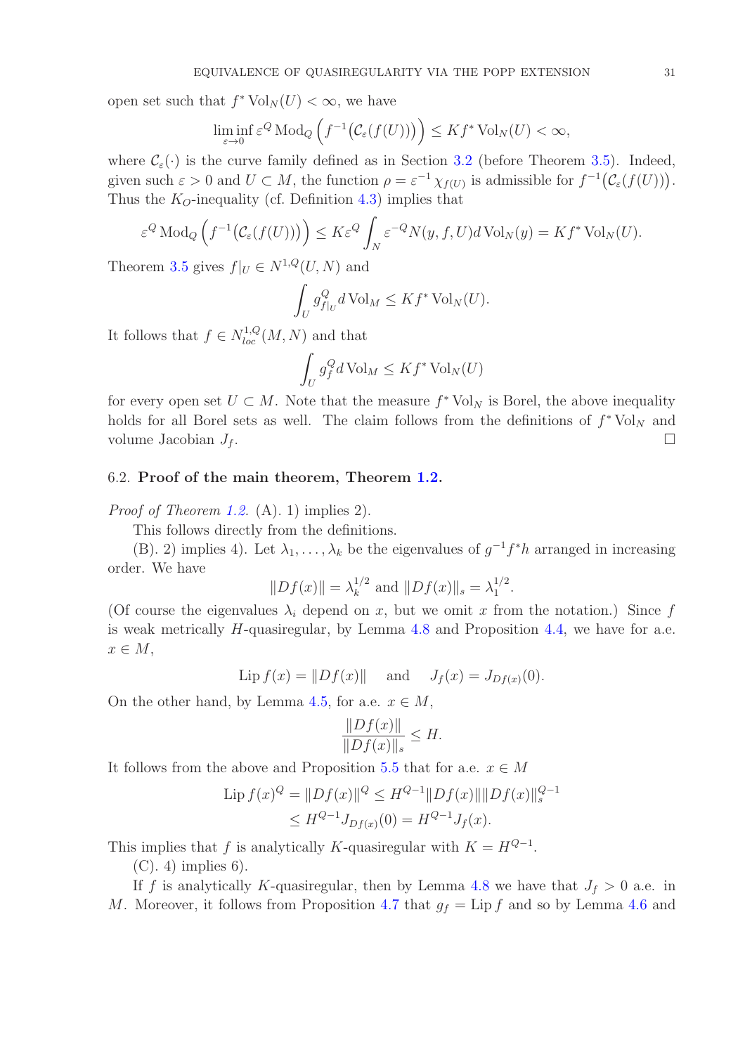open set such that $f^* \operatorname{Vol}_N(U) < \infty$, we have

$$\liminf_{\varepsilon \to 0} \varepsilon^Q \operatorname{Mod}_Q \left( f^{-1}\big(\mathcal{C}_\varepsilon(f(U))\big)\right) \leq K f^* \operatorname{Vol}_N(U) < \infty,$$

where $\mathcal{C}_\varepsilon(\cdot)$ is the curve family defined as in Section 3.2 (before Theorem 3.5). Indeed, given such $\varepsilon > 0$ and $U \subset M$, the function $\rho = \varepsilon^{-1}\chi_{f(U)}$ is admissible for $f^{-1}\big(\mathcal{C}_\varepsilon(f(U))\big)$. Thus the $K_O$-inequality (cf. Definition 4.3) implies that

$$\varepsilon^Q \operatorname{Mod}_Q \left( f^{-1}\big(\mathcal{C}_\varepsilon(f(U))\big)\right) \leq K \varepsilon^Q \int_N \varepsilon^{-Q} N(y, f, U) d \operatorname{Vol}_N(y) = K f^* \operatorname{Vol}_N(U).$$

Theorem 3.5 gives $f|_U \in N^{1,Q}(U, N)$ and

$$\int_U g_{f|_U}^Q d \operatorname{Vol}_M \leq K f^* \operatorname{Vol}_N(U).$$

It follows that $f \in N^{1,Q}_{loc}(M, N)$ and that

$$\int_U g_f^Q d \operatorname{Vol}_M \leq K f^* \operatorname{Vol}_N(U)$$

for every open set $U \subset M$. Note that the measure $f^* \operatorname{Vol}_N$ is Borel, the above inequality holds for all Borel sets as well. The claim follows from the definitions of $f^* \operatorname{Vol}_N$ and volume Jacobian $J_f$. $\square$

### 6.2. **Proof of the main theorem, Theorem 1.2.**

*Proof of Theorem 1.2.* (A). 1) implies 2).

This follows directly from the definitions.

(B). 2) implies 4). Let $\lambda_1, \dots, \lambda_k$ be the eigenvalues of $g^{-1} f^* h$ arranged in increasing order. We have

$$\|Df(x)\| = \lambda_k^{1/2} \text{ and } \|Df(x)\|_s = \lambda_1^{1/2}.$$

(Of course the eigenvalues $\lambda_i$ depend on $x$, but we omit $x$ from the notation.) Since $f$ is weak metrically $H$-quasiregular, by Lemma 4.8 and Proposition 4.4, we have for a.e. $x \in M$,

$$\operatorname{Lip} f(x) = \|Df(x)\| \quad \text{ and } \quad J_f(x) = J_{Df(x)}(0).$$

On the other hand, by Lemma 4.5, for a.e. $x \in M$,

$$\frac{\|Df(x)\|}{\|Df(x)\|_s} \leq H.$$

It follows from the above and Proposition 5.5 that for a.e. $x \in M$

$$\begin{aligned}
\operatorname{Lip} f(x)^Q = \|Df(x)\|^Q &\leq H^{Q-1} \|Df(x)\| \|Df(x)\|_s^{Q-1} \\
&\leq H^{Q-1} J_{Df(x)}(0) = H^{Q-1} J_f(x).
\end{aligned}$$

This implies that $f$ is analytically $K$-quasiregular with $K = H^{Q-1}$.

(C). 4) implies 6).

If $f$ is analytically $K$-quasiregular, then by Lemma 4.8 we have that $J_f > 0$ a.e. in $M$. Moreover, it follows from Proposition 4.7 that $g_f = \operatorname{Lip} f$ and so by Lemma 4.6 and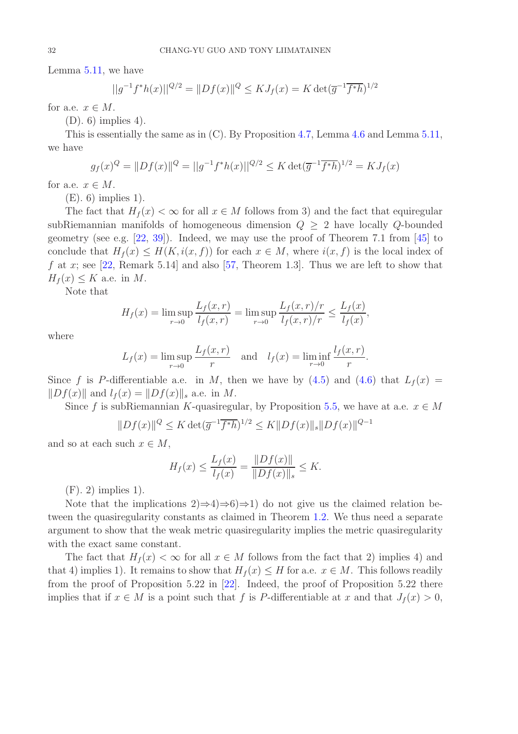Lemma 5.11, we have

$$||g^{-1}f^*h(x)||^{Q/2} = \|Df(x)\|^Q \le KJ_f(x) = K\det(\overline{g}^{-1}\overline{f^*h})^{1/2}$$

for a.e. $x \in M$.

(D). 6) implies 4).

This is essentially the same as in (C). By Proposition 4.7, Lemma 4.6 and Lemma 5.11, we have

$$g_f(x)^Q = \|Df(x)\|^Q = ||g^{-1}f^*h(x)||^{Q/2} \le K\det(\overline{g}^{-1}\overline{f^*h})^{1/2} = KJ_f(x)$$

for a.e. $x \in M$.

(E). 6) implies 1).

The fact that $H_f(x) < \infty$ for all $x \in M$ follows from 3) and the fact that equiregular subRiemannian manifolds of homogeneous dimension $Q \ge 2$ have locally $Q$-bounded geometry (see e.g. [22, 39]). Indeed, we may use the proof of Theorem 7.1 from [45] to conclude that $H_f(x) \le H(K, i(x,f))$ for each $x \in M$, where $i(x,f)$ is the local index of $f$ at $x$; see [22, Remark 5.14] and also [57, Theorem 1.3]. Thus we are left to show that $H_f(x) \le K$ a.e. in $M$.

Note that

$$H_f(x) = \limsup_{r\to 0}\frac{L_f(x,r)}{l_f(x,r)} = \limsup_{r\to 0}\frac{L_f(x,r)/r}{l_f(x,r)/r} \le \frac{L_f(x)}{l_f(x)},$$

where

$$L_f(x) = \limsup_{r\to 0}\frac{L_f(x,r)}{r} \quad \text{and} \quad l_f(x) = \liminf_{r\to 0}\frac{l_f(x,r)}{r}.$$

Since $f$ is $P$-differentiable a.e. in $M$, then we have by (4.5) and (4.6) that $L_f(x) = \|Df(x)\|$ and $l_f(x) = \|Df(x)\|_s$ a.e. in $M$.

Since $f$ is subRiemannian $K$-quasiregular, by Proposition 5.5, we have at a.e. $x \in M$

$$\|Df(x)\|^Q \le K\det(\overline{g}^{-1}\overline{f^*h})^{1/2} \le K\|Df(x)\|_s\|Df(x)\|^{Q-1}$$

and so at each such $x \in M$,

$$H_f(x) \le \frac{L_f(x)}{l_f(x)} = \frac{\|Df(x)\|}{\|Df(x)\|_s} \le K.$$

(F). 2) implies 1).

Note that the implications 2)⇒4)⇒6)⇒1) do not give us the claimed relation between the quasiregularity constants as claimed in Theorem 1.2. We thus need a separate argument to show that the weak metric quasiregularity implies the metric quasiregularity with the exact same constant.

The fact that $H_f(x) < \infty$ for all $x \in M$ follows from the fact that 2) implies 4) and that 4) implies 1). It remains to show that $H_f(x) \le H$ for a.e. $x \in M$. This follows readily from the proof of Proposition 5.22 in [22]. Indeed, the proof of Proposition 5.22 there implies that if $x \in M$ is a point such that $f$ is $P$-differentiable at $x$ and that $J_f(x) > 0$,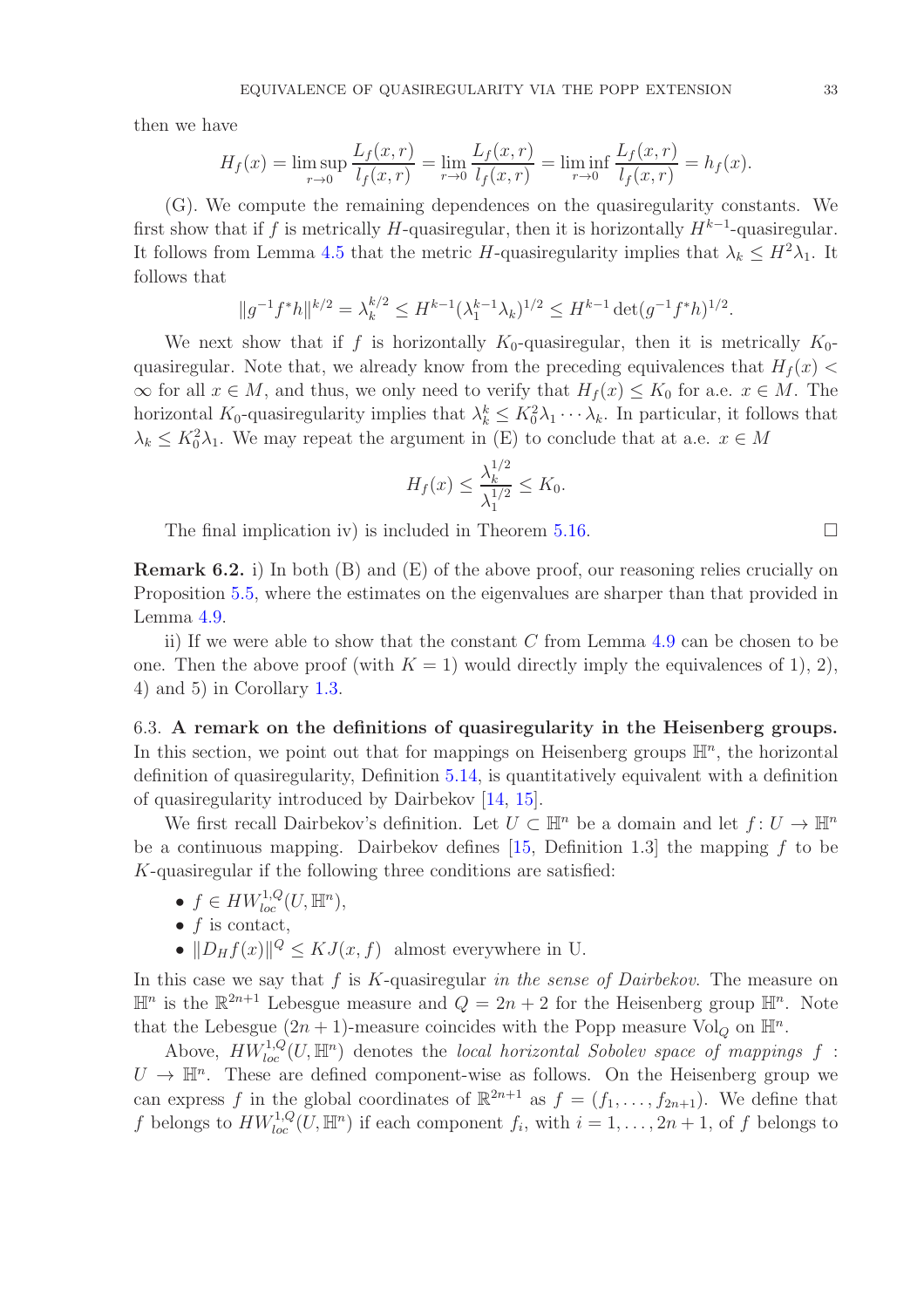then we have

$$H_f(x) = \limsup_{r\to 0} \frac{L_f(x,r)}{l_f(x,r)} = \lim_{r\to 0} \frac{L_f(x,r)}{l_f(x,r)} = \liminf_{r\to 0} \frac{L_f(x,r)}{l_f(x,r)} = h_f(x).$$

(G). We compute the remaining dependences on the quasiregularity constants. We first show that if $f$ is metrically $H$-quasiregular, then it is horizontally $H^{k-1}$-quasiregular. It follows from Lemma 4.5 that the metric $H$-quasiregularity implies that $\lambda_k \leq H^2\lambda_1$. It follows that

$$\|g^{-1}f^*h\|^{k/2} = \lambda_k^{k/2} \leq H^{k-1}(\lambda_1^{k-1}\lambda_k)^{1/2} \leq H^{k-1}\det(g^{-1}f^*h)^{1/2}.$$

We next show that if $f$ is horizontally $K_0$-quasiregular, then it is metrically $K_0$-quasiregular. Note that, we already know from the preceding equivalences that $H_f(x) < \infty$ for all $x \in M$, and thus, we only need to verify that $H_f(x) \leq K_0$ for a.e. $x \in M$. The horizontal $K_0$-quasiregularity implies that $\lambda_k^k \leq K_0^2\lambda_1\cdots\lambda_k$. In particular, it follows that $\lambda_k \leq K_0^2\lambda_1$. We may repeat the argument in (E) to conclude that at a.e. $x \in M$

$$H_f(x) \leq \frac{\lambda_k^{1/2}}{\lambda_1^{1/2}} \leq K_0.$$

The final implication iv) is included in Theorem 5.16. □

**Remark 6.2.** i) In both (B) and (E) of the above proof, our reasoning relies crucially on Proposition 5.5, where the estimates on the eigenvalues are sharper than that provided in Lemma 4.9.

ii) If we were able to show that the constant $C$ from Lemma 4.9 can be chosen to be one. Then the above proof (with $K = 1$) would directly imply the equivalences of 1), 2), 4) and 5) in Corollary 1.3.

6.3. **A remark on the definitions of quasiregularity in the Heisenberg groups.** In this section, we point out that for mappings on Heisenberg groups $\mathbb{H}^n$, the horizontal definition of quasiregularity, Definition 5.14, is quantitatively equivalent with a definition of quasiregularity introduced by Dairbekov [14, 15].

We first recall Dairbekov's definition. Let $U \subset \mathbb{H}^n$ be a domain and let $f\colon U \to \mathbb{H}^n$ be a continuous mapping. Dairbekov defines [15, Definition 1.3] the mapping $f$ to be $K$-quasiregular if the following three conditions are satisfied:

- $f \in HW^{1,Q}_{loc}(U, \mathbb{H}^n)$,
- $f$ is contact,
- $\|D_H f(x)\|^Q \leq KJ(x,f)$ almost everywhere in U.

In this case we say that $f$ is $K$-quasiregular *in the sense of Dairbekov*. The measure on $\mathbb{H}^n$ is the $\mathbb{R}^{2n+1}$ Lebesgue measure and $Q = 2n+2$ for the Heisenberg group $\mathbb{H}^n$. Note that the Lebesgue $(2n+1)$-measure coincides with the Popp measure $\mathrm{Vol}_Q$ on $\mathbb{H}^n$.

Above, $HW^{1,Q}_{loc}(U, \mathbb{H}^n)$ denotes the *local horizontal Sobolev space of mappings* $f : U \to \mathbb{H}^n$. These are defined component-wise as follows. On the Heisenberg group we can express $f$ in the global coordinates of $\mathbb{R}^{2n+1}$ as $f = (f_1, \ldots, f_{2n+1})$. We define that $f$ belongs to $HW^{1,Q}_{loc}(U, \mathbb{H}^n)$ if each component $f_i$, with $i = 1, \ldots, 2n+1$, of $f$ belongs to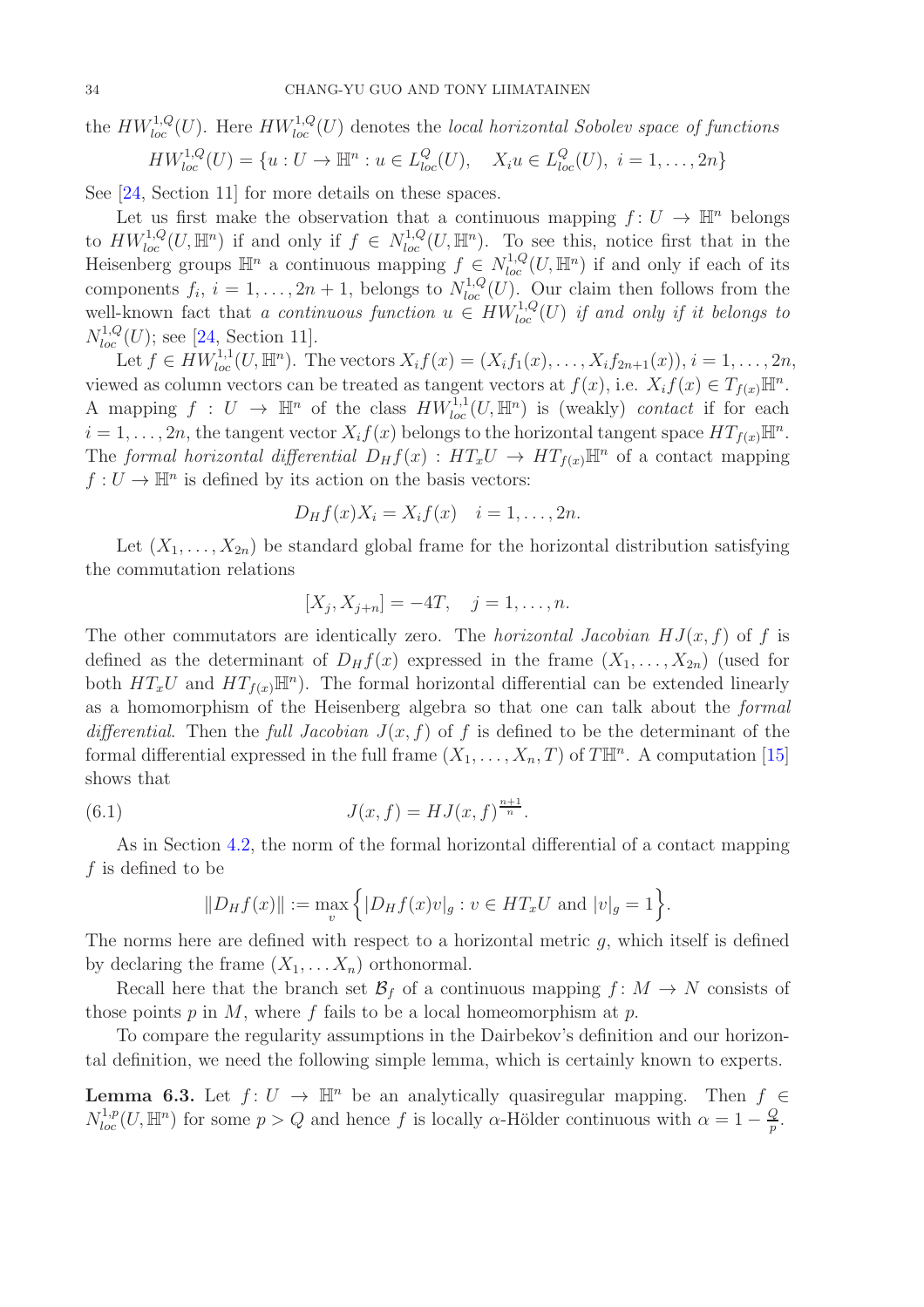the $HW^{1,Q}_{loc}(U)$. Here $HW^{1,Q}_{loc}(U)$ denotes the *local horizontal Sobolev space of functions*

$$HW^{1,Q}_{loc}(U) = \{u : U \to \mathbb{H}^n : u \in L^Q_{loc}(U), \quad X_i u \in L^Q_{loc}(U),\ i = 1, \ldots, 2n\}$$

See [24, Section 11] for more details on these spaces.

Let us first make the observation that a continuous mapping $f\colon U \to \mathbb{H}^n$ belongs to $HW^{1,Q}_{loc}(U, \mathbb{H}^n)$ if and only if $f \in N^{1,Q}_{loc}(U, \mathbb{H}^n)$. To see this, notice first that in the Heisenberg groups $\mathbb{H}^n$ a continuous mapping $f \in N^{1,Q}_{loc}(U, \mathbb{H}^n)$ if and only if each of its components $f_i$, $i = 1, \ldots, 2n+1$, belongs to $N^{1,Q}_{loc}(U)$. Our claim then follows from the well-known fact that *a continuous function $u \in HW^{1,Q}_{loc}(U)$ if and only if it belongs to $N^{1,Q}_{loc}(U)$*; see [24, Section 11].

Let $f \in HW^{1,1}_{loc}(U, \mathbb{H}^n)$. The vectors $X_i f(x) = (X_i f_1(x), \ldots, X_i f_{2n+1}(x))$, $i = 1, \ldots, 2n$, viewed as column vectors can be treated as tangent vectors at $f(x)$, i.e. $X_i f(x) \in T_{f(x)}\mathbb{H}^n$. A mapping $f : U \to \mathbb{H}^n$ of the class $HW^{1,1}_{loc}(U, \mathbb{H}^n)$ is (weakly) *contact* if for each $i = 1, \ldots, 2n$, the tangent vector $X_i f(x)$ belongs to the horizontal tangent space $HT_{f(x)}\mathbb{H}^n$. The *formal horizontal differential* $D_H f(x) : HT_x U \to HT_{f(x)}\mathbb{H}^n$ of a contact mapping $f : U \to \mathbb{H}^n$ is defined by its action on the basis vectors:

$$D_H f(x) X_i = X_i f(x) \quad i = 1, \ldots, 2n.$$

Let $(X_1, \ldots, X_{2n})$ be standard global frame for the horizontal distribution satisfying the commutation relations

$$[X_j, X_{j+n}] = -4T, \quad j = 1, \ldots, n.$$

The other commutators are identically zero. The *horizontal Jacobian* $HJ(x, f)$ of $f$ is defined as the determinant of $D_H f(x)$ expressed in the frame $(X_1, \ldots, X_{2n})$ (used for both $HT_x U$ and $HT_{f(x)}\mathbb{H}^n$). The formal horizontal differential can be extended linearly as a homomorphism of the Heisenberg algebra so that one can talk about the *formal differential*. Then the *full Jacobian* $J(x, f)$ of $f$ is defined to be the determinant of the formal differential expressed in the full frame $(X_1, \ldots, X_n, T)$ of $T\mathbb{H}^n$. A computation [15] shows that

$$J(x, f) = HJ(x, f)^{\frac{n+1}{n}}. \tag{6.1}$$

As in Section 4.2, the norm of the formal horizontal differential of a contact mapping $f$ is defined to be

$$\|D_H f(x)\| := \max_v \Big\{ |D_H f(x) v|_g : v \in HT_x U \text{ and } |v|_g = 1 \Big\}.$$

The norms here are defined with respect to a horizontal metric $g$, which itself is defined by declaring the frame $(X_1, \ldots X_n)$ orthonormal.

Recall here that the branch set $\mathcal{B}_f$ of a continuous mapping $f\colon M \to N$ consists of those points $p$ in $M$, where $f$ fails to be a local homeomorphism at $p$.

To compare the regularity assumptions in the Dairbekov's definition and our horizontal definition, we need the following simple lemma, which is certainly known to experts.

**Lemma 6.3.** *Let $f\colon U \to \mathbb{H}^n$ be an analytically quasiregular mapping. Then $f \in N^{1,p}_{loc}(U, \mathbb{H}^n)$ for some $p > Q$ and hence $f$ is locally $\alpha$-Hölder continuous with $\alpha = 1 - \frac{Q}{p}$.*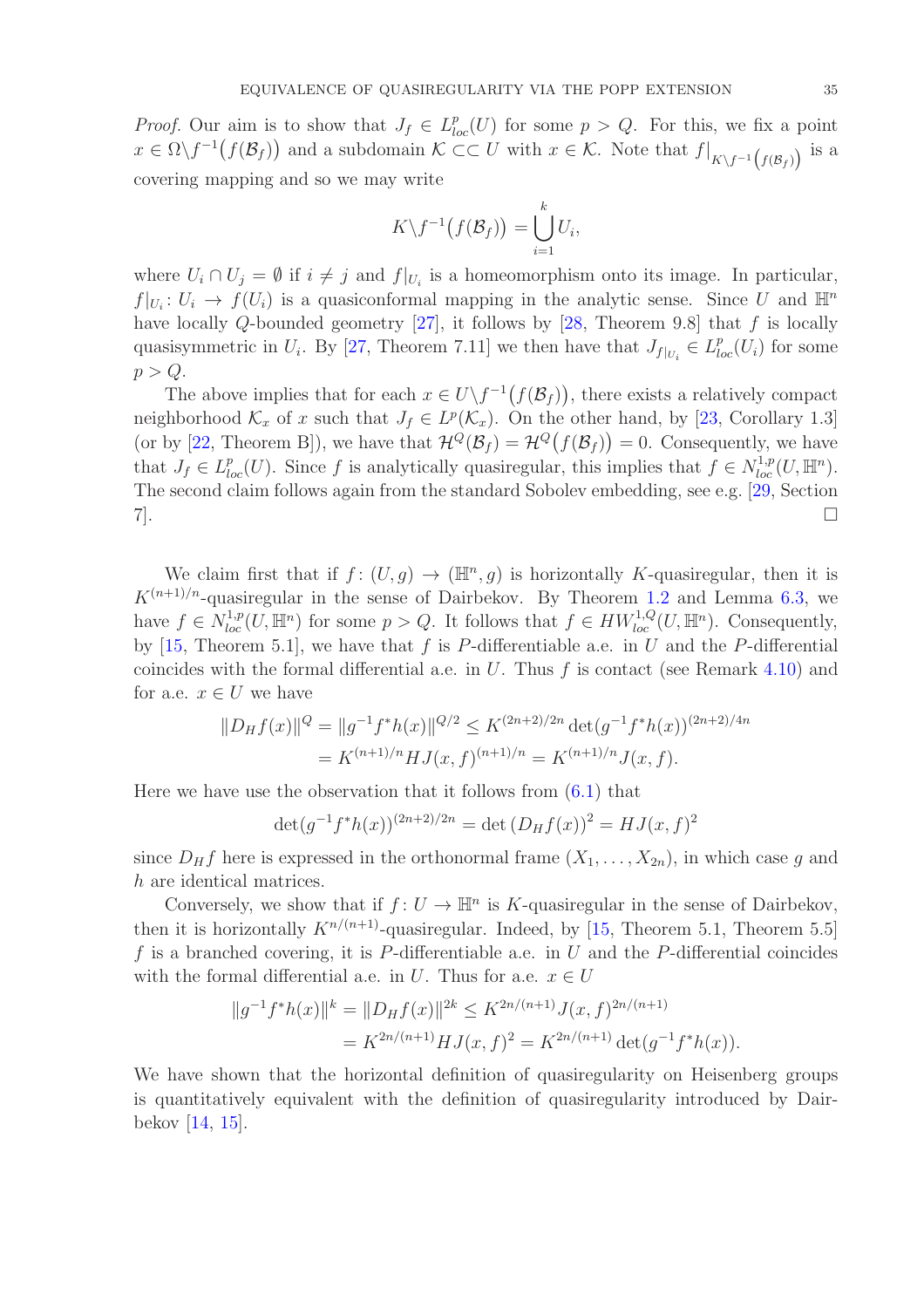*Proof.* Our aim is to show that $J_f \in L^p_{loc}(U)$ for some $p > Q$. For this, we fix a point $x \in \Omega \backslash f^{-1}\big(f(\mathcal{B}_f)\big)$ and a subdomain $\mathcal{K} \subset\subset U$ with $x \in \mathcal{K}$. Note that $f|_{K\backslash f^{-1}(f(\mathcal{B}_f))}$ is a covering mapping and so we may write

$$K \backslash f^{-1}\big(f(\mathcal{B}_f)\big) = \bigcup_{i=1}^{k} U_i,$$

where $U_i \cap U_j = \emptyset$ if $i \neq j$ and $f|_{U_i}$ is a homeomorphism onto its image. In particular, $f|_{U_i} \colon U_i \to f(U_i)$ is a quasiconformal mapping in the analytic sense. Since $U$ and $\mathbb{H}^n$ have locally $Q$-bounded geometry [27], it follows by [28, Theorem 9.8] that $f$ is locally quasisymmetric in $U_i$. By [27, Theorem 7.11] we then have that $J_{f|_{U_i}} \in L^p_{loc}(U_i)$ for some $p > Q$.

The above implies that for each $x \in U \backslash f^{-1}\big(f(\mathcal{B}_f)\big)$, there exists a relatively compact neighborhood $\mathcal{K}_x$ of $x$ such that $J_f \in L^p(\mathcal{K}_x)$. On the other hand, by [23, Corollary 1.3] (or by [22, Theorem B]), we have that $\mathcal{H}^Q(\mathcal{B}_f) = \mathcal{H}^Q\big(f(\mathcal{B}_f)\big) = 0$. Consequently, we have that $J_f \in L^p_{loc}(U)$. Since $f$ is analytically quasiregular, this implies that $f \in N^{1,p}_{loc}(U, \mathbb{H}^n)$. The second claim follows again from the standard Sobolev embedding, see e.g. [29, Section 7]. $\square$

We claim first that if $f\colon (U, g) \to (\mathbb{H}^n, g)$ is horizontally $K$-quasiregular, then it is $K^{(n+1)/n}$-quasiregular in the sense of Dairbekov. By Theorem 1.2 and Lemma 6.3, we have $f \in N^{1,p}_{loc}(U, \mathbb{H}^n)$ for some $p > Q$. It follows that $f \in HW^{1,Q}_{loc}(U, \mathbb{H}^n)$. Consequently, by [15, Theorem 5.1], we have that $f$ is $P$-differentiable a.e. in $U$ and the $P$-differential coincides with the formal differential a.e. in $U$. Thus $f$ is contact (see Remark 4.10) and for a.e. $x \in U$ we have

$$\begin{aligned}
\|D_H f(x)\|^Q = \|g^{-1} f^* h(x)\|^{Q/2} &\leq K^{(2n+2)/2n} \det(g^{-1} f^* h(x))^{(2n+2)/4n} \\
&= K^{(n+1)/n} HJ(x, f)^{(n+1)/n} = K^{(n+1)/n} J(x, f).
\end{aligned}$$

Here we have use the observation that it follows from (6.1) that

$$\det(g^{-1} f^* h(x))^{(2n+2)/2n} = \det\big(D_H f(x)\big)^2 = HJ(x, f)^2$$

since $D_H f$ here is expressed in the orthonormal frame $(X_1, \ldots, X_{2n})$, in which case $g$ and $h$ are identical matrices.

Conversely, we show that if $f \colon U \to \mathbb{H}^n$ is $K$-quasiregular in the sense of Dairbekov, then it is horizontally $K^{n/(n+1)}$-quasiregular. Indeed, by [15, Theorem 5.1, Theorem 5.5] $f$ is a branched covering, it is $P$-differentiable a.e. in $U$ and the $P$-differential coincides with the formal differential a.e. in $U$. Thus for a.e. $x \in U$

$$\begin{aligned}
\|g^{-1} f^* h(x)\|^k = \|D_H f(x)\|^{2k} &\leq K^{2n/(n+1)} J(x, f)^{2n/(n+1)} \\
&= K^{2n/(n+1)} HJ(x, f)^2 = K^{2n/(n+1)} \det(g^{-1} f^* h(x)).
\end{aligned}$$

We have shown that the horizontal definition of quasiregularity on Heisenberg groups is quantitatively equivalent with the definition of quasiregularity introduced by Dairbekov [14, 15].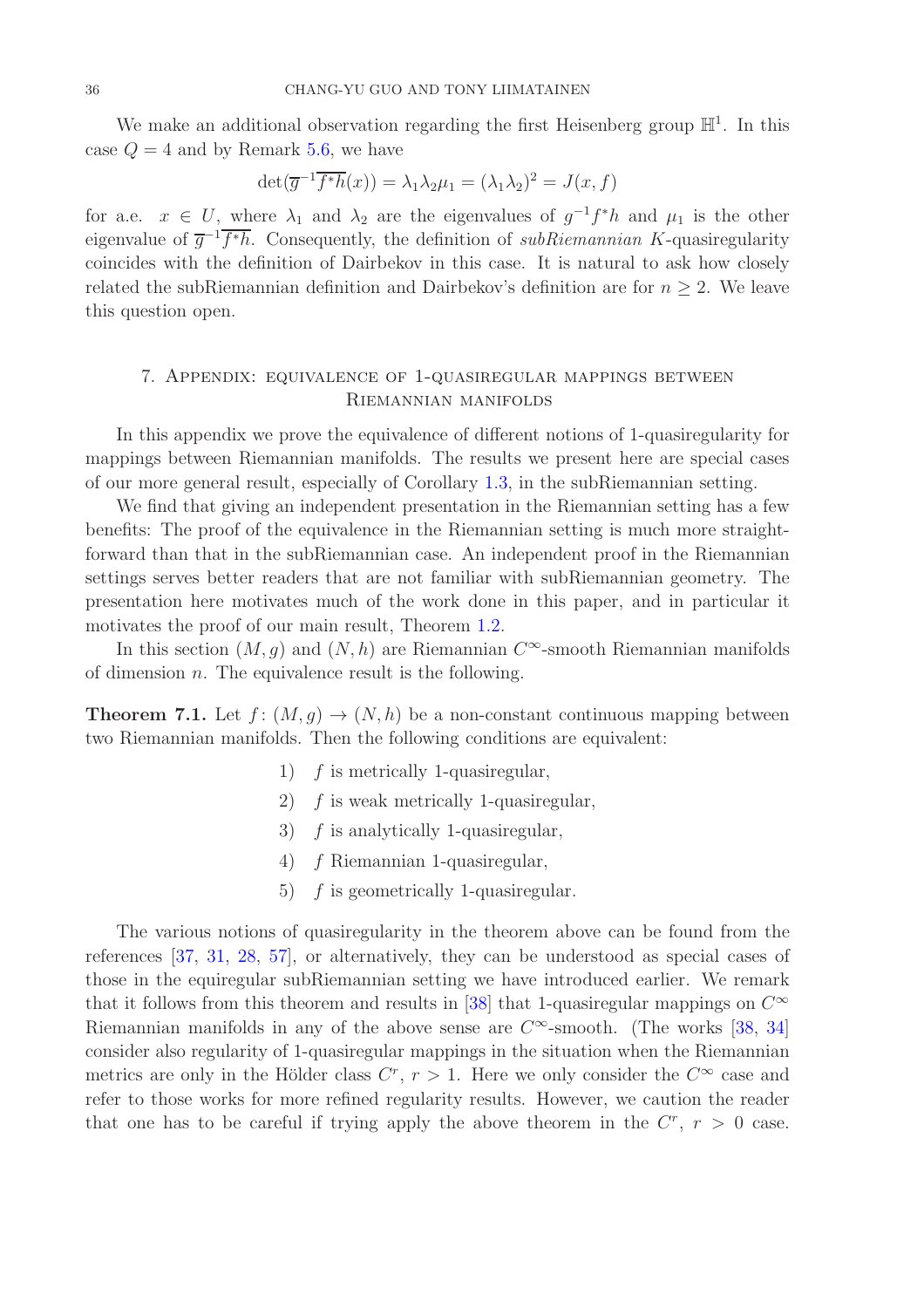We make an additional observation regarding the first Heisenberg group $\mathbb{H}^1$. In this case $Q = 4$ and by Remark 5.6, we have

$$\det(\overline{g}^{-1}\overline{f^*h}(x)) = \lambda_1\lambda_2\mu_1 = (\lambda_1\lambda_2)^2 = J(x, f)$$

for a.e. $x \in U$, where $\lambda_1$ and $\lambda_2$ are the eigenvalues of $g^{-1}f^*h$ and $\mu_1$ is the other eigenvalue of $\overline{g}^{-1}\overline{f^*h}$. Consequently, the definition of *subRiemannian* $K$-quasiregularity coincides with the definition of Dairbekov in this case. It is natural to ask how closely related the subRiemannian definition and Dairbekov's definition are for $n \geq 2$. We leave this question open.

## 7. Appendix: equivalence of 1-quasiregular mappings between Riemannian manifolds

In this appendix we prove the equivalence of different notions of 1-quasiregularity for mappings between Riemannian manifolds. The results we present here are special cases of our more general result, especially of Corollary 1.3, in the subRiemannian setting.

We find that giving an independent presentation in the Riemannian setting has a few benefits: The proof of the equivalence in the Riemannian setting is much more straightforward than that in the subRiemannian case. An independent proof in the Riemannian settings serves better readers that are not familiar with subRiemannian geometry. The presentation here motivates much of the work done in this paper, and in particular it motivates the proof of our main result, Theorem 1.2.

In this section $(M, g)$ and $(N, h)$ are Riemannian $C^\infty$-smooth Riemannian manifolds of dimension $n$. The equivalence result is the following.

**Theorem 7.1.** Let $f\colon (M, g) \to (N, h)$ be a non-constant continuous mapping between two Riemannian manifolds. Then the following conditions are equivalent:

1) $f$ is metrically 1-quasiregular,
2) $f$ is weak metrically 1-quasiregular,
3) $f$ is analytically 1-quasiregular,
4) $f$ Riemannian 1-quasiregular,
5) $f$ is geometrically 1-quasiregular.

The various notions of quasiregularity in the theorem above can be found from the references [37, 31, 28, 57], or alternatively, they can be understood as special cases of those in the equiregular subRiemannian setting we have introduced earlier. We remark that it follows from this theorem and results in [38] that 1-quasiregular mappings on $C^\infty$ Riemannian manifolds in any of the above sense are $C^\infty$-smooth. (The works [38, 34] consider also regularity of 1-quasiregular mappings in the situation when the Riemannian metrics are only in the Hölder class $C^r$, $r > 1$. Here we only consider the $C^\infty$ case and refer to those works for more refined regularity results. However, we caution the reader that one has to be careful if trying apply the above theorem in the $C^r$, $r > 0$ case.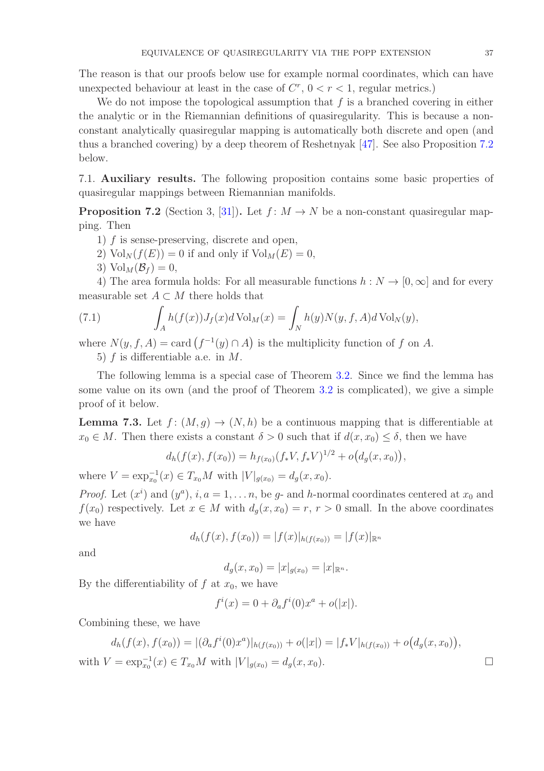The reason is that our proofs below use for example normal coordinates, which can have unexpected behaviour at least in the case of $C^r$, $0 < r < 1$, regular metrics.)

We do not impose the topological assumption that $f$ is a branched covering in either the analytic or in the Riemannian definitions of quasiregularity. This is because a non-constant analytically quasiregular mapping is automatically both discrete and open (and thus a branched covering) by a deep theorem of Reshetnyak [47]. See also Proposition 7.2 below.

### 7.1. Auxiliary results.

The following proposition contains some basic properties of quasiregular mappings between Riemannian manifolds.

**Proposition 7.2** (Section 3, [31])**.** Let $f\colon M \to N$ be a non-constant quasiregular mapping. Then

1) $f$ is sense-preserving, discrete and open,

2) $\mathrm{Vol}_N(f(E)) = 0$ if and only if $\mathrm{Vol}_M(E) = 0$,

3) $\mathrm{Vol}_M(\mathcal{B}_f) = 0$,

4) The area formula holds: For all measurable functions $h : N \to [0, \infty]$ and for every measurable set $A \subset M$ there holds that

$$\int_A h(f(x)) J_f(x) d\,\mathrm{Vol}_M(x) = \int_N h(y) N(y, f, A) d\,\mathrm{Vol}_N(y), \tag{7.1}$$

where $N(y, f, A) = \mathrm{card}\big(f^{-1}(y) \cap A\big)$ is the multiplicity function of $f$ on $A$.

5) $f$ is differentiable a.e. in $M$.

The following lemma is a special case of Theorem 3.2. Since we find the lemma has some value on its own (and the proof of Theorem 3.2 is complicated), we give a simple proof of it below.

**Lemma 7.3.** *Let $f\colon (M, g) \to (N, h)$ be a continuous mapping that is differentiable at $x_0 \in M$. Then there exists a constant $\delta > 0$ such that if $d(x, x_0) \le \delta$, then we have*

$$d_h(f(x), f(x_0)) = h_{f(x_0)}(f_*V, f_*V)^{1/2} + o\big(d_g(x, x_0)\big),$$

*where $V = \exp_{x_0}^{-1}(x) \in T_{x_0}M$ with $|V|_{g(x_0)} = d_g(x, x_0)$.*

*Proof.* Let $(x^i)$ and $(y^a)$, $i, a = 1, \ldots n$, be $g$- and $h$-normal coordinates centered at $x_0$ and $f(x_0)$ respectively. Let $x \in M$ with $d_g(x, x_0) = r$, $r > 0$ small. In the above coordinates we have

$$d_h(f(x), f(x_0)) = |f(x)|_{h(f(x_0))} = |f(x)|_{\mathbb{R}^n}$$

and

$$d_g(x, x_0) = |x|_{g(x_0)} = |x|_{\mathbb{R}^n}.$$

By the differentiability of $f$ at $x_0$, we have

$$f^i(x) = 0 + \partial_a f^i(0) x^a + o(|x|).$$

Combining these, we have

$$d_h(f(x), f(x_0)) = |(\partial_a f^i(0) x^a)|_{h(f(x_0))} + o(|x|) = |f_*V|_{h(f(x_0))} + o\big(d_g(x, x_0)\big),$$

with $V = \exp_{x_0}^{-1}(x) \in T_{x_0}M$ with $|V|_{g(x_0)} = d_g(x, x_0)$. $\square$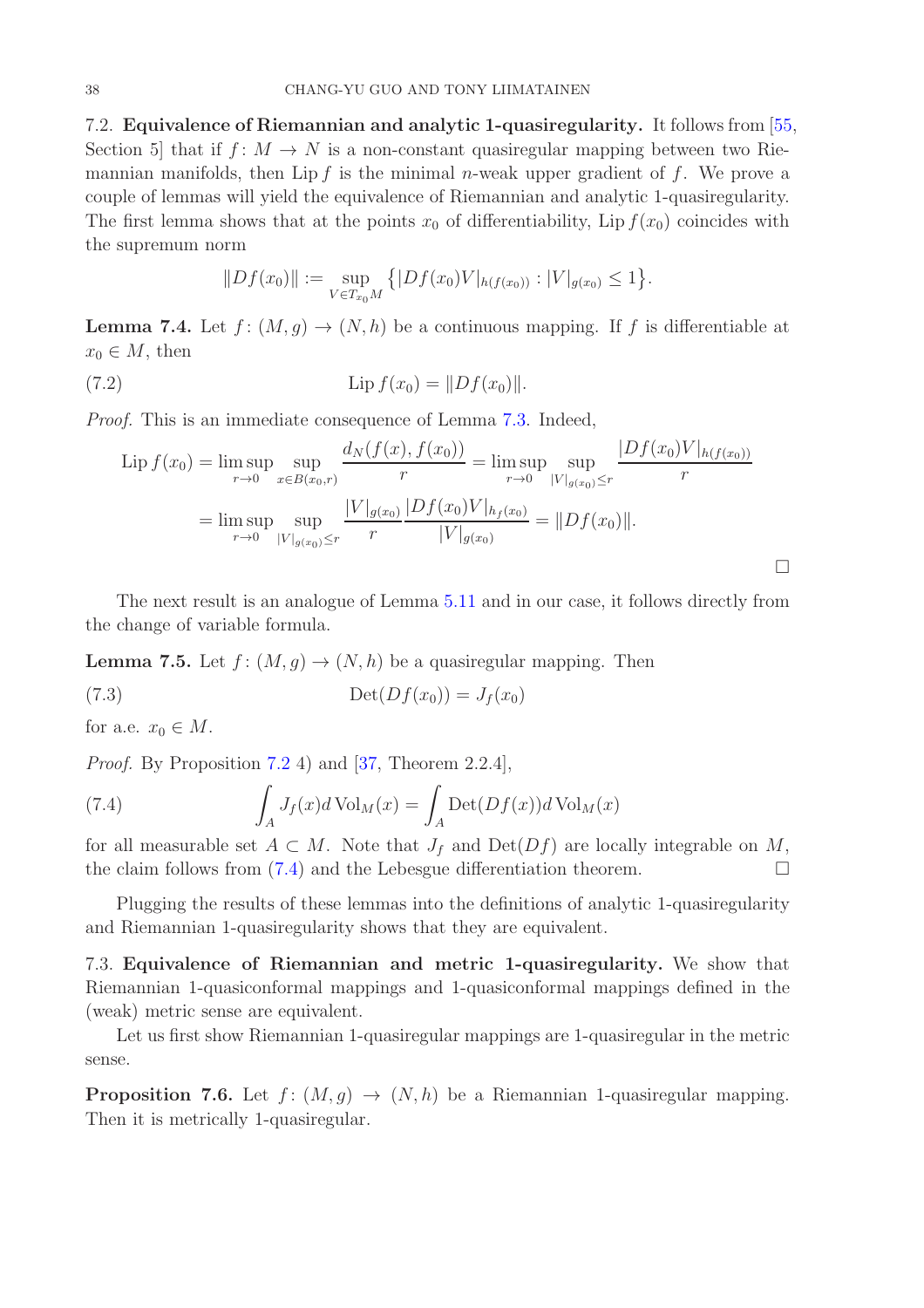7.2. **Equivalence of Riemannian and analytic 1-quasiregularity.** It follows from [55, Section 5] that if $f\colon M \to N$ is a non-constant quasiregular mapping between two Riemannian manifolds, then $\operatorname{Lip} f$ is the minimal $n$-weak upper gradient of $f$. We prove a couple of lemmas will yield the equivalence of Riemannian and analytic 1-quasiregularity. The first lemma shows that at the points $x_0$ of differentiability, $\operatorname{Lip} f(x_0)$ coincides with the supremum norm

$$\|Df(x_0)\| := \sup_{V \in T_{x_0}M} \big\{ |Df(x_0)V|_{h(f(x_0))} : |V|_{g(x_0)} \leq 1 \big\}.$$

**Lemma 7.4.** Let $f\colon (M,g) \to (N,h)$ be a continuous mapping. If $f$ is differentiable at $x_0 \in M$, then

$$\operatorname{Lip} f(x_0) = \|Df(x_0)\|. \tag{7.2}$$

*Proof.* This is an immediate consequence of Lemma 7.3. Indeed,

$$\begin{aligned}
\operatorname{Lip} f(x_0) &= \limsup_{r\to 0} \sup_{x \in B(x_0,r)} \frac{d_N(f(x), f(x_0))}{r} = \limsup_{r \to 0} \sup_{|V|_{g(x_0)} \leq r} \frac{|Df(x_0)V|_{h(f(x_0))}}{r} \\
&= \limsup_{r\to 0} \sup_{|V|_{g(x_0)} \leq r} \frac{|V|_{g(x_0)}}{r} \frac{|Df(x_0)V|_{h_f(x_0)}}{|V|_{g(x_0)}} = \|Df(x_0)\|.
\end{aligned}$$

□

The next result is an analogue of Lemma 5.11 and in our case, it follows directly from the change of variable formula.

**Lemma 7.5.** Let $f\colon (M,g) \to (N,h)$ be a quasiregular mapping. Then

$$\operatorname{Det}(Df(x_0)) = J_f(x_0) \tag{7.3}$$

for a.e. $x_0 \in M$.

*Proof.* By Proposition 7.2 4) and [37, Theorem 2.2.4],

$$\int_A J_f(x) d\operatorname{Vol}_M(x) = \int_A \operatorname{Det}(Df(x)) d\operatorname{Vol}_M(x) \tag{7.4}$$

for all measurable set $A \subset M$. Note that $J_f$ and $\operatorname{Det}(Df)$ are locally integrable on $M$, the claim follows from (7.4) and the Lebesgue differentiation theorem. □

Plugging the results of these lemmas into the definitions of analytic 1-quasiregularity and Riemannian 1-quasiregularity shows that they are equivalent.

7.3. **Equivalence of Riemannian and metric 1-quasiregularity.** We show that Riemannian 1-quasiconformal mappings and 1-quasiconformal mappings defined in the (weak) metric sense are equivalent.

Let us first show Riemannian 1-quasiregular mappings are 1-quasiregular in the metric sense.

**Proposition 7.6.** Let $f\colon (M,g) \to (N,h)$ be a Riemannian 1-quasiregular mapping. Then it is metrically 1-quasiregular.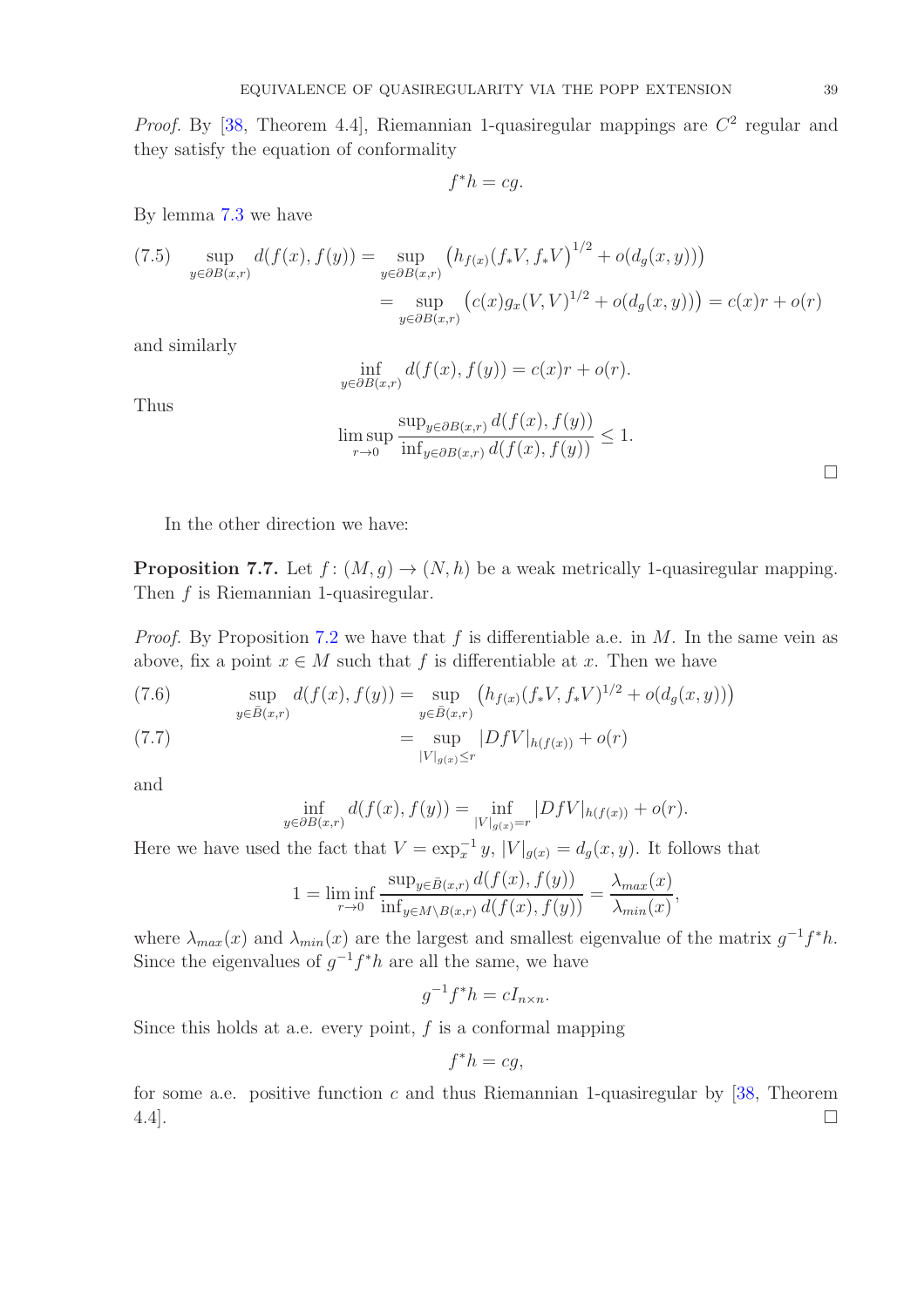*Proof.* By [38, Theorem 4.4], Riemannian 1-quasiregular mappings are $C^2$ regular and they satisfy the equation of conformality

$$f^*h = cg.$$

By lemma 7.3 we have

$$\begin{aligned}
(7.5) \qquad \sup_{y\in\partial B(x,r)} d(f(x),f(y)) &= \sup_{y\in\partial B(x,r)} \left(h_{f(x)}(f_*V,f_*V)^{1/2} + o(d_g(x,y))\right) \\
&= \sup_{y\in\partial B(x,r)} \left(c(x)g_x(V,V)^{1/2} + o(d_g(x,y))\right) = c(x)r + o(r)
\end{aligned}$$

and similarly

$$\inf_{y\in\partial B(x,r)} d(f(x),f(y)) = c(x)r + o(r).$$

Thus

$$\limsup_{r\to 0} \frac{\sup_{y\in\partial B(x,r)} d(f(x),f(y))}{\inf_{y\in\partial B(x,r)} d(f(x),f(y))} \leq 1.$$

$\square$

In the other direction we have:

**Proposition 7.7.** Let $f\colon (M,g)\to(N,h)$ be a weak metrically 1-quasiregular mapping. Then $f$ is Riemannian 1-quasiregular.

*Proof.* By Proposition 7.2 we have that $f$ is differentiable a.e. in $M$. In the same vein as above, fix a point $x\in M$ such that $f$ is differentiable at $x$. Then we have

$$(7.6) \qquad \sup_{y\in\bar{B}(x,r)} d(f(x),f(y)) = \sup_{y\in\bar{B}(x,r)} \left(h_{f(x)}(f_*V,f_*V)^{1/2} + o(d_g(x,y))\right)$$

$$(7.7) \qquad \qquad = \sup_{|V|_{g(x)}\leq r} |DfV|_{h(f(x))} + o(r)$$

and

$$\inf_{y\in\partial B(x,r)} d(f(x),f(y)) = \inf_{|V|_{g(x)}=r} |DfV|_{h(f(x))} + o(r).$$

Here we have used the fact that $V=\exp_x^{-1} y$, $|V|_{g(x)} = d_g(x,y)$. It follows that

$$1 = \liminf_{r\to 0} \frac{\sup_{y\in\bar{B}(x,r)} d(f(x),f(y))}{\inf_{y\in M\setminus B(x,r)} d(f(x),f(y))} = \frac{\lambda_{max}(x)}{\lambda_{min}(x)},$$

where $\lambda_{max}(x)$ and $\lambda_{min}(x)$ are the largest and smallest eigenvalue of the matrix $g^{-1}f^*h$. Since the eigenvalues of $g^{-1}f^*h$ are all the same, we have

$$g^{-1}f^*h = cI_{n\times n}.$$

Since this holds at a.e. every point, $f$ is a conformal mapping

$$f^*h = cg,$$

for some a.e. positive function $c$ and thus Riemannian 1-quasiregular by [38, Theorem 4.4]. $\square$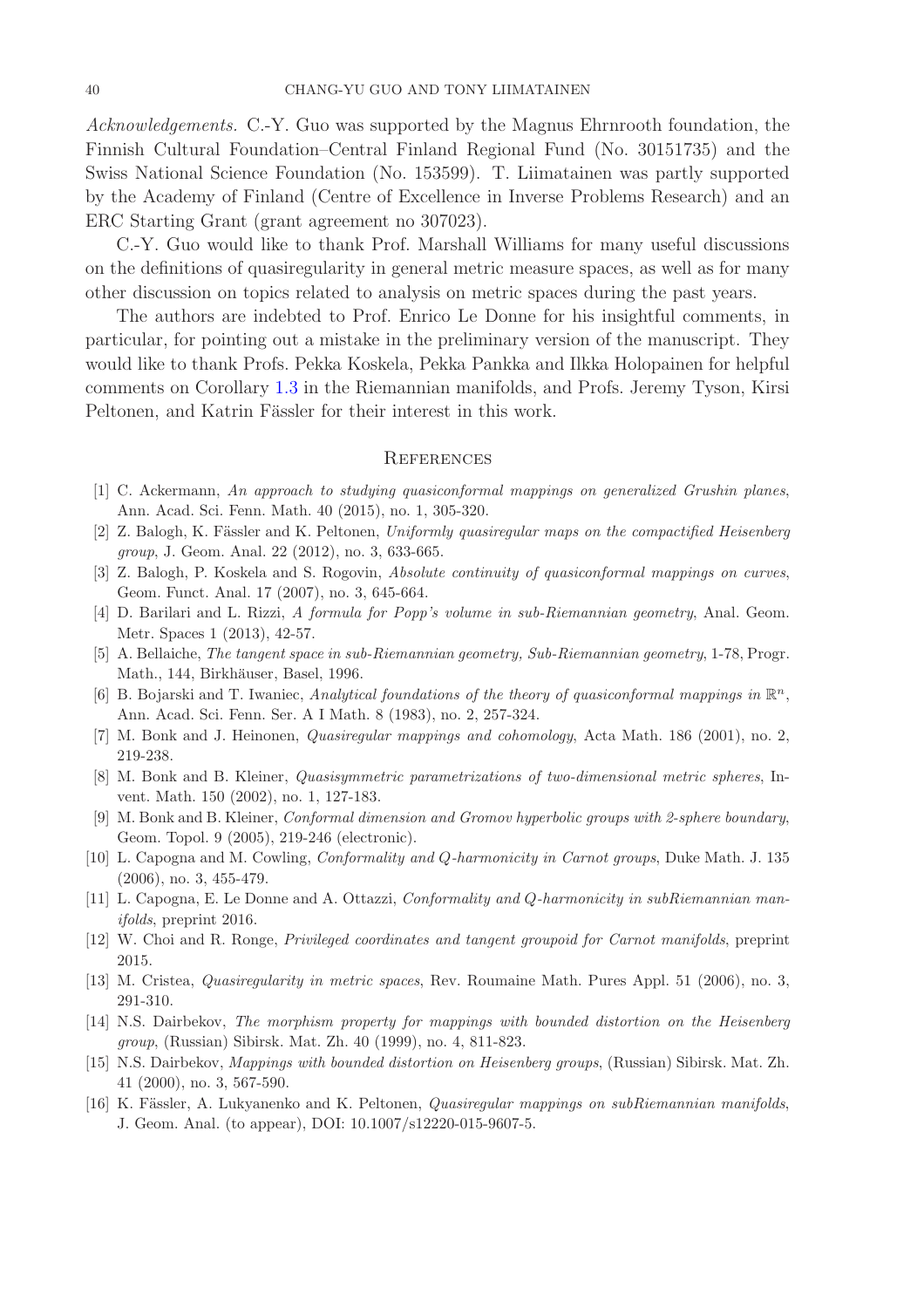*Acknowledgements.* C.-Y. Guo was supported by the Magnus Ehrnrooth foundation, the Finnish Cultural Foundation–Central Finland Regional Fund (No. 30151735) and the Swiss National Science Foundation (No. 153599). T. Liimatainen was partly supported by the Academy of Finland (Centre of Excellence in Inverse Problems Research) and an ERC Starting Grant (grant agreement no 307023).

C.-Y. Guo would like to thank Prof. Marshall Williams for many useful discussions on the definitions of quasiregularity in general metric measure spaces, as well as for many other discussion on topics related to analysis on metric spaces during the past years.

The authors are indebted to Prof. Enrico Le Donne for his insightful comments, in particular, for pointing out a mistake in the preliminary version of the manuscript. They would like to thank Profs. Pekka Koskela, Pekka Pankka and Ilkka Holopainen for helpful comments on Corollary 1.3 in the Riemannian manifolds, and Profs. Jeremy Tyson, Kirsi Peltonen, and Katrin Fässler for their interest in this work.

## References

[1] C. Ackermann, *An approach to studying quasiconformal mappings on generalized Grushin planes*, Ann. Acad. Sci. Fenn. Math. 40 (2015), no. 1, 305-320.

[2] Z. Balogh, K. Fässler and K. Peltonen, *Uniformly quasiregular maps on the compactified Heisenberg group*, J. Geom. Anal. 22 (2012), no. 3, 633-665.

[3] Z. Balogh, P. Koskela and S. Rogovin, *Absolute continuity of quasiconformal mappings on curves*, Geom. Funct. Anal. 17 (2007), no. 3, 645-664.

[4] D. Barilari and L. Rizzi, *A formula for Popp's volume in sub-Riemannian geometry*, Anal. Geom. Metr. Spaces 1 (2013), 42-57.

[5] A. Bellaiche, *The tangent space in sub-Riemannian geometry, Sub-Riemannian geometry*, 1-78, Progr. Math., 144, Birkhäuser, Basel, 1996.

[6] B. Bojarski and T. Iwaniec, *Analytical foundations of the theory of quasiconformal mappings in* $\mathbb{R}^n$, Ann. Acad. Sci. Fenn. Ser. A I Math. 8 (1983), no. 2, 257-324.

[7] M. Bonk and J. Heinonen, *Quasiregular mappings and cohomology*, Acta Math. 186 (2001), no. 2, 219-238.

[8] M. Bonk and B. Kleiner, *Quasisymmetric parametrizations of two-dimensional metric spheres*, Invent. Math. 150 (2002), no. 1, 127-183.

[9] M. Bonk and B. Kleiner, *Conformal dimension and Gromov hyperbolic groups with 2-sphere boundary*, Geom. Topol. 9 (2005), 219-246 (electronic).

[10] L. Capogna and M. Cowling, *Conformality and Q-harmonicity in Carnot groups*, Duke Math. J. 135 (2006), no. 3, 455-479.

[11] L. Capogna, E. Le Donne and A. Ottazzi, *Conformality and Q-harmonicity in subRiemannian manifolds*, preprint 2016.

[12] W. Choi and R. Ronge, *Privileged coordinates and tangent groupoid for Carnot manifolds*, preprint 2015.

[13] M. Cristea, *Quasiregularity in metric spaces*, Rev. Roumaine Math. Pures Appl. 51 (2006), no. 3, 291-310.

[14] N.S. Dairbekov, *The morphism property for mappings with bounded distortion on the Heisenberg group*, (Russian) Sibirsk. Mat. Zh. 40 (1999), no. 4, 811-823.

[15] N.S. Dairbekov, *Mappings with bounded distortion on Heisenberg groups*, (Russian) Sibirsk. Mat. Zh. 41 (2000), no. 3, 567-590.

[16] K. Fässler, A. Lukyanenko and K. Peltonen, *Quasiregular mappings on subRiemannian manifolds*, J. Geom. Anal. (to appear), DOI: 10.1007/s12220-015-9607-5.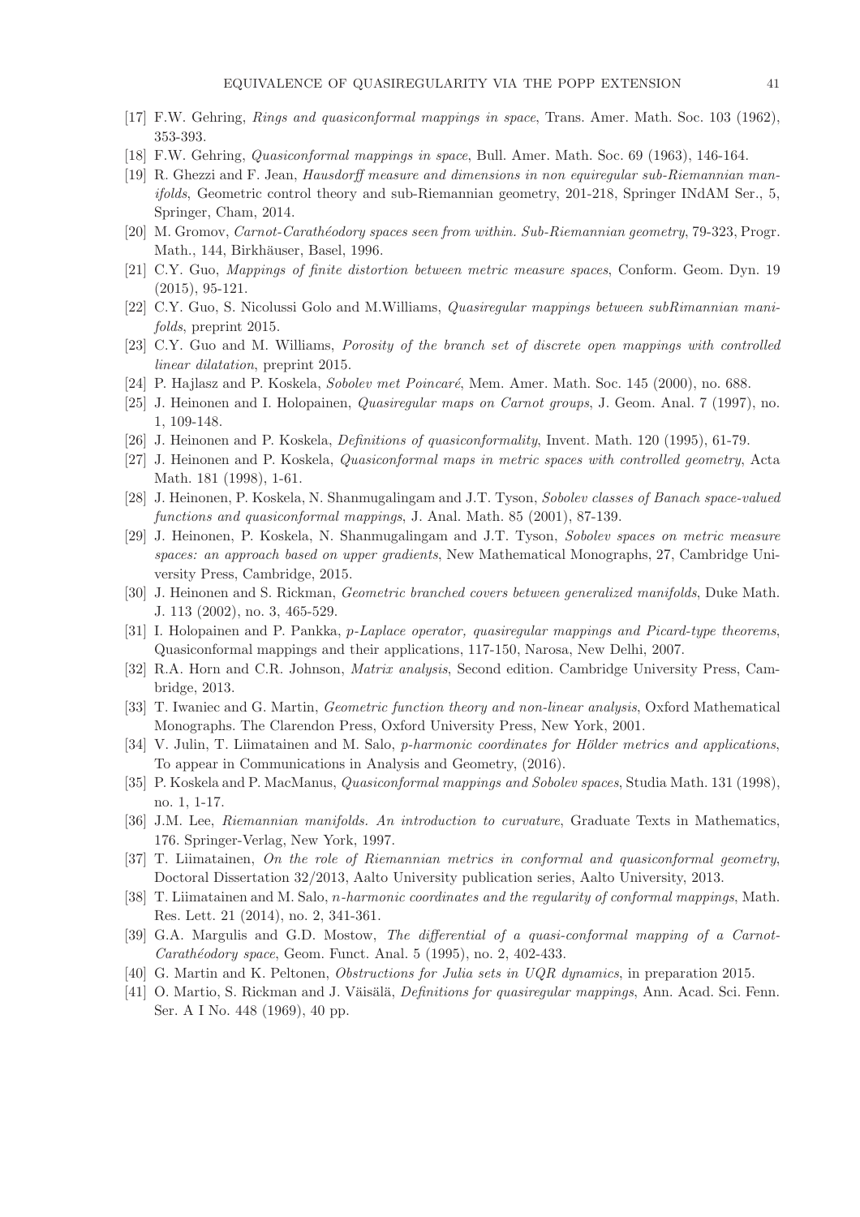[17] F.W. Gehring, *Rings and quasiconformal mappings in space*, Trans. Amer. Math. Soc. 103 (1962), 353-393.

[18] F.W. Gehring, *Quasiconformal mappings in space*, Bull. Amer. Math. Soc. 69 (1963), 146-164.

[19] R. Ghezzi and F. Jean, *Hausdorff measure and dimensions in non equiregular sub-Riemannian manifolds*, Geometric control theory and sub-Riemannian geometry, 201-218, Springer INdAM Ser., 5, Springer, Cham, 2014.

[20] M. Gromov, *Carnot-Carathéodory spaces seen from within. Sub-Riemannian geometry*, 79-323, Progr. Math., 144, Birkhäuser, Basel, 1996.

[21] C.Y. Guo, *Mappings of finite distortion between metric measure spaces*, Conform. Geom. Dyn. 19 (2015), 95-121.

[22] C.Y. Guo, S. Nicolussi Golo and M.Williams, *Quasiregular mappings between subRimannian manifolds*, preprint 2015.

[23] C.Y. Guo and M. Williams, *Porosity of the branch set of discrete open mappings with controlled linear dilatation*, preprint 2015.

[24] P. Hajlasz and P. Koskela, *Sobolev met Poincaré*, Mem. Amer. Math. Soc. 145 (2000), no. 688.

[25] J. Heinonen and I. Holopainen, *Quasiregular maps on Carnot groups*, J. Geom. Anal. 7 (1997), no. 1, 109-148.

[26] J. Heinonen and P. Koskela, *Definitions of quasiconformality*, Invent. Math. 120 (1995), 61-79.

[27] J. Heinonen and P. Koskela, *Quasiconformal maps in metric spaces with controlled geometry*, Acta Math. 181 (1998), 1-61.

[28] J. Heinonen, P. Koskela, N. Shanmugalingam and J.T. Tyson, *Sobolev classes of Banach space-valued functions and quasiconformal mappings*, J. Anal. Math. 85 (2001), 87-139.

[29] J. Heinonen, P. Koskela, N. Shanmugalingam and J.T. Tyson, *Sobolev spaces on metric measure spaces: an approach based on upper gradients*, New Mathematical Monographs, 27, Cambridge University Press, Cambridge, 2015.

[30] J. Heinonen and S. Rickman, *Geometric branched covers between generalized manifolds*, Duke Math. J. 113 (2002), no. 3, 465-529.

[31] I. Holopainen and P. Pankka, *p-Laplace operator, quasiregular mappings and Picard-type theorems*, Quasiconformal mappings and their applications, 117-150, Narosa, New Delhi, 2007.

[32] R.A. Horn and C.R. Johnson, *Matrix analysis*, Second edition. Cambridge University Press, Cambridge, 2013.

[33] T. Iwaniec and G. Martin, *Geometric function theory and non-linear analysis*, Oxford Mathematical Monographs. The Clarendon Press, Oxford University Press, New York, 2001.

[34] V. Julin, T. Liimatainen and M. Salo, *p-harmonic coordinates for Hölder metrics and applications*, To appear in Communications in Analysis and Geometry, (2016).

[35] P. Koskela and P. MacManus, *Quasiconformal mappings and Sobolev spaces*, Studia Math. 131 (1998), no. 1, 1-17.

[36] J.M. Lee, *Riemannian manifolds. An introduction to curvature*, Graduate Texts in Mathematics, 176. Springer-Verlag, New York, 1997.

[37] T. Liimatainen, *On the role of Riemannian metrics in conformal and quasiconformal geometry*, Doctoral Dissertation 32/2013, Aalto University publication series, Aalto University, 2013.

[38] T. Liimatainen and M. Salo, *n-harmonic coordinates and the regularity of conformal mappings*, Math. Res. Lett. 21 (2014), no. 2, 341-361.

[39] G.A. Margulis and G.D. Mostow, *The differential of a quasi-conformal mapping of a Carnot-Carathéodory space*, Geom. Funct. Anal. 5 (1995), no. 2, 402-433.

[40] G. Martin and K. Peltonen, *Obstructions for Julia sets in UQR dynamics*, in preparation 2015.

[41] O. Martio, S. Rickman and J. Väisälä, *Definitions for quasiregular mappings*, Ann. Acad. Sci. Fenn. Ser. A I No. 448 (1969), 40 pp.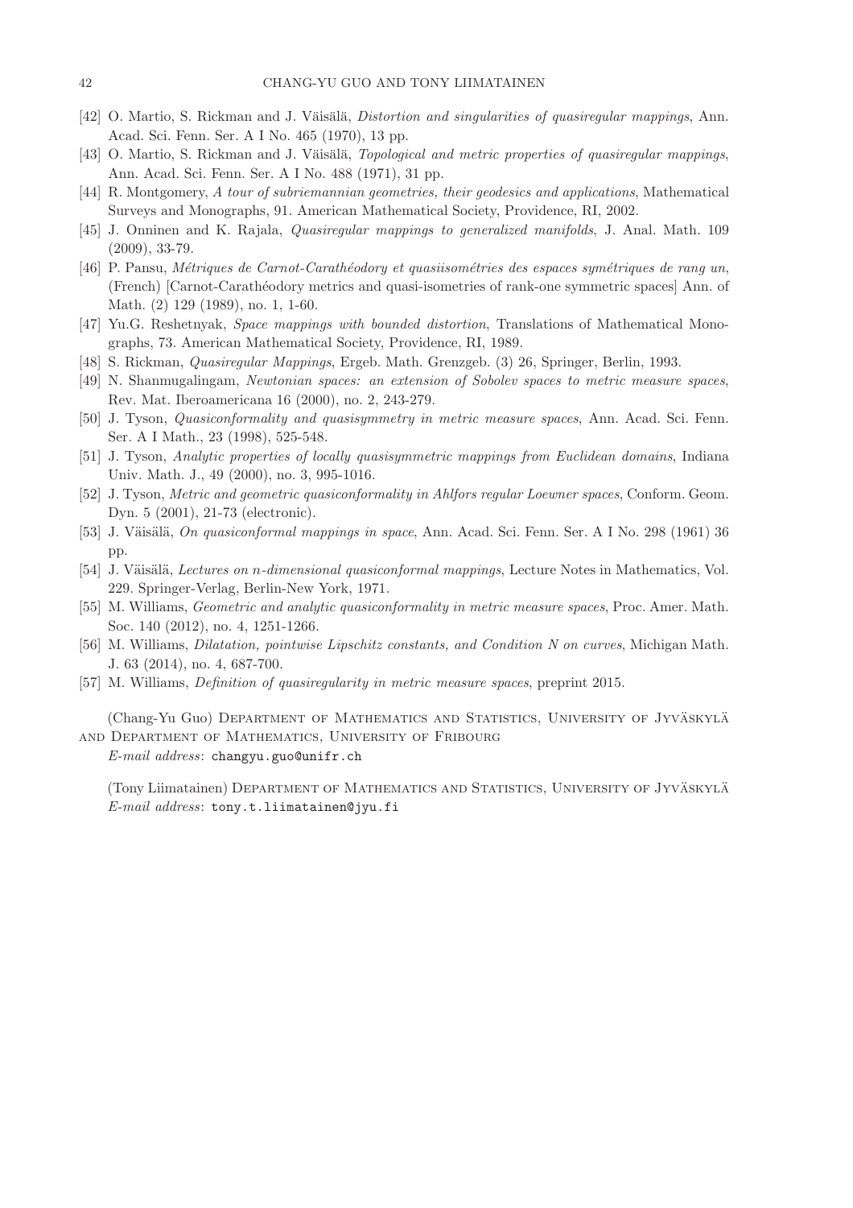[42] O. Martio, S. Rickman and J. Väisälä, *Distortion and singularities of quasiregular mappings*, Ann. Acad. Sci. Fenn. Ser. A I No. 465 (1970), 13 pp.

[43] O. Martio, S. Rickman and J. Väisälä, *Topological and metric properties of quasiregular mappings*, Ann. Acad. Sci. Fenn. Ser. A I No. 488 (1971), 31 pp.

[44] R. Montgomery, *A tour of subriemannian geometries, their geodesics and applications*, Mathematical Surveys and Monographs, 91. American Mathematical Society, Providence, RI, 2002.

[45] J. Onninen and K. Rajala, *Quasiregular mappings to generalized manifolds*, J. Anal. Math. 109 (2009), 33-79.

[46] P. Pansu, *Métriques de Carnot-Carathéodory et quasiisométries des espaces symétriques de rang un*, (French) [Carnot-Carathéodory metrics and quasi-isometries of rank-one symmetric spaces] Ann. of Math. (2) 129 (1989), no. 1, 1-60.

[47] Yu.G. Reshetnyak, *Space mappings with bounded distortion*, Translations of Mathematical Monographs, 73. American Mathematical Society, Providence, RI, 1989.

[48] S. Rickman, *Quasiregular Mappings*, Ergeb. Math. Grenzgeb. (3) 26, Springer, Berlin, 1993.

[49] N. Shanmugalingam, *Newtonian spaces: an extension of Sobolev spaces to metric measure spaces*, Rev. Mat. Iberoamericana 16 (2000), no. 2, 243-279.

[50] J. Tyson, *Quasiconformality and quasisymmetry in metric measure spaces*, Ann. Acad. Sci. Fenn. Ser. A I Math., 23 (1998), 525-548.

[51] J. Tyson, *Analytic properties of locally quasisymmetric mappings from Euclidean domains*, Indiana Univ. Math. J., 49 (2000), no. 3, 995-1016.

[52] J. Tyson, *Metric and geometric quasiconformality in Ahlfors regular Loewner spaces*, Conform. Geom. Dyn. 5 (2001), 21-73 (electronic).

[53] J. Väisälä, *On quasiconformal mappings in space*, Ann. Acad. Sci. Fenn. Ser. A I No. 298 (1961) 36 pp.

[54] J. Väisälä, *Lectures on n-dimensional quasiconformal mappings*, Lecture Notes in Mathematics, Vol. 229. Springer-Verlag, Berlin-New York, 1971.

[55] M. Williams, *Geometric and analytic quasiconformality in metric measure spaces*, Proc. Amer. Math. Soc. 140 (2012), no. 4, 1251-1266.

[56] M. Williams, *Dilatation, pointwise Lipschitz constants, and Condition N on curves*, Michigan Math. J. 63 (2014), no. 4, 687-700.

[57] M. Williams, *Definition of quasiregularity in metric measure spaces*, preprint 2015.

(Chang-Yu Guo) Department of Mathematics and Statistics, University of Jyväskylä and Department of Mathematics, University of Fribourg

*E-mail address*: changyu.guo@unifr.ch

(Tony Liimatainen) Department of Mathematics and Statistics, University of Jyväskylä

*E-mail address*: tony.t.liimatainen@jyu.fi